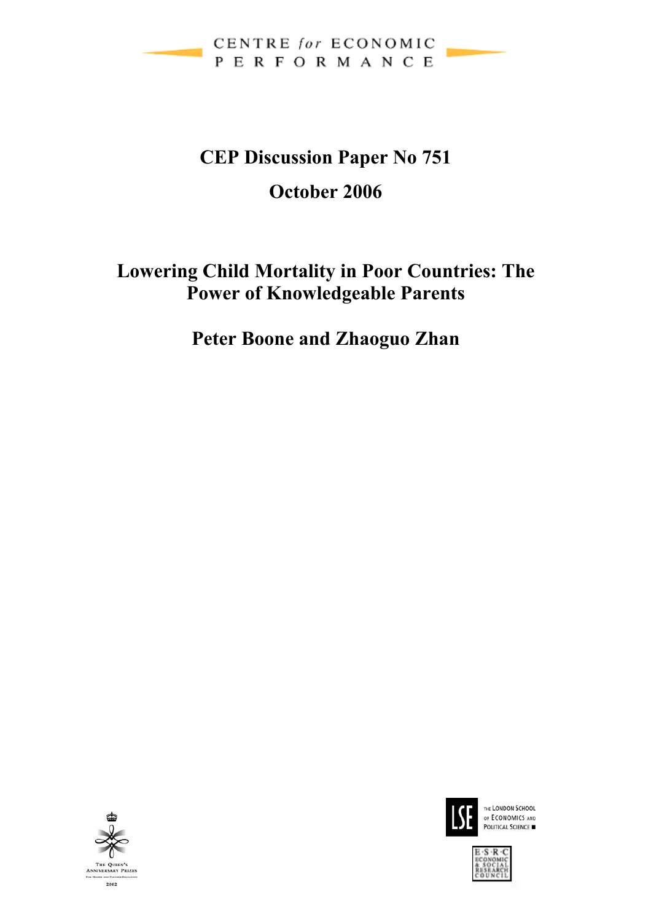CENTRE for ECONOMIC PERFORMANCE

# CEP Discussion Paper No 751

# October 2006

# Lowering Child Mortality in Poor Countries: The Power of Knowledgeable Parents

## Peter Boone and Zhaoguo Zhan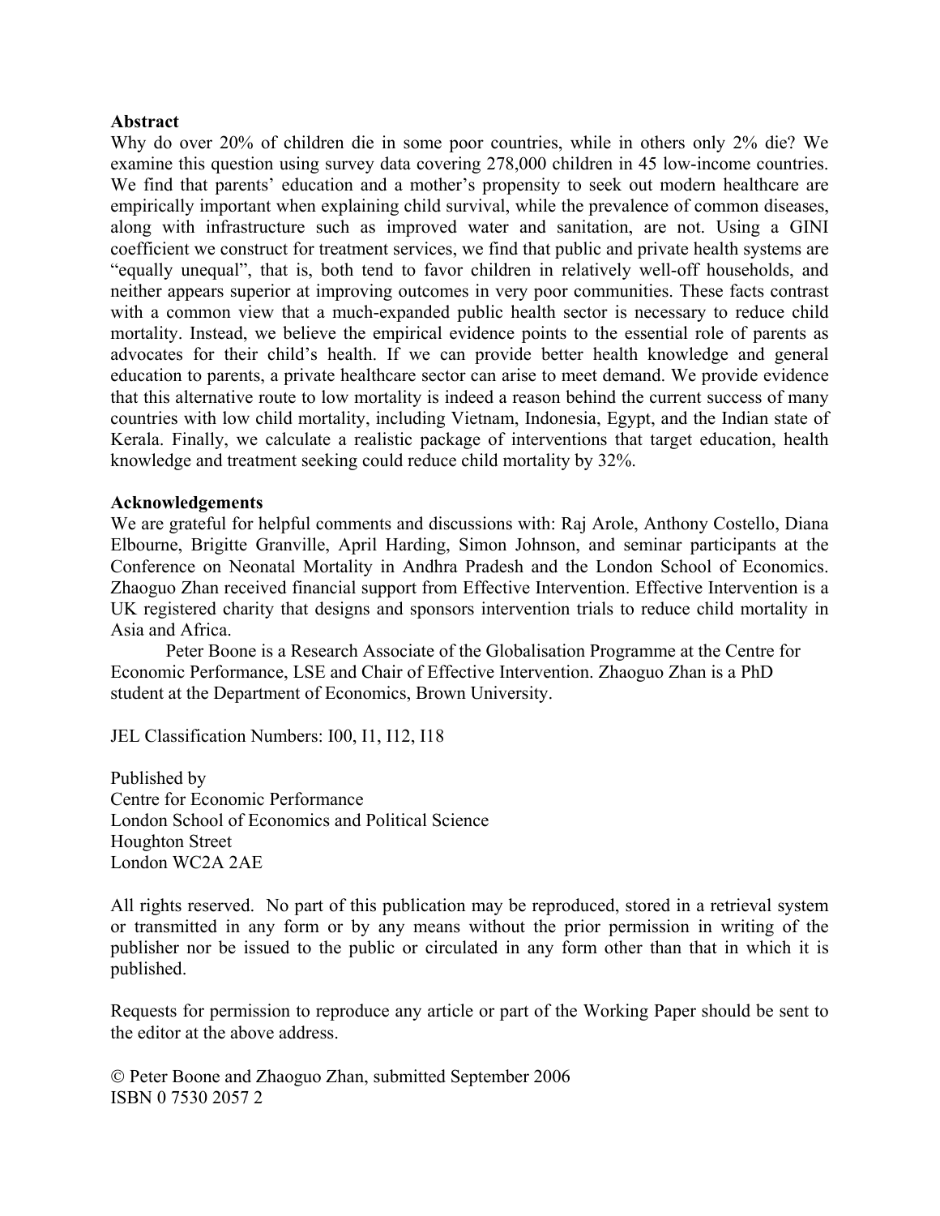**Abstract**

Why do over 20% of children die in some poor countries, while in others only 2% die? We examine this question using survey data covering 278,000 children in 45 low-income countries. We find that parents' education and a mother's propensity to seek out modern healthcare are empirically important when explaining child survival, while the prevalence of common diseases, along with infrastructure such as improved water and sanitation, are not. Using a GINI coefficient we construct for treatment services, we find that public and private health systems are "equally unequal", that is, both tend to favor children in relatively well-off households, and neither appears superior at improving outcomes in very poor communities. These facts contrast with a common view that a much-expanded public health sector is necessary to reduce child mortality. Instead, we believe the empirical evidence points to the essential role of parents as advocates for their child's health. If we can provide better health knowledge and general education to parents, a private healthcare sector can arise to meet demand. We provide evidence that this alternative route to low mortality is indeed a reason behind the current success of many countries with low child mortality, including Vietnam, Indonesia, Egypt, and the Indian state of Kerala. Finally, we calculate a realistic package of interventions that target education, health knowledge and treatment seeking could reduce child mortality by 32%.

**Acknowledgements**

We are grateful for helpful comments and discussions with: Raj Arole, Anthony Costello, Diana Elbourne, Brigitte Granville, April Harding, Simon Johnson, and seminar participants at the Conference on Neonatal Mortality in Andhra Pradesh and the London School of Economics. Zhaoguo Zhan received financial support from Effective Intervention. Effective Intervention is a UK registered charity that designs and sponsors intervention trials to reduce child mortality in Asia and Africa.

Peter Boone is a Research Associate of the Globalisation Programme at the Centre for Economic Performance, LSE and Chair of Effective Intervention. Zhaoguo Zhan is a PhD student at the Department of Economics, Brown University.

JEL Classification Numbers: I00, I1, I12, I18

Published by
Centre for Economic Performance
London School of Economics and Political Science
Houghton Street
London WC2A 2AE

All rights reserved. No part of this publication may be reproduced, stored in a retrieval system or transmitted in any form or by any means without the prior permission in writing of the publisher nor be issued to the public or circulated in any form other than that in which it is published.

Requests for permission to reproduce any article or part of the Working Paper should be sent to the editor at the above address.

© Peter Boone and Zhaoguo Zhan, submitted September 2006
ISBN 0 7530 2057 2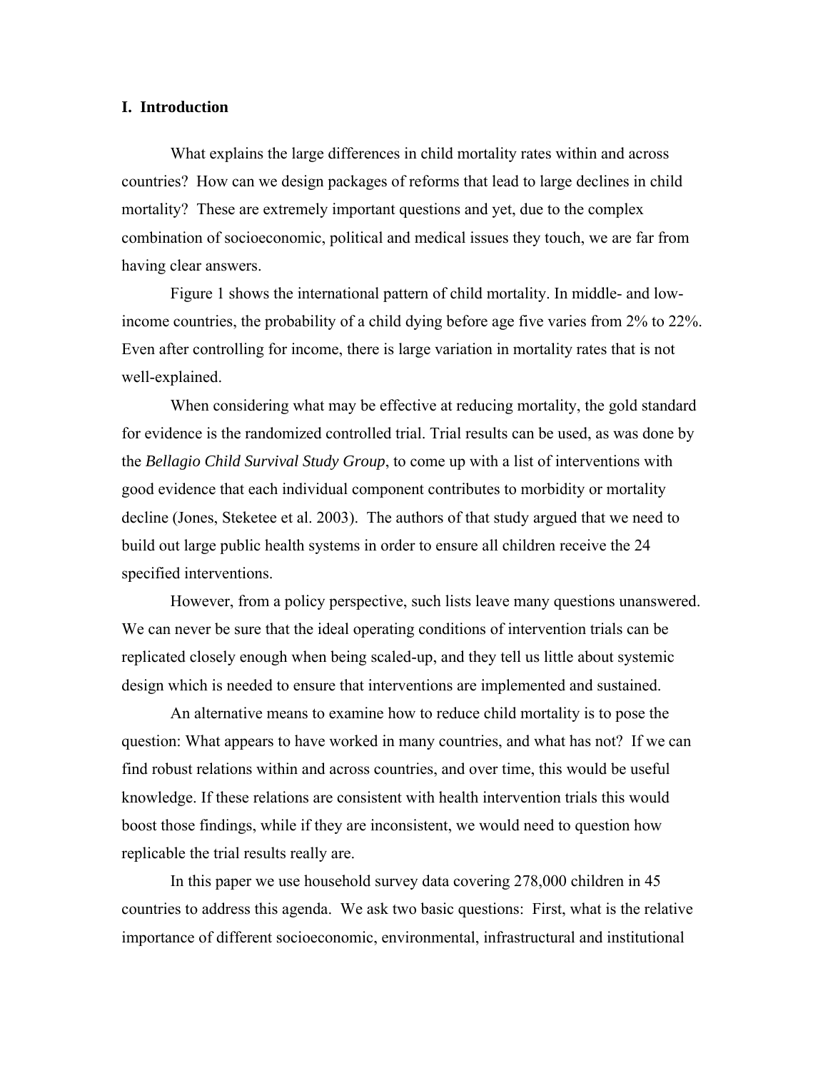## I. Introduction

What explains the large differences in child mortality rates within and across countries? How can we design packages of reforms that lead to large declines in child mortality? These are extremely important questions and yet, due to the complex combination of socioeconomic, political and medical issues they touch, we are far from having clear answers.

Figure 1 shows the international pattern of child mortality. In middle- and low-income countries, the probability of a child dying before age five varies from 2% to 22%. Even after controlling for income, there is large variation in mortality rates that is not well-explained.

When considering what may be effective at reducing mortality, the gold standard for evidence is the randomized controlled trial. Trial results can be used, as was done by the *Bellagio Child Survival Study Group*, to come up with a list of interventions with good evidence that each individual component contributes to morbidity or mortality decline (Jones, Steketee et al. 2003). The authors of that study argued that we need to build out large public health systems in order to ensure all children receive the 24 specified interventions.

However, from a policy perspective, such lists leave many questions unanswered. We can never be sure that the ideal operating conditions of intervention trials can be replicated closely enough when being scaled-up, and they tell us little about systemic design which is needed to ensure that interventions are implemented and sustained.

An alternative means to examine how to reduce child mortality is to pose the question: What appears to have worked in many countries, and what has not? If we can find robust relations within and across countries, and over time, this would be useful knowledge. If these relations are consistent with health intervention trials this would boost those findings, while if they are inconsistent, we would need to question how replicable the trial results really are.

In this paper we use household survey data covering 278,000 children in 45 countries to address this agenda. We ask two basic questions: First, what is the relative importance of different socioeconomic, environmental, infrastructural and institutional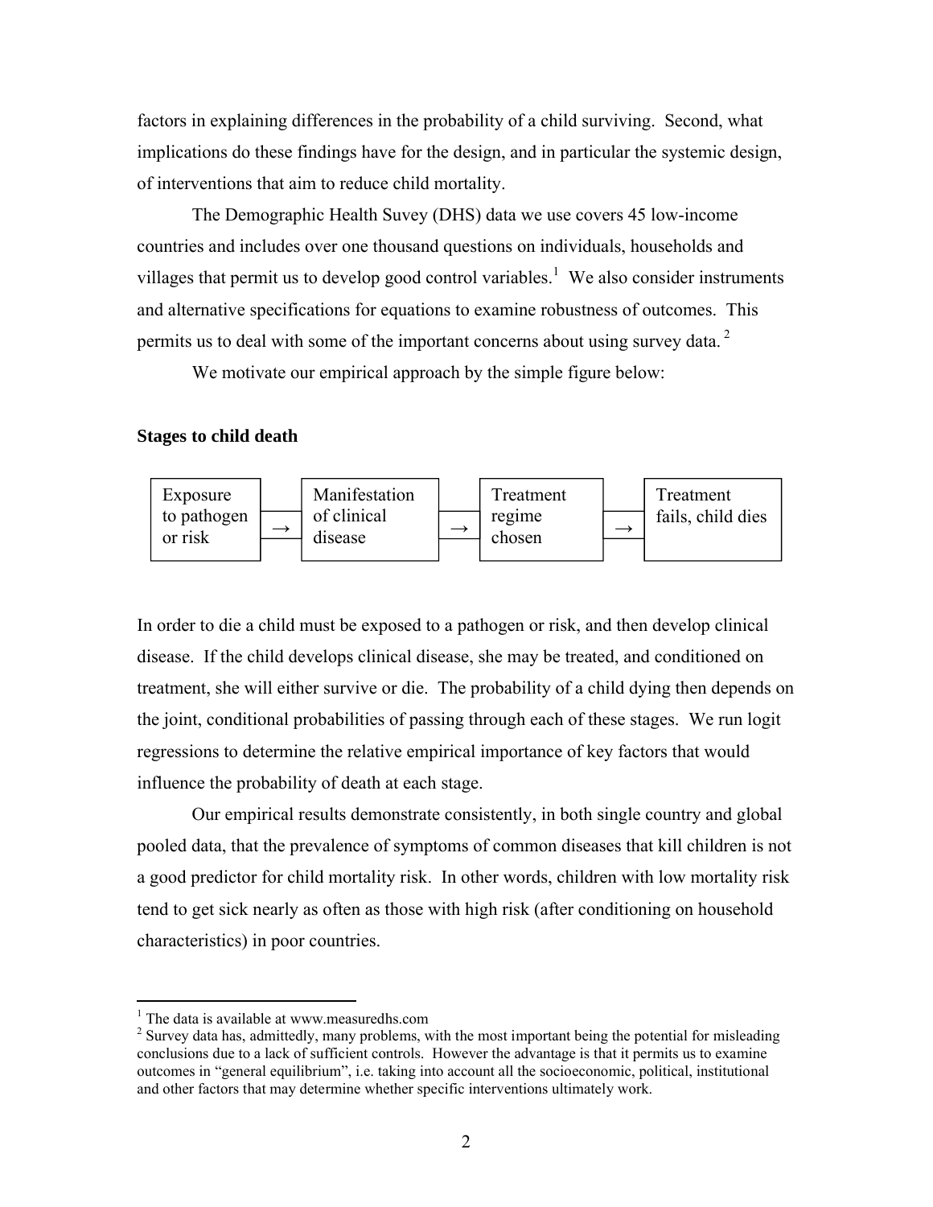factors in explaining differences in the probability of a child surviving. Second, what implications do these findings have for the design, and in particular the systemic design, of interventions that aim to reduce child mortality.

The Demographic Health Suvey (DHS) data we use covers 45 low-income countries and includes over one thousand questions on individuals, households and villages that permit us to develop good control variables.[1] We also consider instruments and alternative specifications for equations to examine robustness of outcomes. This permits us to deal with some of the important concerns about using survey data.[2]

We motivate our empirical approach by the simple figure below:

**Stages to child death**

| Exposure to pathogen or risk | → | Manifestation of clinical disease | → | Treatment regime chosen | → | Treatment fails, child dies |
|---|---|---|---|---|---|---|

In order to die a child must be exposed to a pathogen or risk, and then develop clinical disease. If the child develops clinical disease, she may be treated, and conditioned on treatment, she will either survive or die. The probability of a child dying then depends on the joint, conditional probabilities of passing through each of these stages. We run logit regressions to determine the relative empirical importance of key factors that would influence the probability of death at each stage.

Our empirical results demonstrate consistently, in both single country and global pooled data, that the prevalence of symptoms of common diseases that kill children is not a good predictor for child mortality risk. In other words, children with low mortality risk tend to get sick nearly as often as those with high risk (after conditioning on household characteristics) in poor countries.

[1] The data is available at www.measuredhs.com

[2] Survey data has, admittedly, many problems, with the most important being the potential for misleading conclusions due to a lack of sufficient controls. However the advantage is that it permits us to examine outcomes in "general equilibrium", i.e. taking into account all the socioeconomic, political, institutional and other factors that may determine whether specific interventions ultimately work.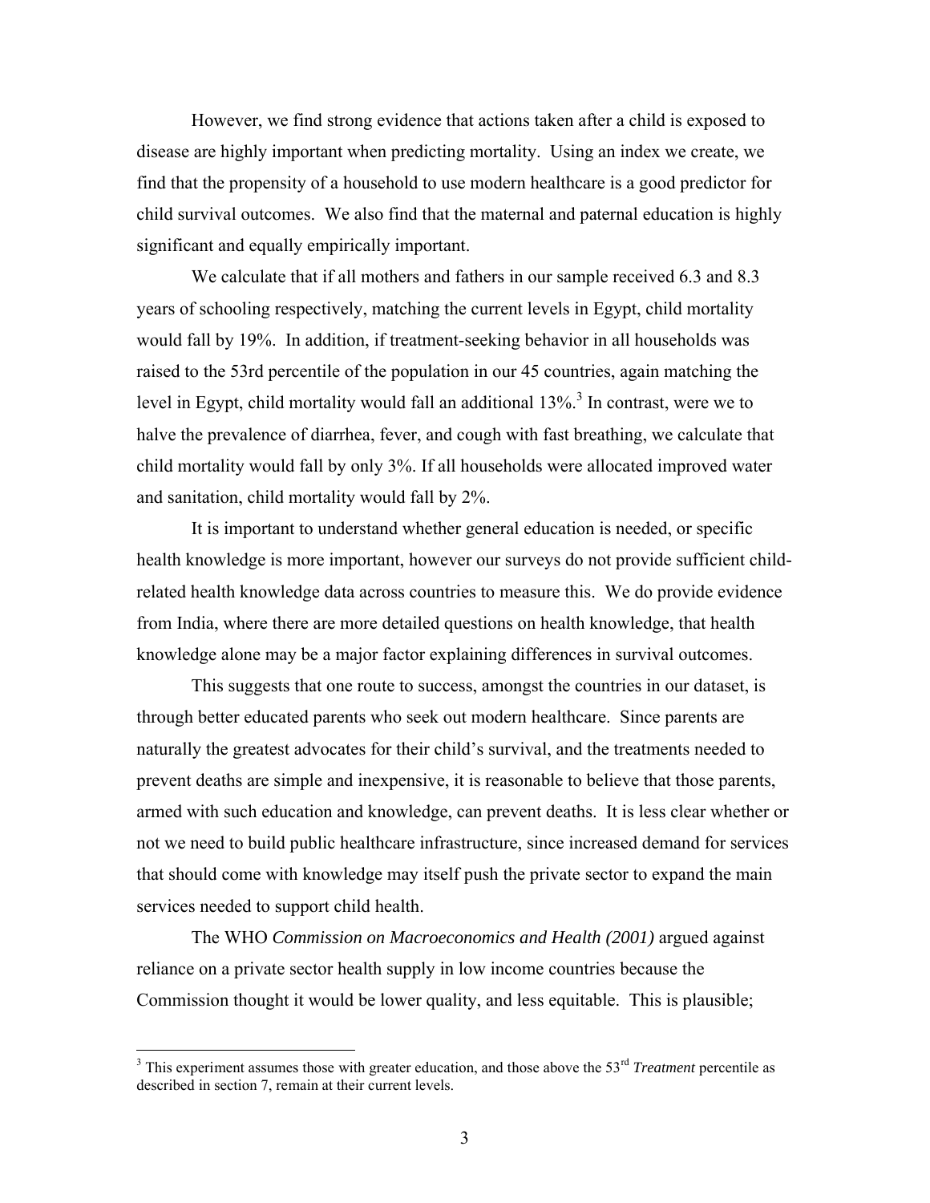However, we find strong evidence that actions taken after a child is exposed to disease are highly important when predicting mortality. Using an index we create, we find that the propensity of a household to use modern healthcare is a good predictor for child survival outcomes. We also find that the maternal and paternal education is highly significant and equally empirically important.

We calculate that if all mothers and fathers in our sample received 6.3 and 8.3 years of schooling respectively, matching the current levels in Egypt, child mortality would fall by 19%. In addition, if treatment-seeking behavior in all households was raised to the 53rd percentile of the population in our 45 countries, again matching the level in Egypt, child mortality would fall an additional 13%.[3] In contrast, were we to halve the prevalence of diarrhea, fever, and cough with fast breathing, we calculate that child mortality would fall by only 3%. If all households were allocated improved water and sanitation, child mortality would fall by 2%.

It is important to understand whether general education is needed, or specific health knowledge is more important, however our surveys do not provide sufficient child-related health knowledge data across countries to measure this. We do provide evidence from India, where there are more detailed questions on health knowledge, that health knowledge alone may be a major factor explaining differences in survival outcomes.

This suggests that one route to success, amongst the countries in our dataset, is through better educated parents who seek out modern healthcare. Since parents are naturally the greatest advocates for their child's survival, and the treatments needed to prevent deaths are simple and inexpensive, it is reasonable to believe that those parents, armed with such education and knowledge, can prevent deaths. It is less clear whether or not we need to build public healthcare infrastructure, since increased demand for services that should come with knowledge may itself push the private sector to expand the main services needed to support child health.

The WHO *Commission on Macroeconomics and Health (2001)* argued against reliance on a private sector health supply in low income countries because the Commission thought it would be lower quality, and less equitable. This is plausible;

[3] This experiment assumes those with greater education, and those above the 53rd *Treatment* percentile as described in section 7, remain at their current levels.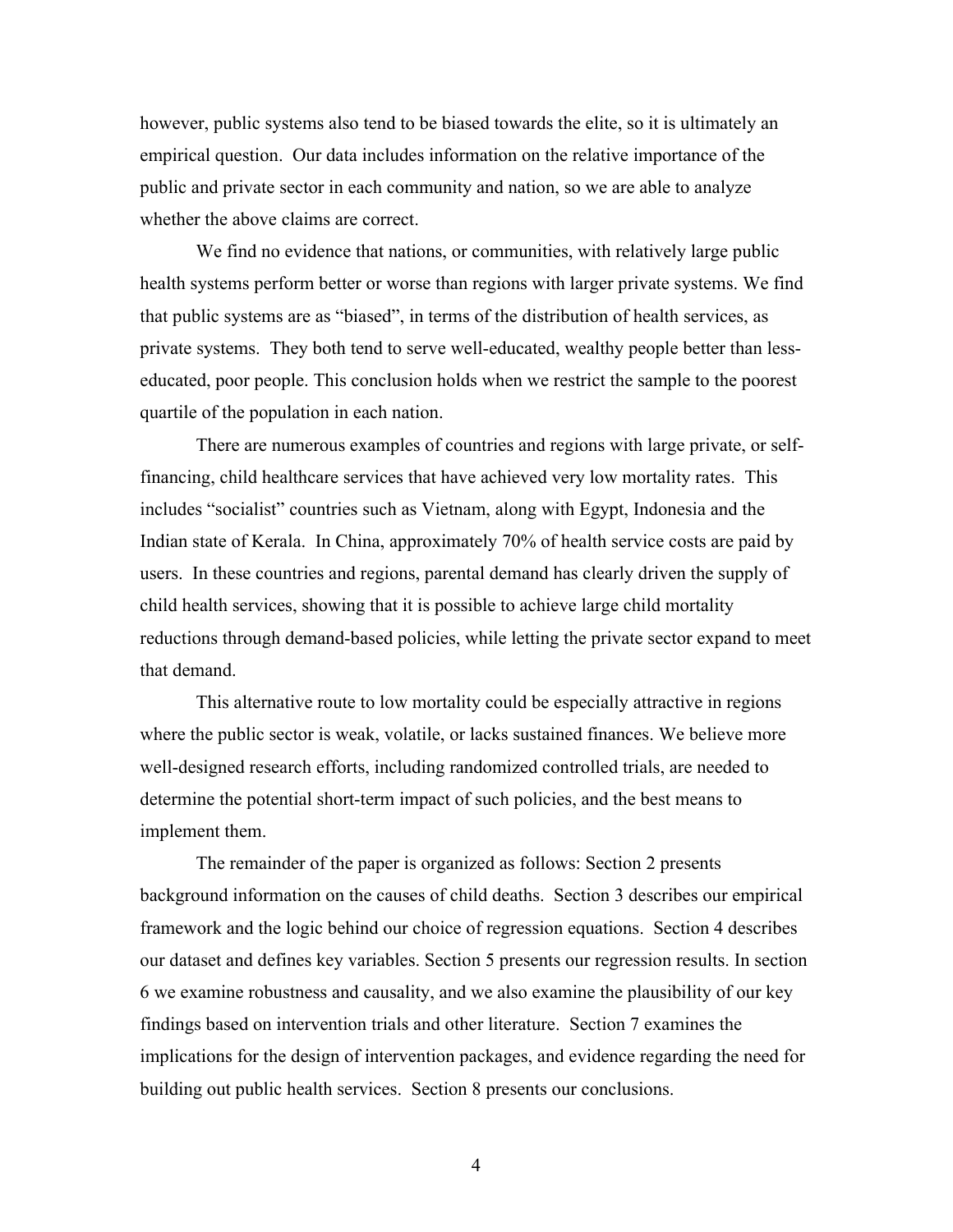however, public systems also tend to be biased towards the elite, so it is ultimately an empirical question. Our data includes information on the relative importance of the public and private sector in each community and nation, so we are able to analyze whether the above claims are correct.

We find no evidence that nations, or communities, with relatively large public health systems perform better or worse than regions with larger private systems. We find that public systems are as "biased", in terms of the distribution of health services, as private systems. They both tend to serve well-educated, wealthy people better than less-educated, poor people. This conclusion holds when we restrict the sample to the poorest quartile of the population in each nation.

There are numerous examples of countries and regions with large private, or self-financing, child healthcare services that have achieved very low mortality rates. This includes "socialist" countries such as Vietnam, along with Egypt, Indonesia and the Indian state of Kerala. In China, approximately 70% of health service costs are paid by users. In these countries and regions, parental demand has clearly driven the supply of child health services, showing that it is possible to achieve large child mortality reductions through demand-based policies, while letting the private sector expand to meet that demand.

This alternative route to low mortality could be especially attractive in regions where the public sector is weak, volatile, or lacks sustained finances. We believe more well-designed research efforts, including randomized controlled trials, are needed to determine the potential short-term impact of such policies, and the best means to implement them.

The remainder of the paper is organized as follows: Section 2 presents background information on the causes of child deaths. Section 3 describes our empirical framework and the logic behind our choice of regression equations. Section 4 describes our dataset and defines key variables. Section 5 presents our regression results. In section 6 we examine robustness and causality, and we also examine the plausibility of our key findings based on intervention trials and other literature. Section 7 examines the implications for the design of intervention packages, and evidence regarding the need for building out public health services. Section 8 presents our conclusions.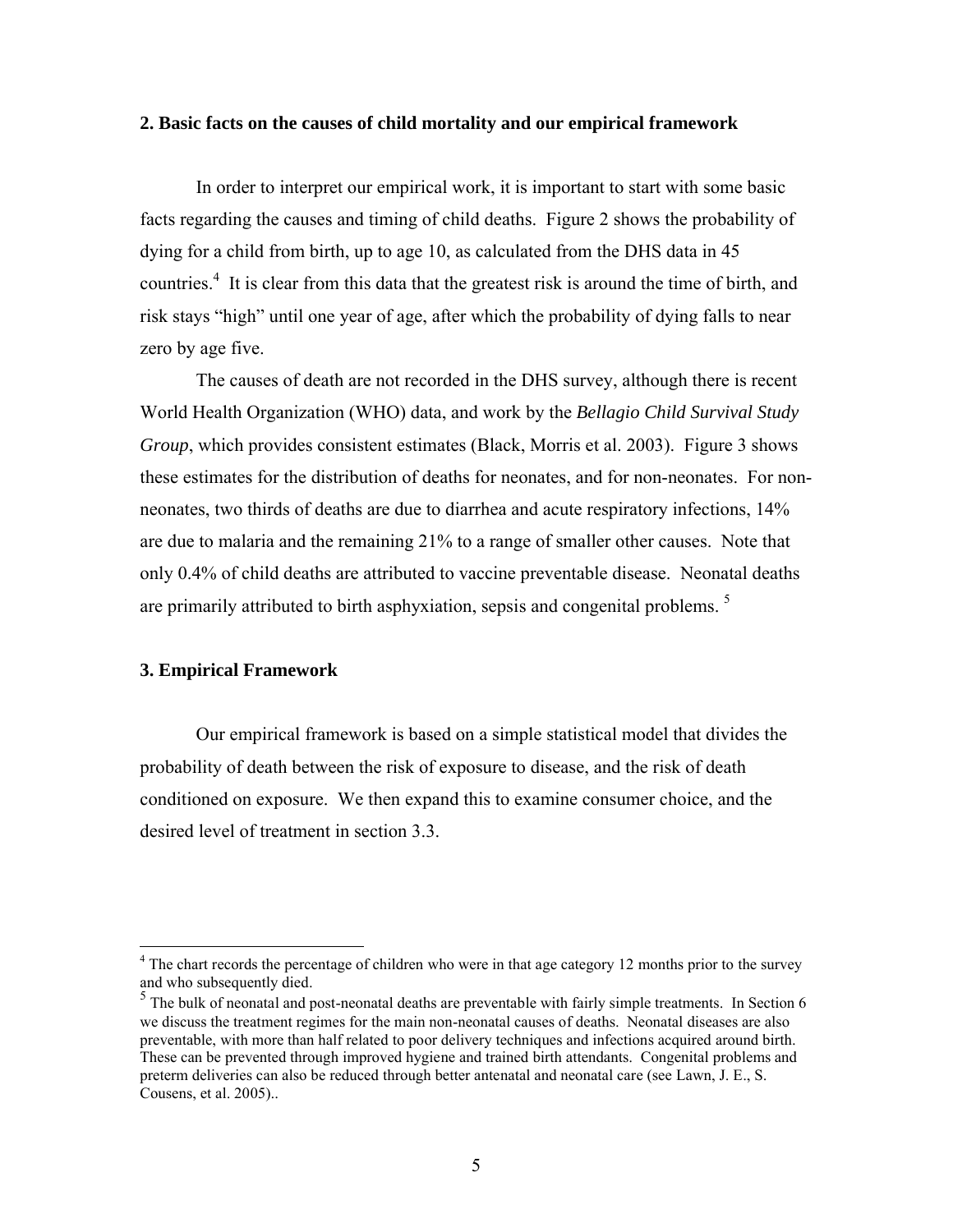## 2. Basic facts on the causes of child mortality and our empirical framework

In order to interpret our empirical work, it is important to start with some basic facts regarding the causes and timing of child deaths. Figure 2 shows the probability of dying for a child from birth, up to age 10, as calculated from the DHS data in 45 countries.[4] It is clear from this data that the greatest risk is around the time of birth, and risk stays "high" until one year of age, after which the probability of dying falls to near zero by age five.

The causes of death are not recorded in the DHS survey, although there is recent World Health Organization (WHO) data, and work by the *Bellagio Child Survival Study Group*, which provides consistent estimates (Black, Morris et al. 2003). Figure 3 shows these estimates for the distribution of deaths for neonates, and for non-neonates. For non-neonates, two thirds of deaths are due to diarrhea and acute respiratory infections, 14% are due to malaria and the remaining 21% to a range of smaller other causes. Note that only 0.4% of child deaths are attributed to vaccine preventable disease. Neonatal deaths are primarily attributed to birth asphyxiation, sepsis and congenital problems. [5]

## 3. Empirical Framework

Our empirical framework is based on a simple statistical model that divides the probability of death between the risk of exposure to disease, and the risk of death conditioned on exposure. We then expand this to examine consumer choice, and the desired level of treatment in section 3.3.

---

[4] The chart records the percentage of children who were in that age category 12 months prior to the survey and who subsequently died.

[5] The bulk of neonatal and post-neonatal deaths are preventable with fairly simple treatments. In Section 6 we discuss the treatment regimes for the main non-neonatal causes of deaths. Neonatal diseases are also preventable, with more than half related to poor delivery techniques and infections acquired around birth. These can be prevented through improved hygiene and trained birth attendants. Congenital problems and preterm deliveries can also be reduced through better antenatal and neonatal care (see Lawn, J. E., S. Cousens, et al. 2005)..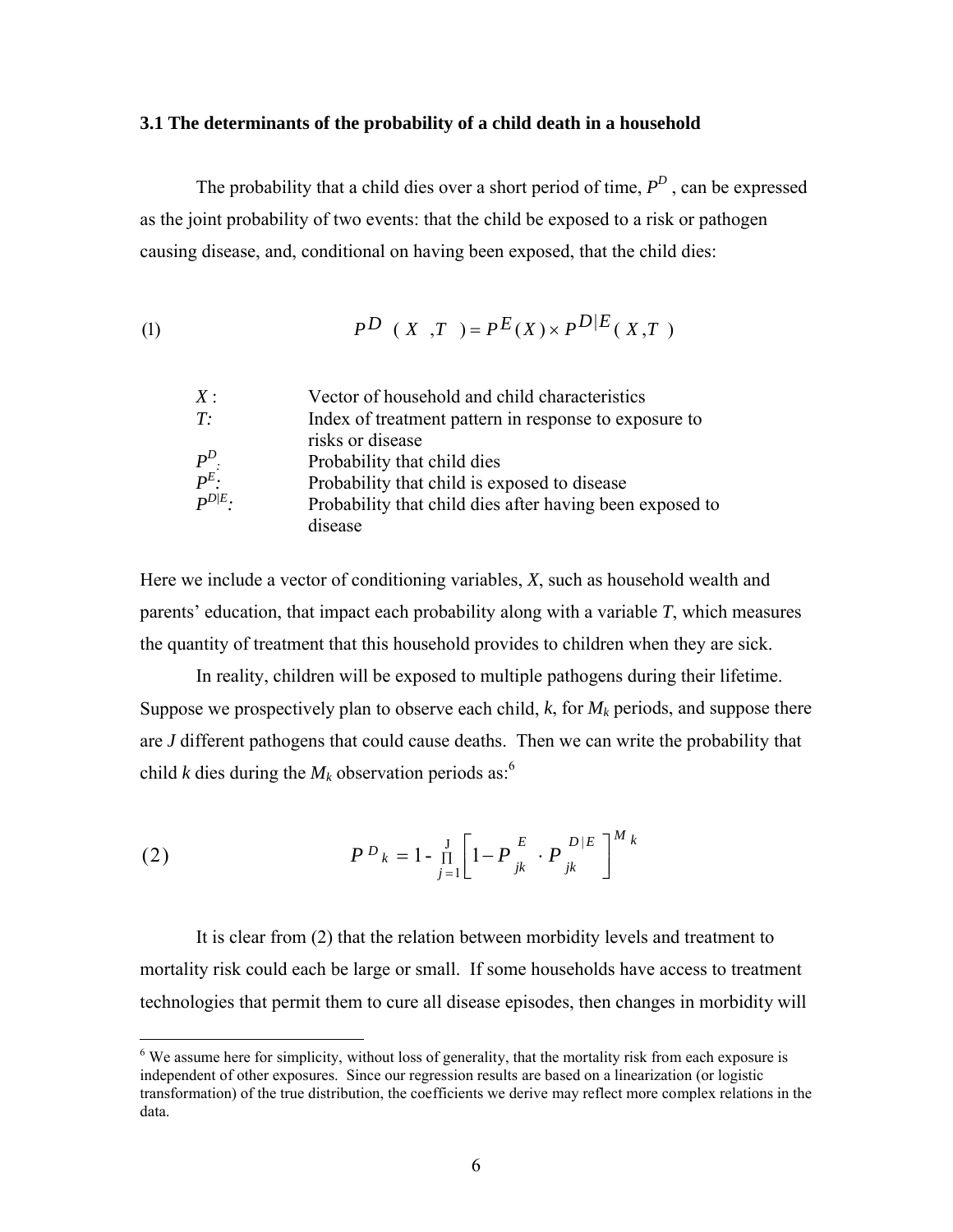### 3.1 The determinants of the probability of a child death in a household

The probability that a child dies over a short period of time, $P^D$ , can be expressed as the joint probability of two events: that the child be exposed to a risk or pathogen causing disease, and, conditional on having been exposed, that the child dies:

$$P^D(X,T) = P^E(X) \times P^{D|E}(X,T) \tag{1}$$

| | |
|---|---|
| $X$ : | Vector of household and child characteristics |
| $T$: | Index of treatment pattern in response to exposure to risks or disease |
| $P^D$: | Probability that child dies |
| $P^E$: | Probability that child is exposed to disease |
| $P^{D\|E}$: | Probability that child dies after having been exposed to disease |

Here we include a vector of conditioning variables, $X$, such as household wealth and parents' education, that impact each probability along with a variable $T$, which measures the quantity of treatment that this household provides to children when they are sick.

In reality, children will be exposed to multiple pathogens during their lifetime. Suppose we prospectively plan to observe each child, $k$, for $M_k$ periods, and suppose there are $J$ different pathogens that could cause deaths. Then we can write the probability that child $k$ dies during the $M_k$ observation periods as:[6]

$$P^D{}_k = 1 - \prod_{j=1}^{J} \left[ 1 - P^E_{jk} \cdot P^{D|E}_{jk} \right]^{M_k} \tag{2}$$

It is clear from (2) that the relation between morbidity levels and treatment to mortality risk could each be large or small. If some households have access to treatment technologies that permit them to cure all disease episodes, then changes in morbidity will

[6] We assume here for simplicity, without loss of generality, that the mortality risk from each exposure is independent of other exposures. Since our regression results are based on a linearization (or logistic transformation) of the true distribution, the coefficients we derive may reflect more complex relations in the data.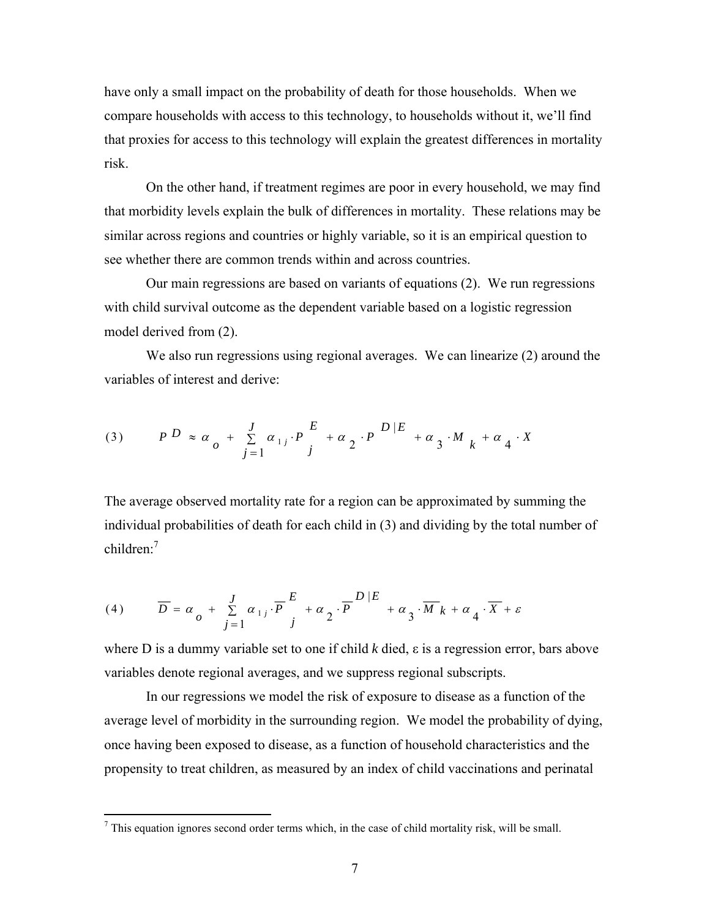have only a small impact on the probability of death for those households. When we compare households with access to this technology, to households without it, we'll find that proxies for access to this technology will explain the greatest differences in mortality risk.

On the other hand, if treatment regimes are poor in every household, we may find that morbidity levels explain the bulk of differences in mortality. These relations may be similar across regions and countries or highly variable, so it is an empirical question to see whether there are common trends within and across countries.

Our main regressions are based on variants of equations (2). We run regressions with child survival outcome as the dependent variable based on a logistic regression model derived from (2).

We also run regressions using regional averages. We can linearize (2) around the variables of interest and derive:

$$(3) \qquad P^{D} \approx \alpha_{o} + \sum_{j=1}^{J} \alpha_{1j} \cdot P_{j}^{E} + \alpha_{2} \cdot P^{D|E} + \alpha_{3} \cdot M_{k} + \alpha_{4} \cdot X$$

The average observed mortality rate for a region can be approximated by summing the individual probabilities of death for each child in (3) and dividing by the total number of children:[7]

$$(4) \qquad \overline{D} = \alpha_{o} + \sum_{j=1}^{J} \alpha_{1j} \cdot \overline{P}_{j}^{E} + \alpha_{2} \cdot \overline{P}^{D|E} + \alpha_{3} \cdot \overline{M}_{k} + \alpha_{4} \cdot \overline{X} + \varepsilon$$

where D is a dummy variable set to one if child *k* died, $\varepsilon$ is a regression error, bars above variables denote regional averages, and we suppress regional subscripts.

In our regressions we model the risk of exposure to disease as a function of the average level of morbidity in the surrounding region. We model the probability of dying, once having been exposed to disease, as a function of household characteristics and the propensity to treat children, as measured by an index of child vaccinations and perinatal

[7] This equation ignores second order terms which, in the case of child mortality risk, will be small.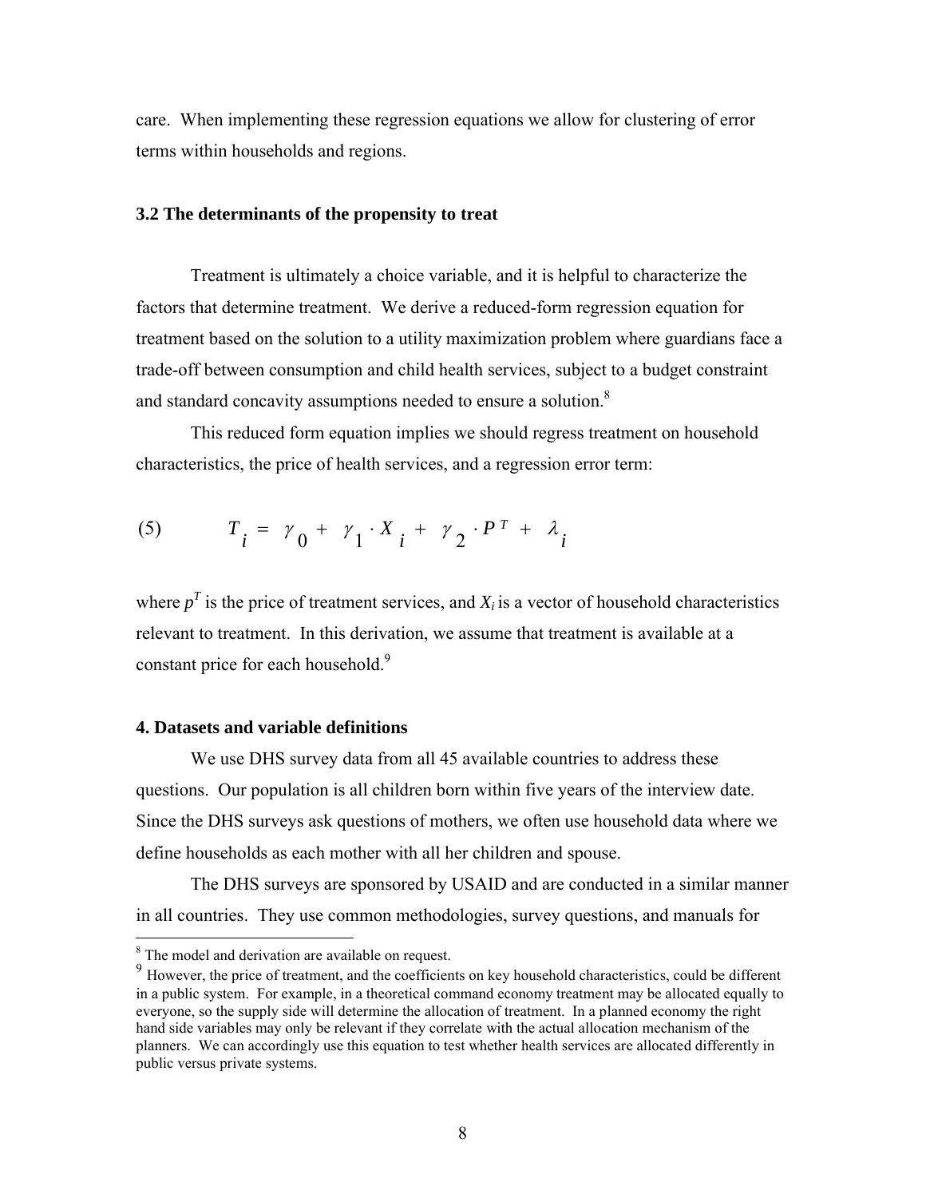care. When implementing these regression equations we allow for clustering of error terms within households and regions.

### 3.2 The determinants of the propensity to treat

Treatment is ultimately a choice variable, and it is helpful to characterize the factors that determine treatment. We derive a reduced-form regression equation for treatment based on the solution to a utility maximization problem where guardians face a trade-off between consumption and child health services, subject to a budget constraint and standard concavity assumptions needed to ensure a solution.[8]

This reduced form equation implies we should regress treatment on household characteristics, the price of health services, and a regression error term:

$$(5) \qquad T_i = \gamma_0 + \gamma_1 \cdot X_i + \gamma_2 \cdot P^T + \lambda_i$$

where $p^T$ is the price of treatment services, and $X_i$ is a vector of household characteristics relevant to treatment. In this derivation, we assume that treatment is available at a constant price for each household.[9]

## 4. Datasets and variable definitions

We use DHS survey data from all 45 available countries to address these questions. Our population is all children born within five years of the interview date. Since the DHS surveys ask questions of mothers, we often use household data where we define households as each mother with all her children and spouse.

The DHS surveys are sponsored by USAID and are conducted in a similar manner in all countries. They use common methodologies, survey questions, and manuals for

---

[8] The model and derivation are available on request.

[9] However, the price of treatment, and the coefficients on key household characteristics, could be different in a public system. For example, in a theoretical command economy treatment may be allocated equally to everyone, so the supply side will determine the allocation of treatment. In a planned economy the right hand side variables may only be relevant if they correlate with the actual allocation mechanism of the planners. We can accordingly use this equation to test whether health services are allocated differently in public versus private systems.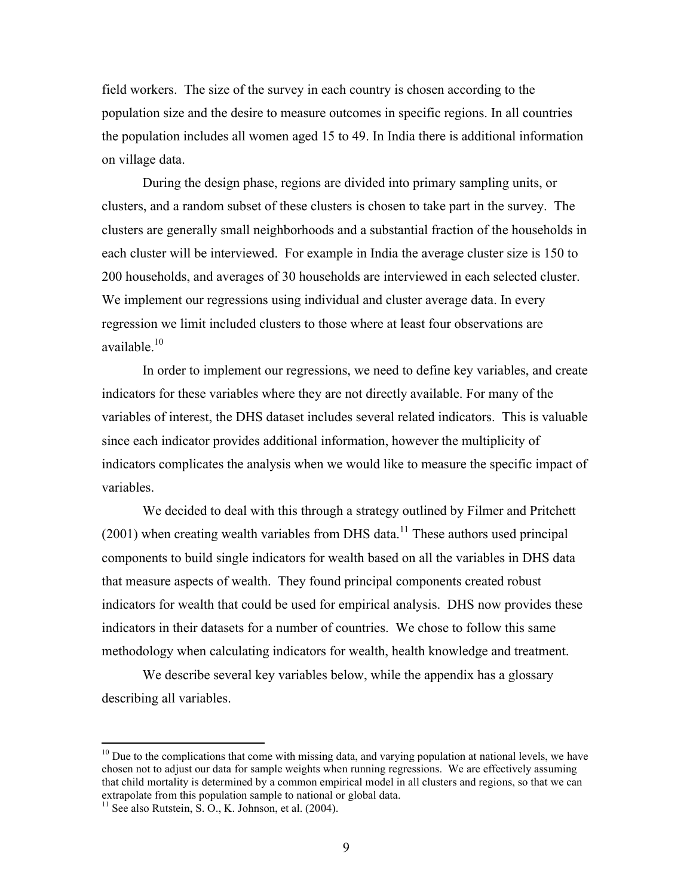field workers. The size of the survey in each country is chosen according to the population size and the desire to measure outcomes in specific regions. In all countries the population includes all women aged 15 to 49. In India there is additional information on village data.

During the design phase, regions are divided into primary sampling units, or clusters, and a random subset of these clusters is chosen to take part in the survey. The clusters are generally small neighborhoods and a substantial fraction of the households in each cluster will be interviewed. For example in India the average cluster size is 150 to 200 households, and averages of 30 households are interviewed in each selected cluster. We implement our regressions using individual and cluster average data. In every regression we limit included clusters to those where at least four observations are available.[10]

In order to implement our regressions, we need to define key variables, and create indicators for these variables where they are not directly available. For many of the variables of interest, the DHS dataset includes several related indicators. This is valuable since each indicator provides additional information, however the multiplicity of indicators complicates the analysis when we would like to measure the specific impact of variables.

We decided to deal with this through a strategy outlined by Filmer and Pritchett (2001) when creating wealth variables from DHS data.[11] These authors used principal components to build single indicators for wealth based on all the variables in DHS data that measure aspects of wealth. They found principal components created robust indicators for wealth that could be used for empirical analysis. DHS now provides these indicators in their datasets for a number of countries. We chose to follow this same methodology when calculating indicators for wealth, health knowledge and treatment.

We describe several key variables below, while the appendix has a glossary describing all variables.

---

[10] Due to the complications that come with missing data, and varying population at national levels, we have chosen not to adjust our data for sample weights when running regressions. We are effectively assuming that child mortality is determined by a common empirical model in all clusters and regions, so that we can extrapolate from this population sample to national or global data.

[11] See also Rutstein, S. O., K. Johnson, et al. (2004).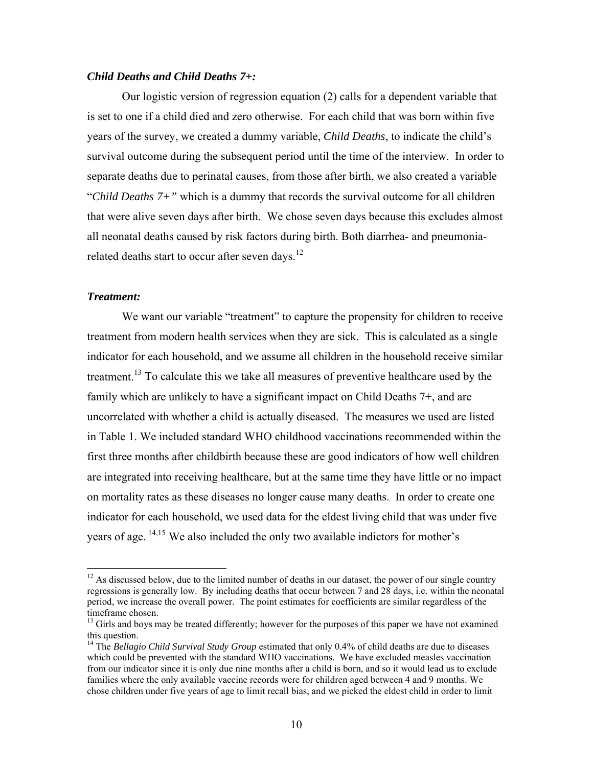### *Child Deaths and Child Deaths 7+:*

Our logistic version of regression equation (2) calls for a dependent variable that is set to one if a child died and zero otherwise. For each child that was born within five years of the survey, we created a dummy variable, *Child Deaths*, to indicate the child's survival outcome during the subsequent period until the time of the interview. In order to separate deaths due to perinatal causes, from those after birth, we also created a variable "*Child Deaths 7+"* which is a dummy that records the survival outcome for all children that were alive seven days after birth. We chose seven days because this excludes almost all neonatal deaths caused by risk factors during birth. Both diarrhea- and pneumonia-related deaths start to occur after seven days.[12]

### *Treatment:*

We want our variable "treatment" to capture the propensity for children to receive treatment from modern health services when they are sick. This is calculated as a single indicator for each household, and we assume all children in the household receive similar treatment.[13] To calculate this we take all measures of preventive healthcare used by the family which are unlikely to have a significant impact on Child Deaths 7+, and are uncorrelated with whether a child is actually diseased. The measures we used are listed in Table 1. We included standard WHO childhood vaccinations recommended within the first three months after childbirth because these are good indicators of how well children are integrated into receiving healthcare, but at the same time they have little or no impact on mortality rates as these diseases no longer cause many deaths. In order to create one indicator for each household, we used data for the eldest living child that was under five years of age. [14,15] We also included the only two available indictors for mother's

---

[12] As discussed below, due to the limited number of deaths in our dataset, the power of our single country regressions is generally low. By including deaths that occur between 7 and 28 days, i.e. within the neonatal period, we increase the overall power. The point estimates for coefficients are similar regardless of the timeframe chosen.

[13] Girls and boys may be treated differently; however for the purposes of this paper we have not examined this question.

[14] The *Bellagio Child Survival Study Group* estimated that only 0.4% of child deaths are due to diseases which could be prevented with the standard WHO vaccinations. We have excluded measles vaccination from our indicator since it is only due nine months after a child is born, and so it would lead us to exclude families where the only available vaccine records were for children aged between 4 and 9 months. We chose children under five years of age to limit recall bias, and we picked the eldest child in order to limit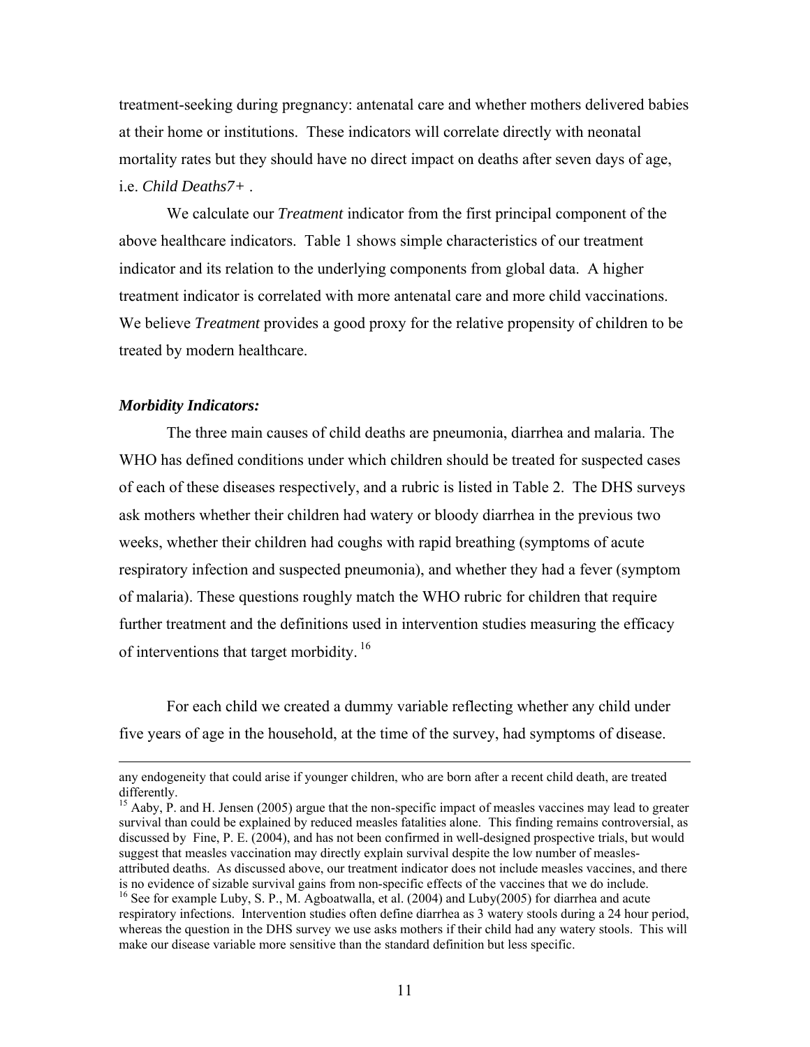treatment-seeking during pregnancy: antenatal care and whether mothers delivered babies at their home or institutions. These indicators will correlate directly with neonatal mortality rates but they should have no direct impact on deaths after seven days of age, i.e. *Child Deaths7+* .

We calculate our *Treatment* indicator from the first principal component of the above healthcare indicators. Table 1 shows simple characteristics of our treatment indicator and its relation to the underlying components from global data. A higher treatment indicator is correlated with more antenatal care and more child vaccinations. We believe *Treatment* provides a good proxy for the relative propensity of children to be treated by modern healthcare.

***Morbidity Indicators:***

The three main causes of child deaths are pneumonia, diarrhea and malaria. The WHO has defined conditions under which children should be treated for suspected cases of each of these diseases respectively, and a rubric is listed in Table 2. The DHS surveys ask mothers whether their children had watery or bloody diarrhea in the previous two weeks, whether their children had coughs with rapid breathing (symptoms of acute respiratory infection and suspected pneumonia), and whether they had a fever (symptom of malaria). These questions roughly match the WHO rubric for children that require further treatment and the definitions used in intervention studies measuring the efficacy of interventions that target morbidity. [16]

For each child we created a dummy variable reflecting whether any child under five years of age in the household, at the time of the survey, had symptoms of disease.

---

any endogeneity that could arise if younger children, who are born after a recent child death, are treated differently.

[15] Aaby, P. and H. Jensen (2005) argue that the non-specific impact of measles vaccines may lead to greater survival than could be explained by reduced measles fatalities alone. This finding remains controversial, as discussed by Fine, P. E. (2004), and has not been confirmed in well-designed prospective trials, but would suggest that measles vaccination may directly explain survival despite the low number of measles-attributed deaths. As discussed above, our treatment indicator does not include measles vaccines, and there is no evidence of sizable survival gains from non-specific effects of the vaccines that we do include.

[16] See for example Luby, S. P., M. Agboatwalla, et al. (2004) and Luby(2005) for diarrhea and acute respiratory infections. Intervention studies often define diarrhea as 3 watery stools during a 24 hour period, whereas the question in the DHS survey we use asks mothers if their child had any watery stools. This will make our disease variable more sensitive than the standard definition but less specific.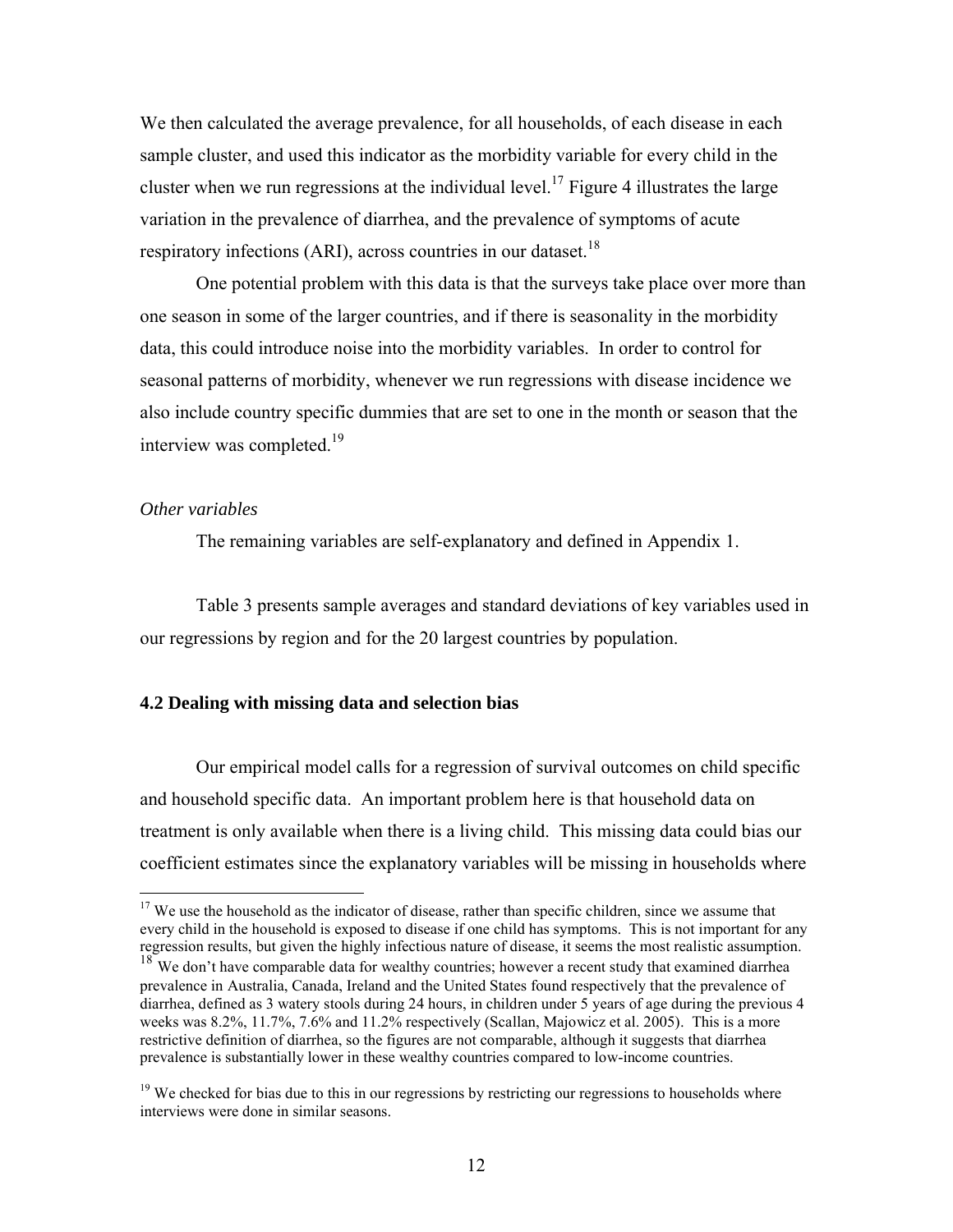We then calculated the average prevalence, for all households, of each disease in each sample cluster, and used this indicator as the morbidity variable for every child in the cluster when we run regressions at the individual level.[17] Figure 4 illustrates the large variation in the prevalence of diarrhea, and the prevalence of symptoms of acute respiratory infections (ARI), across countries in our dataset.[18]

One potential problem with this data is that the surveys take place over more than one season in some of the larger countries, and if there is seasonality in the morbidity data, this could introduce noise into the morbidity variables. In order to control for seasonal patterns of morbidity, whenever we run regressions with disease incidence we also include country specific dummies that are set to one in the month or season that the interview was completed.[19]

*Other variables*

The remaining variables are self-explanatory and defined in Appendix 1.

Table 3 presents sample averages and standard deviations of key variables used in our regressions by region and for the 20 largest countries by population.

### 4.2 Dealing with missing data and selection bias

Our empirical model calls for a regression of survival outcomes on child specific and household specific data. An important problem here is that household data on treatment is only available when there is a living child. This missing data could bias our coefficient estimates since the explanatory variables will be missing in households where

---

[17] We use the household as the indicator of disease, rather than specific children, since we assume that every child in the household is exposed to disease if one child has symptoms. This is not important for any regression results, but given the highly infectious nature of disease, it seems the most realistic assumption.

[18] We don't have comparable data for wealthy countries; however a recent study that examined diarrhea prevalence in Australia, Canada, Ireland and the United States found respectively that the prevalence of diarrhea, defined as 3 watery stools during 24 hours, in children under 5 years of age during the previous 4 weeks was 8.2%, 11.7%, 7.6% and 11.2% respectively (Scallan, Majowicz et al. 2005). This is a more restrictive definition of diarrhea, so the figures are not comparable, although it suggests that diarrhea prevalence is substantially lower in these wealthy countries compared to low-income countries.

[19] We checked for bias due to this in our regressions by restricting our regressions to households where interviews were done in similar seasons.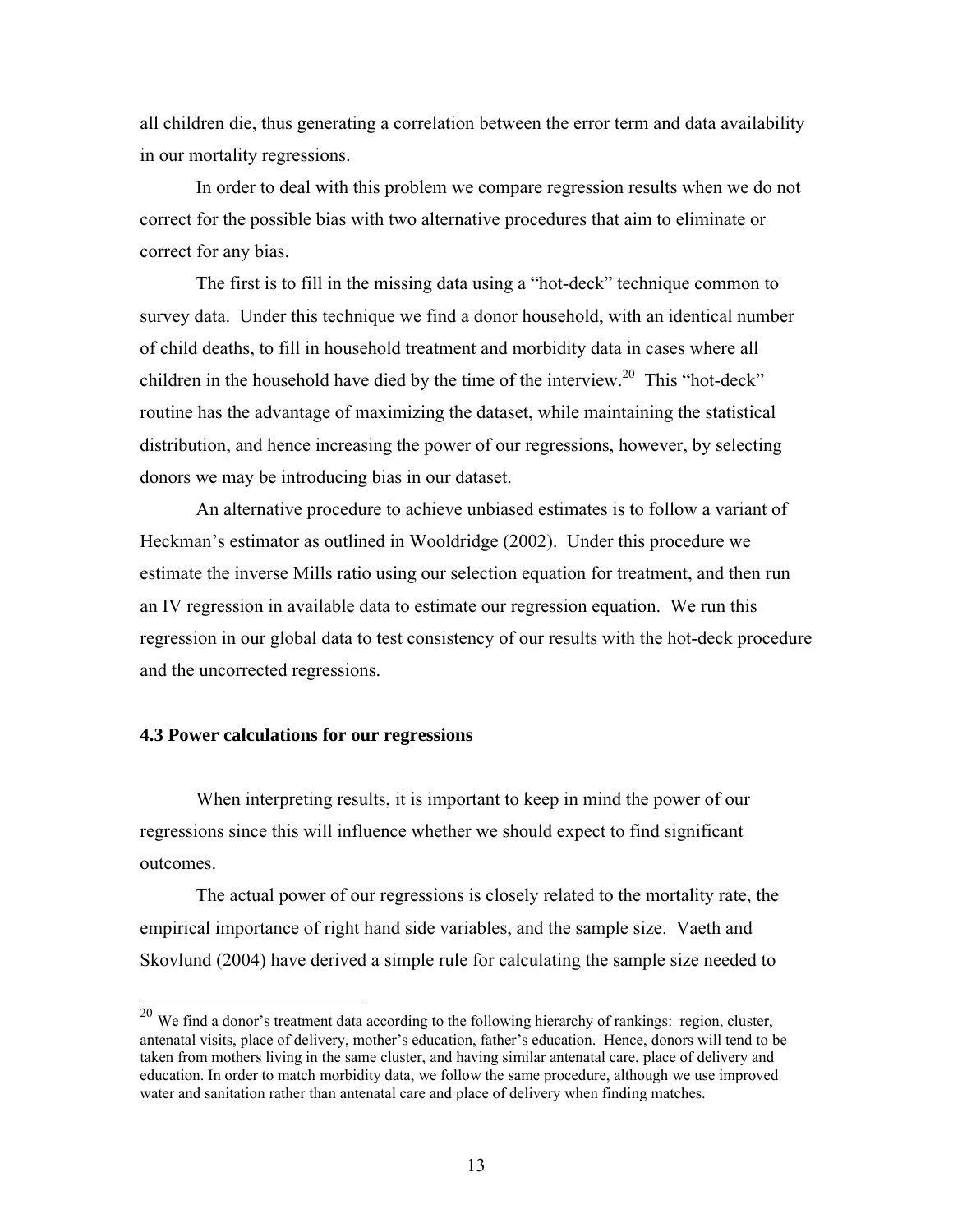all children die, thus generating a correlation between the error term and data availability in our mortality regressions.

In order to deal with this problem we compare regression results when we do not correct for the possible bias with two alternative procedures that aim to eliminate or correct for any bias.

The first is to fill in the missing data using a "hot-deck" technique common to survey data. Under this technique we find a donor household, with an identical number of child deaths, to fill in household treatment and morbidity data in cases where all children in the household have died by the time of the interview.[20] This "hot-deck" routine has the advantage of maximizing the dataset, while maintaining the statistical distribution, and hence increasing the power of our regressions, however, by selecting donors we may be introducing bias in our dataset.

An alternative procedure to achieve unbiased estimates is to follow a variant of Heckman's estimator as outlined in Wooldridge (2002). Under this procedure we estimate the inverse Mills ratio using our selection equation for treatment, and then run an IV regression in available data to estimate our regression equation. We run this regression in our global data to test consistency of our results with the hot-deck procedure and the uncorrected regressions.

### 4.3 Power calculations for our regressions

When interpreting results, it is important to keep in mind the power of our regressions since this will influence whether we should expect to find significant outcomes.

The actual power of our regressions is closely related to the mortality rate, the empirical importance of right hand side variables, and the sample size. Vaeth and Skovlund (2004) have derived a simple rule for calculating the sample size needed to

---

[20] We find a donor's treatment data according to the following hierarchy of rankings: region, cluster, antenatal visits, place of delivery, mother's education, father's education. Hence, donors will tend to be taken from mothers living in the same cluster, and having similar antenatal care, place of delivery and education. In order to match morbidity data, we follow the same procedure, although we use improved water and sanitation rather than antenatal care and place of delivery when finding matches.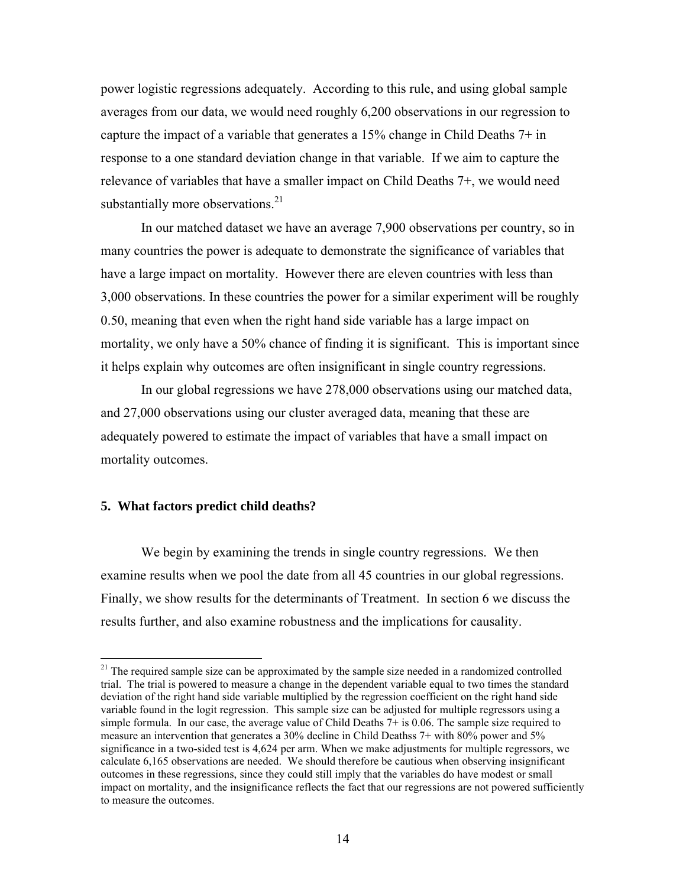power logistic regressions adequately. According to this rule, and using global sample averages from our data, we would need roughly 6,200 observations in our regression to capture the impact of a variable that generates a 15% change in Child Deaths 7+ in response to a one standard deviation change in that variable. If we aim to capture the relevance of variables that have a smaller impact on Child Deaths 7+, we would need substantially more observations.[21]

In our matched dataset we have an average 7,900 observations per country, so in many countries the power is adequate to demonstrate the significance of variables that have a large impact on mortality. However there are eleven countries with less than 3,000 observations. In these countries the power for a similar experiment will be roughly 0.50, meaning that even when the right hand side variable has a large impact on mortality, we only have a 50% chance of finding it is significant. This is important since it helps explain why outcomes are often insignificant in single country regressions.

In our global regressions we have 278,000 observations using our matched data, and 27,000 observations using our cluster averaged data, meaning that these are adequately powered to estimate the impact of variables that have a small impact on mortality outcomes.

## 5. What factors predict child deaths?

We begin by examining the trends in single country regressions. We then examine results when we pool the date from all 45 countries in our global regressions. Finally, we show results for the determinants of Treatment. In section 6 we discuss the results further, and also examine robustness and the implications for causality.

---

[21] The required sample size can be approximated by the sample size needed in a randomized controlled trial. The trial is powered to measure a change in the dependent variable equal to two times the standard deviation of the right hand side variable multiplied by the regression coefficient on the right hand side variable found in the logit regression. This sample size can be adjusted for multiple regressors using a simple formula. In our case, the average value of Child Deaths 7+ is 0.06. The sample size required to measure an intervention that generates a 30% decline in Child Deathss 7+ with 80% power and 5% significance in a two-sided test is 4,624 per arm. When we make adjustments for multiple regressors, we calculate 6,165 observations are needed. We should therefore be cautious when observing insignificant outcomes in these regressions, since they could still imply that the variables do have modest or small impact on mortality, and the insignificance reflects the fact that our regressions are not powered sufficiently to measure the outcomes.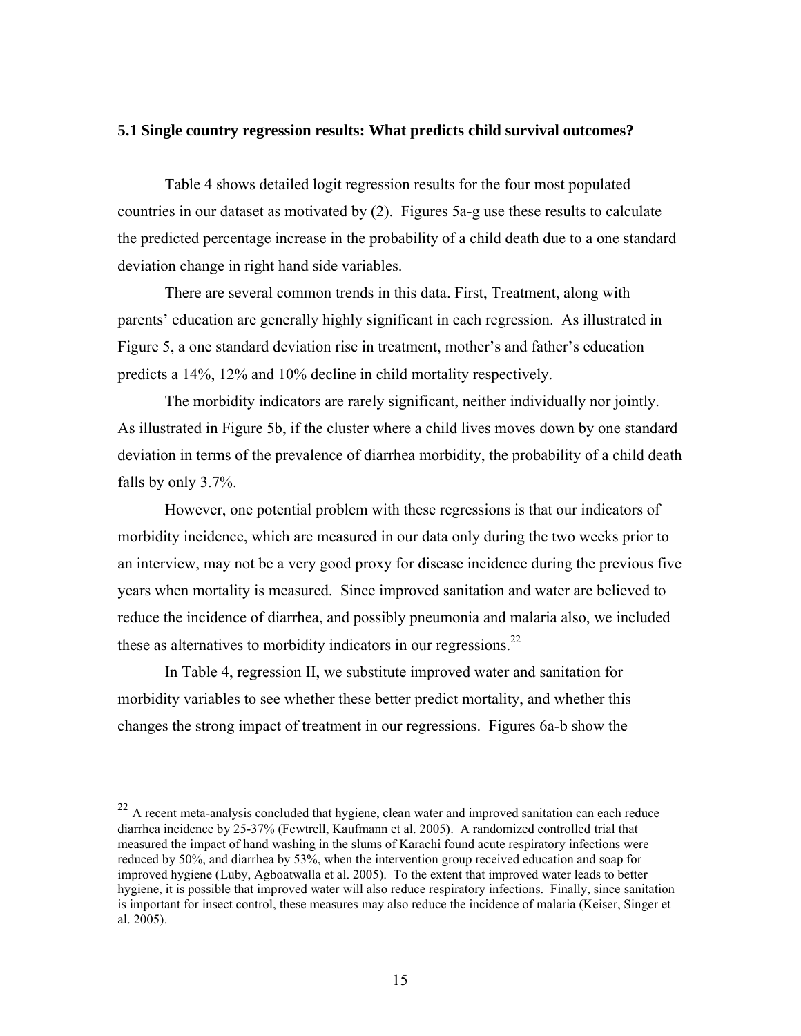### 5.1 Single country regression results: What predicts child survival outcomes?

Table 4 shows detailed logit regression results for the four most populated countries in our dataset as motivated by (2). Figures 5a-g use these results to calculate the predicted percentage increase in the probability of a child death due to a one standard deviation change in right hand side variables.

There are several common trends in this data. First, Treatment, along with parents' education are generally highly significant in each regression. As illustrated in Figure 5, a one standard deviation rise in treatment, mother's and father's education predicts a 14%, 12% and 10% decline in child mortality respectively.

The morbidity indicators are rarely significant, neither individually nor jointly. As illustrated in Figure 5b, if the cluster where a child lives moves down by one standard deviation in terms of the prevalence of diarrhea morbidity, the probability of a child death falls by only 3.7%.

However, one potential problem with these regressions is that our indicators of morbidity incidence, which are measured in our data only during the two weeks prior to an interview, may not be a very good proxy for disease incidence during the previous five years when mortality is measured. Since improved sanitation and water are believed to reduce the incidence of diarrhea, and possibly pneumonia and malaria also, we included these as alternatives to morbidity indicators in our regressions.[22]

In Table 4, regression II, we substitute improved water and sanitation for morbidity variables to see whether these better predict mortality, and whether this changes the strong impact of treatment in our regressions. Figures 6a-b show the

[22] A recent meta-analysis concluded that hygiene, clean water and improved sanitation can each reduce diarrhea incidence by 25-37% (Fewtrell, Kaufmann et al. 2005). A randomized controlled trial that measured the impact of hand washing in the slums of Karachi found acute respiratory infections were reduced by 50%, and diarrhea by 53%, when the intervention group received education and soap for improved hygiene (Luby, Agboatwalla et al. 2005). To the extent that improved water leads to better hygiene, it is possible that improved water will also reduce respiratory infections. Finally, since sanitation is important for insect control, these measures may also reduce the incidence of malaria (Keiser, Singer et al. 2005).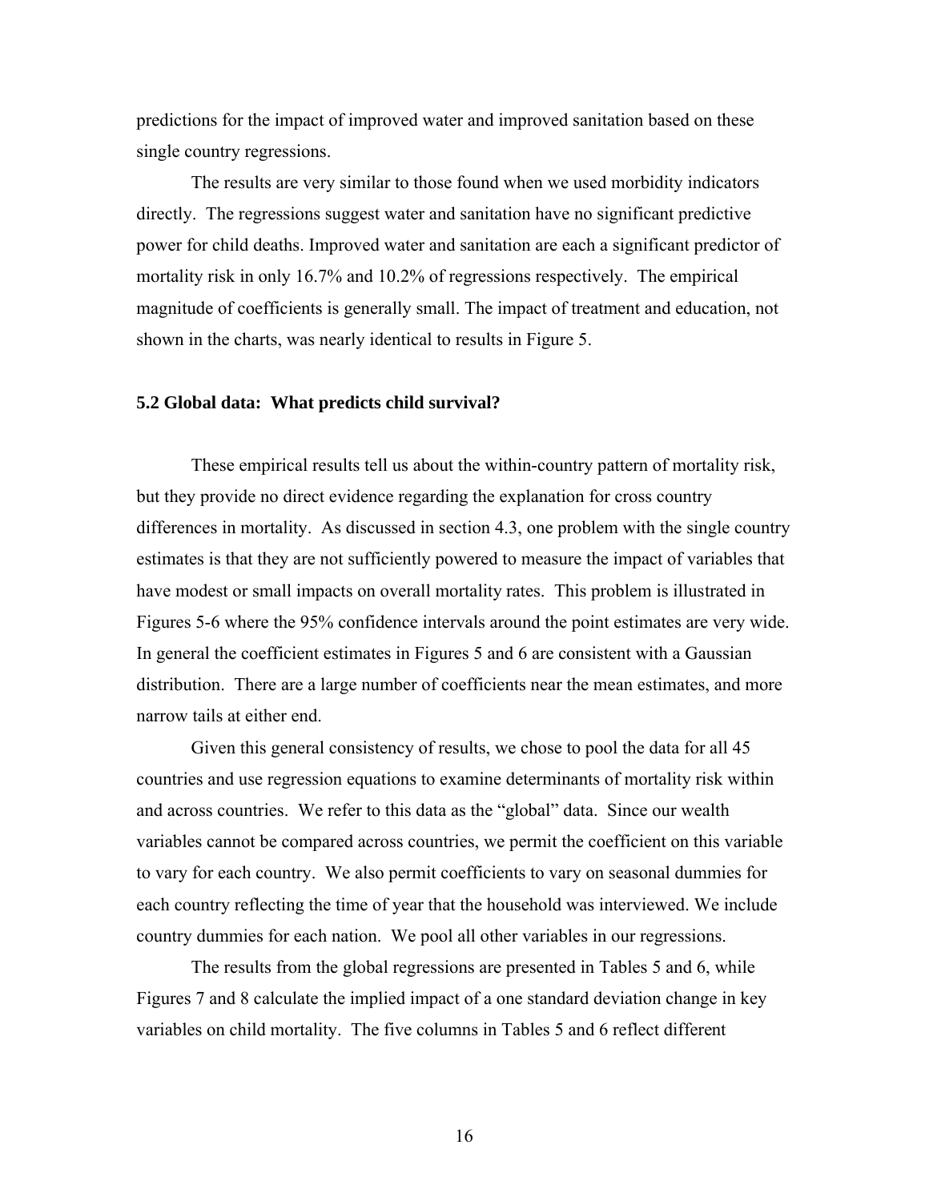predictions for the impact of improved water and improved sanitation based on these single country regressions.

The results are very similar to those found when we used morbidity indicators directly. The regressions suggest water and sanitation have no significant predictive power for child deaths. Improved water and sanitation are each a significant predictor of mortality risk in only 16.7% and 10.2% of regressions respectively. The empirical magnitude of coefficients is generally small. The impact of treatment and education, not shown in the charts, was nearly identical to results in Figure 5.

### 5.2 Global data: What predicts child survival?

These empirical results tell us about the within-country pattern of mortality risk, but they provide no direct evidence regarding the explanation for cross country differences in mortality. As discussed in section 4.3, one problem with the single country estimates is that they are not sufficiently powered to measure the impact of variables that have modest or small impacts on overall mortality rates. This problem is illustrated in Figures 5-6 where the 95% confidence intervals around the point estimates are very wide. In general the coefficient estimates in Figures 5 and 6 are consistent with a Gaussian distribution. There are a large number of coefficients near the mean estimates, and more narrow tails at either end.

Given this general consistency of results, we chose to pool the data for all 45 countries and use regression equations to examine determinants of mortality risk within and across countries. We refer to this data as the "global" data. Since our wealth variables cannot be compared across countries, we permit the coefficient on this variable to vary for each country. We also permit coefficients to vary on seasonal dummies for each country reflecting the time of year that the household was interviewed. We include country dummies for each nation. We pool all other variables in our regressions.

The results from the global regressions are presented in Tables 5 and 6, while Figures 7 and 8 calculate the implied impact of a one standard deviation change in key variables on child mortality. The five columns in Tables 5 and 6 reflect different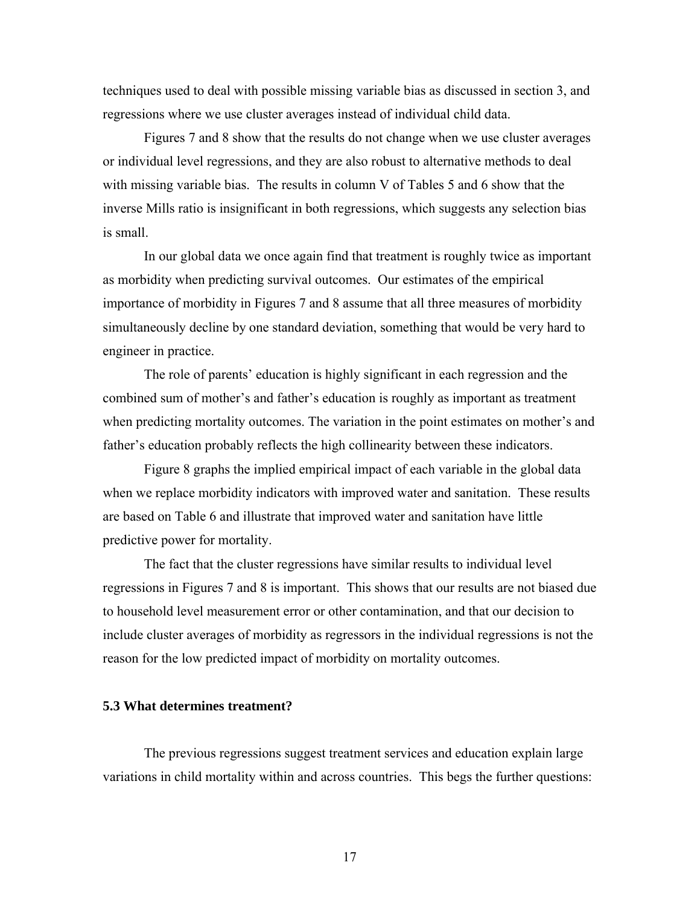techniques used to deal with possible missing variable bias as discussed in section 3, and regressions where we use cluster averages instead of individual child data.

Figures 7 and 8 show that the results do not change when we use cluster averages or individual level regressions, and they are also robust to alternative methods to deal with missing variable bias. The results in column V of Tables 5 and 6 show that the inverse Mills ratio is insignificant in both regressions, which suggests any selection bias is small.

In our global data we once again find that treatment is roughly twice as important as morbidity when predicting survival outcomes. Our estimates of the empirical importance of morbidity in Figures 7 and 8 assume that all three measures of morbidity simultaneously decline by one standard deviation, something that would be very hard to engineer in practice.

The role of parents' education is highly significant in each regression and the combined sum of mother's and father's education is roughly as important as treatment when predicting mortality outcomes. The variation in the point estimates on mother's and father's education probably reflects the high collinearity between these indicators.

Figure 8 graphs the implied empirical impact of each variable in the global data when we replace morbidity indicators with improved water and sanitation. These results are based on Table 6 and illustrate that improved water and sanitation have little predictive power for mortality.

The fact that the cluster regressions have similar results to individual level regressions in Figures 7 and 8 is important. This shows that our results are not biased due to household level measurement error or other contamination, and that our decision to include cluster averages of morbidity as regressors in the individual regressions is not the reason for the low predicted impact of morbidity on mortality outcomes.

### 5.3 What determines treatment?

The previous regressions suggest treatment services and education explain large variations in child mortality within and across countries. This begs the further questions: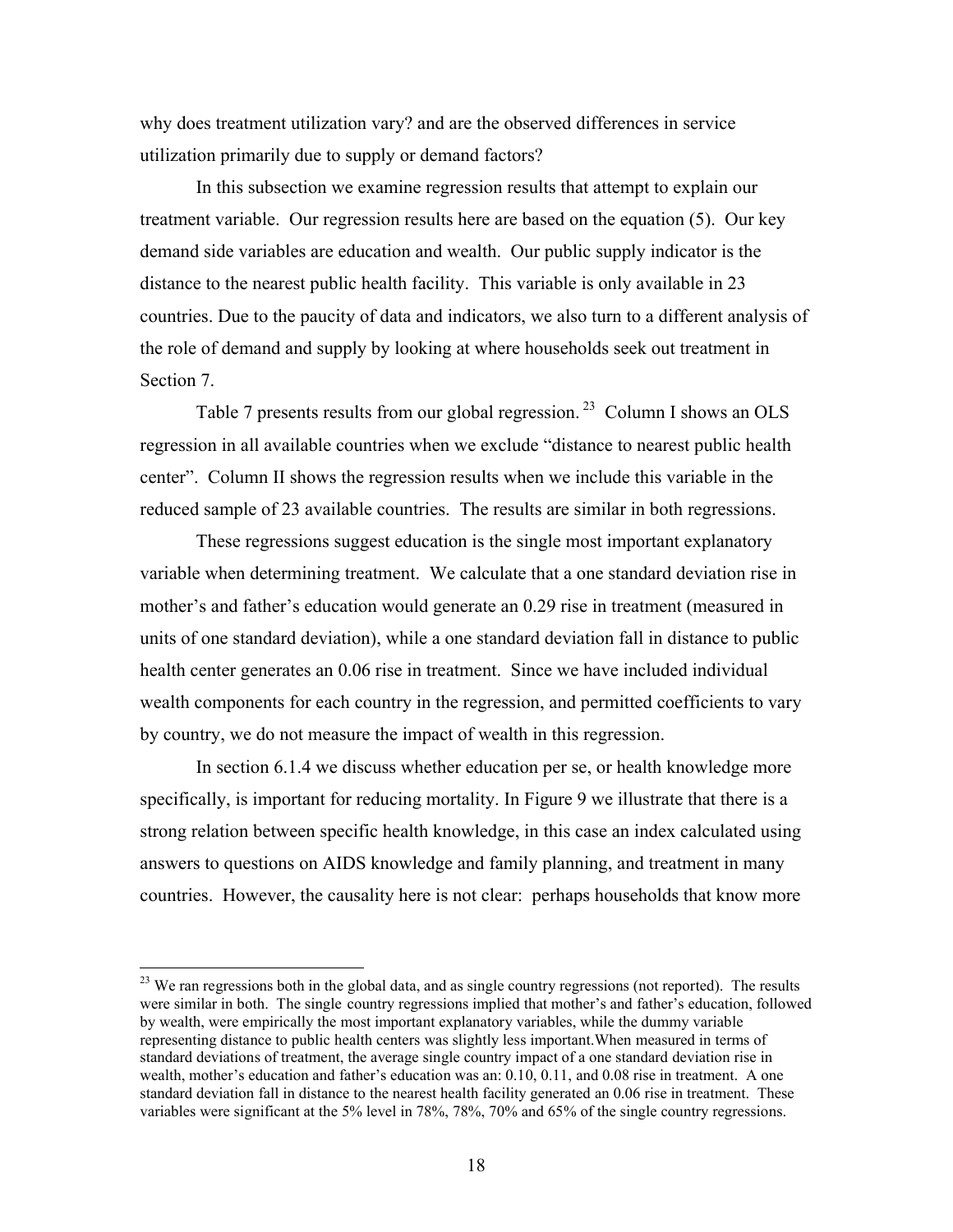why does treatment utilization vary? and are the observed differences in service utilization primarily due to supply or demand factors?

In this subsection we examine regression results that attempt to explain our treatment variable. Our regression results here are based on the equation (5). Our key demand side variables are education and wealth. Our public supply indicator is the distance to the nearest public health facility. This variable is only available in 23 countries. Due to the paucity of data and indicators, we also turn to a different analysis of the role of demand and supply by looking at where households seek out treatment in Section 7.

Table 7 presents results from our global regression. [23] Column I shows an OLS regression in all available countries when we exclude "distance to nearest public health center". Column II shows the regression results when we include this variable in the reduced sample of 23 available countries. The results are similar in both regressions.

These regressions suggest education is the single most important explanatory variable when determining treatment. We calculate that a one standard deviation rise in mother's and father's education would generate an 0.29 rise in treatment (measured in units of one standard deviation), while a one standard deviation fall in distance to public health center generates an 0.06 rise in treatment. Since we have included individual wealth components for each country in the regression, and permitted coefficients to vary by country, we do not measure the impact of wealth in this regression.

In section 6.1.4 we discuss whether education per se, or health knowledge more specifically, is important for reducing mortality. In Figure 9 we illustrate that there is a strong relation between specific health knowledge, in this case an index calculated using answers to questions on AIDS knowledge and family planning, and treatment in many countries. However, the causality here is not clear: perhaps households that know more

[23] We ran regressions both in the global data, and as single country regressions (not reported). The results were similar in both. The single country regressions implied that mother's and father's education, followed by wealth, were empirically the most important explanatory variables, while the dummy variable representing distance to public health centers was slightly less important.When measured in terms of standard deviations of treatment, the average single country impact of a one standard deviation rise in wealth, mother's education and father's education was an: 0.10, 0.11, and 0.08 rise in treatment. A one standard deviation fall in distance to the nearest health facility generated an 0.06 rise in treatment. These variables were significant at the 5% level in 78%, 78%, 70% and 65% of the single country regressions.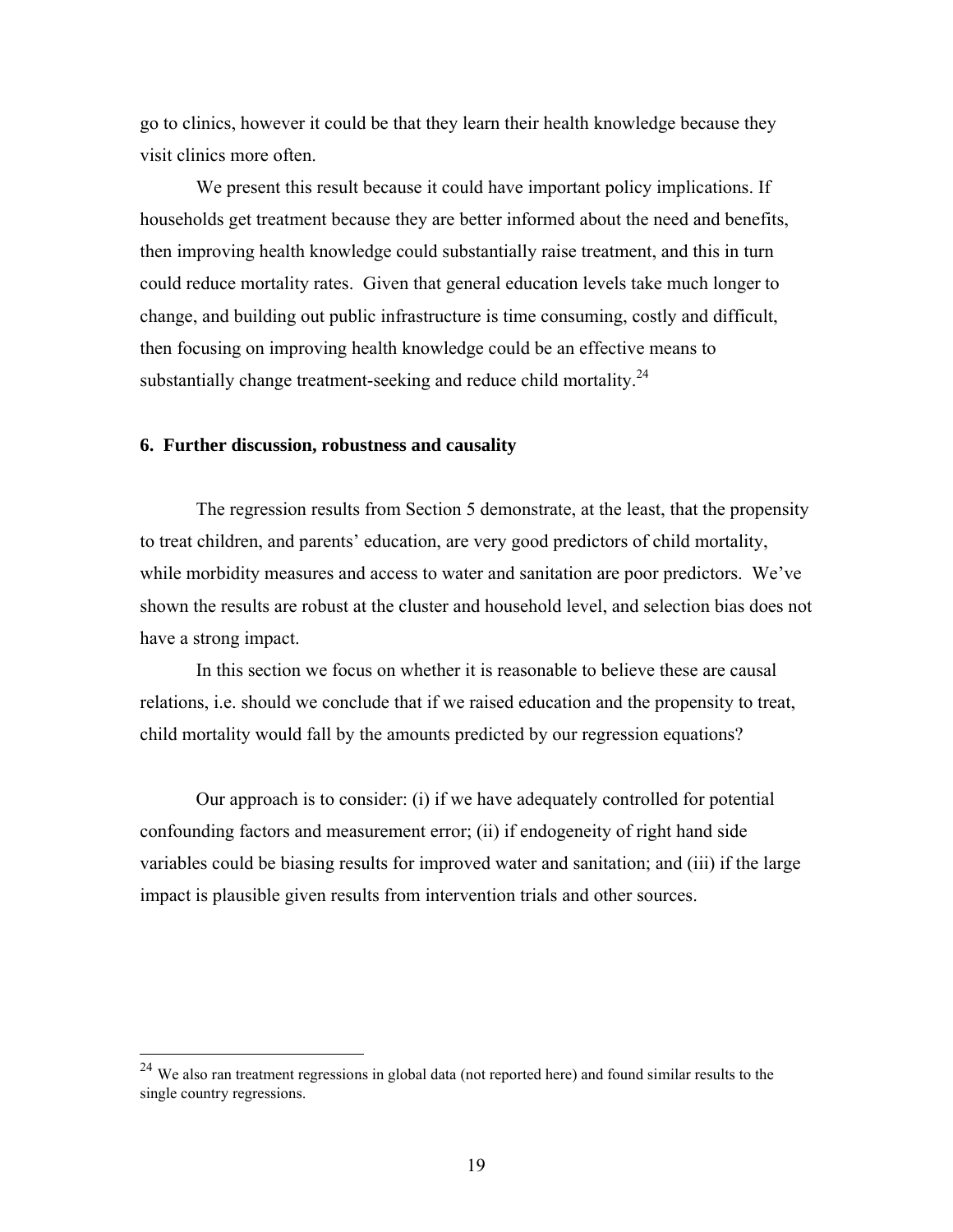go to clinics, however it could be that they learn their health knowledge because they visit clinics more often.

We present this result because it could have important policy implications. If households get treatment because they are better informed about the need and benefits, then improving health knowledge could substantially raise treatment, and this in turn could reduce mortality rates. Given that general education levels take much longer to change, and building out public infrastructure is time consuming, costly and difficult, then focusing on improving health knowledge could be an effective means to substantially change treatment-seeking and reduce child mortality.[24]

## 6. Further discussion, robustness and causality

The regression results from Section 5 demonstrate, at the least, that the propensity to treat children, and parents' education, are very good predictors of child mortality, while morbidity measures and access to water and sanitation are poor predictors. We've shown the results are robust at the cluster and household level, and selection bias does not have a strong impact.

In this section we focus on whether it is reasonable to believe these are causal relations, i.e. should we conclude that if we raised education and the propensity to treat, child mortality would fall by the amounts predicted by our regression equations?

Our approach is to consider: (i) if we have adequately controlled for potential confounding factors and measurement error; (ii) if endogeneity of right hand side variables could be biasing results for improved water and sanitation; and (iii) if the large impact is plausible given results from intervention trials and other sources.

---

[24] We also ran treatment regressions in global data (not reported here) and found similar results to the single country regressions.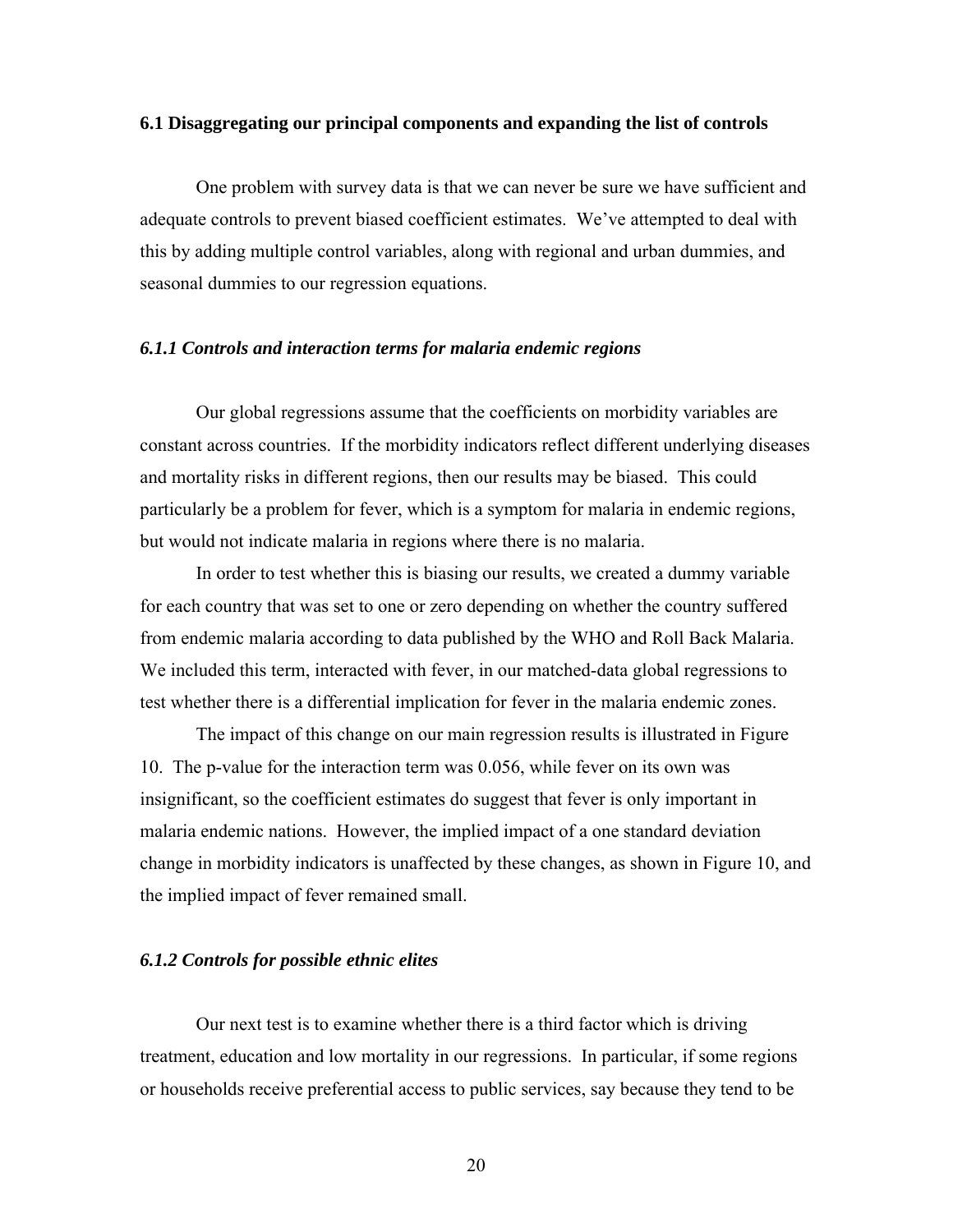### 6.1 Disaggregating our principal components and expanding the list of controls

One problem with survey data is that we can never be sure we have sufficient and adequate controls to prevent biased coefficient estimates. We've attempted to deal with this by adding multiple control variables, along with regional and urban dummies, and seasonal dummies to our regression equations.

#### *6.1.1 Controls and interaction terms for malaria endemic regions*

Our global regressions assume that the coefficients on morbidity variables are constant across countries. If the morbidity indicators reflect different underlying diseases and mortality risks in different regions, then our results may be biased. This could particularly be a problem for fever, which is a symptom for malaria in endemic regions, but would not indicate malaria in regions where there is no malaria.

In order to test whether this is biasing our results, we created a dummy variable for each country that was set to one or zero depending on whether the country suffered from endemic malaria according to data published by the WHO and Roll Back Malaria. We included this term, interacted with fever, in our matched-data global regressions to test whether there is a differential implication for fever in the malaria endemic zones.

The impact of this change on our main regression results is illustrated in Figure 10. The p-value for the interaction term was 0.056, while fever on its own was insignificant, so the coefficient estimates do suggest that fever is only important in malaria endemic nations. However, the implied impact of a one standard deviation change in morbidity indicators is unaffected by these changes, as shown in Figure 10, and the implied impact of fever remained small.

#### *6.1.2 Controls for possible ethnic elites*

Our next test is to examine whether there is a third factor which is driving treatment, education and low mortality in our regressions. In particular, if some regions or households receive preferential access to public services, say because they tend to be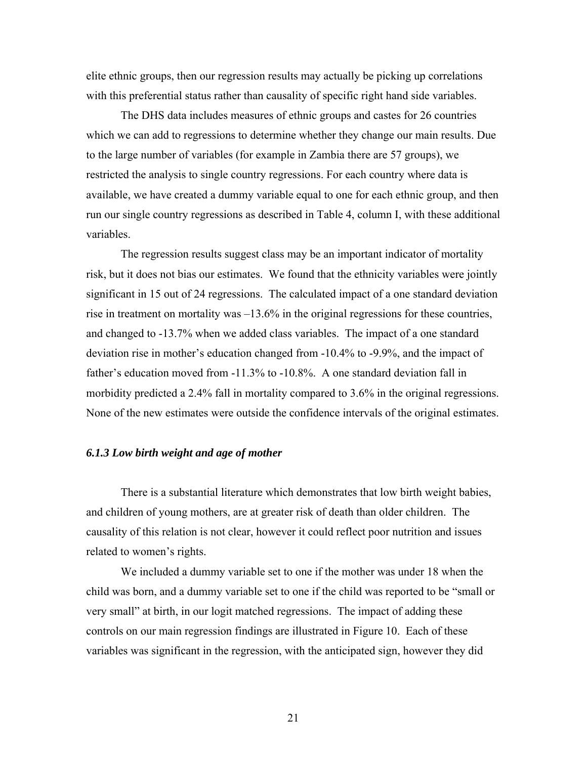elite ethnic groups, then our regression results may actually be picking up correlations with this preferential status rather than causality of specific right hand side variables.

The DHS data includes measures of ethnic groups and castes for 26 countries which we can add to regressions to determine whether they change our main results. Due to the large number of variables (for example in Zambia there are 57 groups), we restricted the analysis to single country regressions. For each country where data is available, we have created a dummy variable equal to one for each ethnic group, and then run our single country regressions as described in Table 4, column I, with these additional variables.

The regression results suggest class may be an important indicator of mortality risk, but it does not bias our estimates. We found that the ethnicity variables were jointly significant in 15 out of 24 regressions. The calculated impact of a one standard deviation rise in treatment on mortality was –13.6% in the original regressions for these countries, and changed to -13.7% when we added class variables. The impact of a one standard deviation rise in mother's education changed from -10.4% to -9.9%, and the impact of father's education moved from -11.3% to -10.8%. A one standard deviation fall in morbidity predicted a 2.4% fall in mortality compared to 3.6% in the original regressions. None of the new estimates were outside the confidence intervals of the original estimates.

### *6.1.3 Low birth weight and age of mother*

There is a substantial literature which demonstrates that low birth weight babies, and children of young mothers, are at greater risk of death than older children. The causality of this relation is not clear, however it could reflect poor nutrition and issues related to women's rights.

We included a dummy variable set to one if the mother was under 18 when the child was born, and a dummy variable set to one if the child was reported to be "small or very small" at birth, in our logit matched regressions. The impact of adding these controls on our main regression findings are illustrated in Figure 10. Each of these variables was significant in the regression, with the anticipated sign, however they did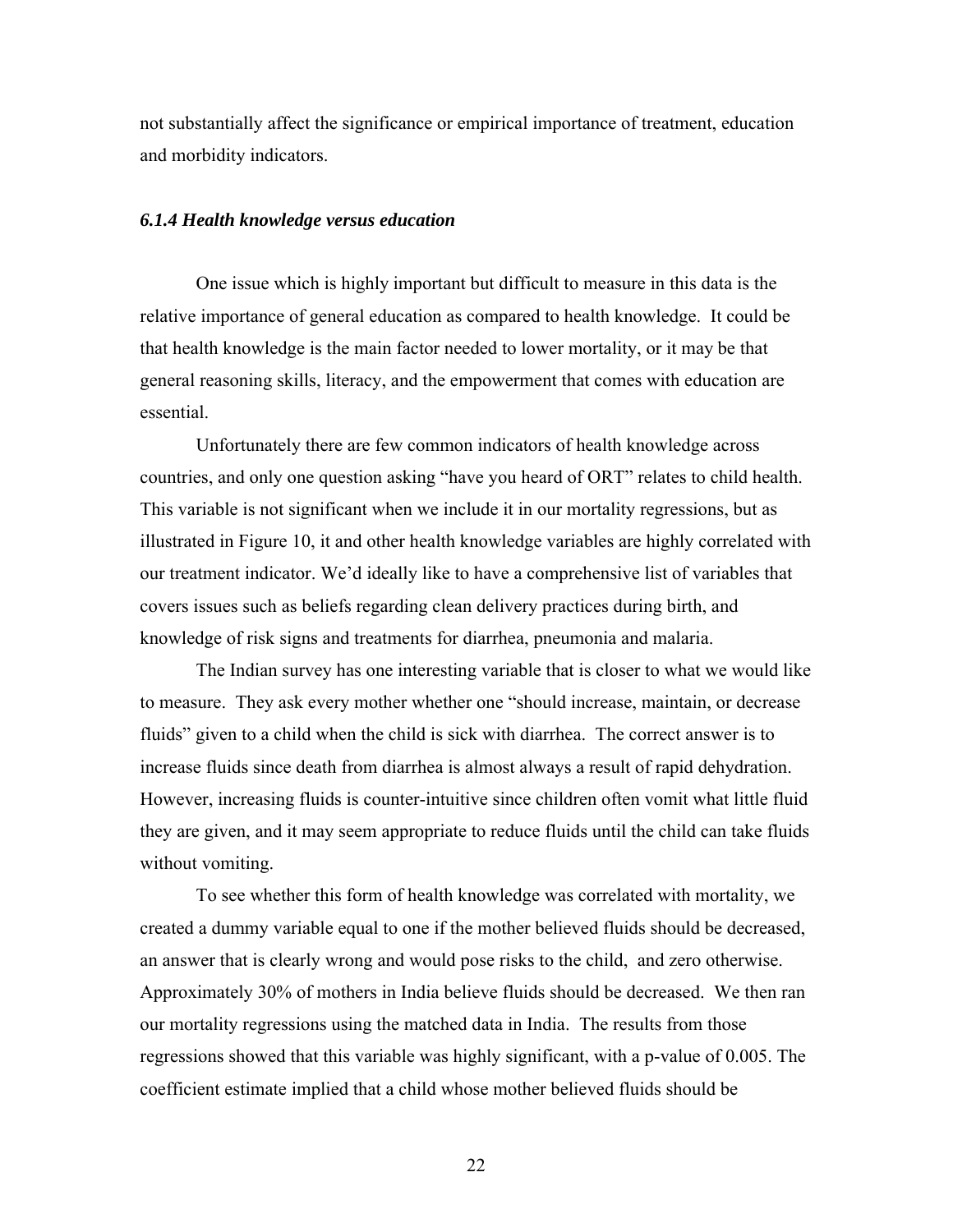not substantially affect the significance or empirical importance of treatment, education and morbidity indicators.

### *6.1.4 Health knowledge versus education*

One issue which is highly important but difficult to measure in this data is the relative importance of general education as compared to health knowledge. It could be that health knowledge is the main factor needed to lower mortality, or it may be that general reasoning skills, literacy, and the empowerment that comes with education are essential.

Unfortunately there are few common indicators of health knowledge across countries, and only one question asking "have you heard of ORT" relates to child health. This variable is not significant when we include it in our mortality regressions, but as illustrated in Figure 10, it and other health knowledge variables are highly correlated with our treatment indicator. We'd ideally like to have a comprehensive list of variables that covers issues such as beliefs regarding clean delivery practices during birth, and knowledge of risk signs and treatments for diarrhea, pneumonia and malaria.

The Indian survey has one interesting variable that is closer to what we would like to measure. They ask every mother whether one "should increase, maintain, or decrease fluids" given to a child when the child is sick with diarrhea. The correct answer is to increase fluids since death from diarrhea is almost always a result of rapid dehydration. However, increasing fluids is counter-intuitive since children often vomit what little fluid they are given, and it may seem appropriate to reduce fluids until the child can take fluids without vomiting.

To see whether this form of health knowledge was correlated with mortality, we created a dummy variable equal to one if the mother believed fluids should be decreased, an answer that is clearly wrong and would pose risks to the child, and zero otherwise. Approximately 30% of mothers in India believe fluids should be decreased. We then ran our mortality regressions using the matched data in India. The results from those regressions showed that this variable was highly significant, with a p-value of 0.005. The coefficient estimate implied that a child whose mother believed fluids should be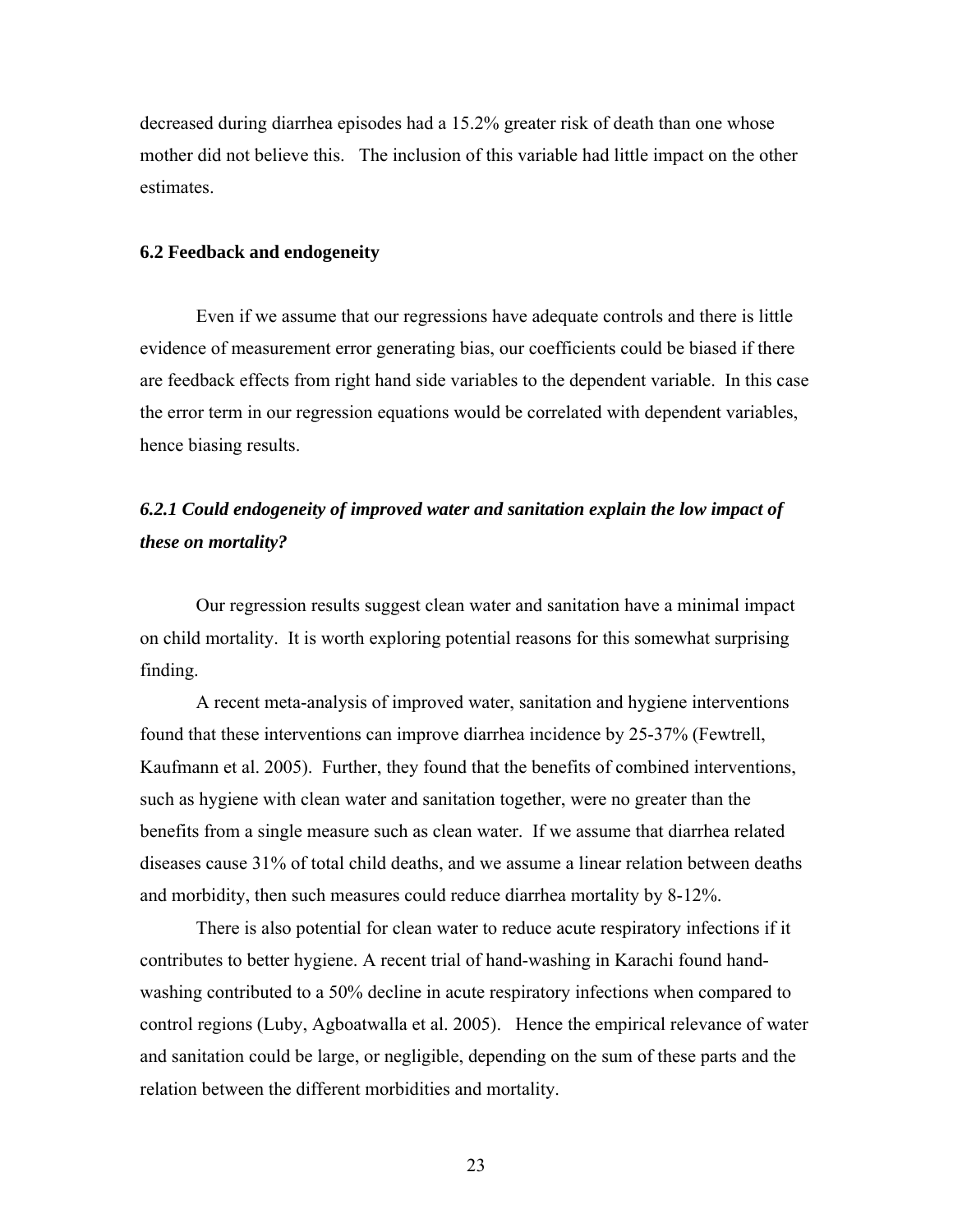decreased during diarrhea episodes had a 15.2% greater risk of death than one whose mother did not believe this. The inclusion of this variable had little impact on the other estimates.

### 6.2 Feedback and endogeneity

Even if we assume that our regressions have adequate controls and there is little evidence of measurement error generating bias, our coefficients could be biased if there are feedback effects from right hand side variables to the dependent variable. In this case the error term in our regression equations would be correlated with dependent variables, hence biasing results.

#### *6.2.1 Could endogeneity of improved water and sanitation explain the low impact of these on mortality?*

Our regression results suggest clean water and sanitation have a minimal impact on child mortality. It is worth exploring potential reasons for this somewhat surprising finding.

A recent meta-analysis of improved water, sanitation and hygiene interventions found that these interventions can improve diarrhea incidence by 25-37% (Fewtrell, Kaufmann et al. 2005). Further, they found that the benefits of combined interventions, such as hygiene with clean water and sanitation together, were no greater than the benefits from a single measure such as clean water. If we assume that diarrhea related diseases cause 31% of total child deaths, and we assume a linear relation between deaths and morbidity, then such measures could reduce diarrhea mortality by 8-12%.

There is also potential for clean water to reduce acute respiratory infections if it contributes to better hygiene. A recent trial of hand-washing in Karachi found hand-washing contributed to a 50% decline in acute respiratory infections when compared to control regions (Luby, Agboatwalla et al. 2005). Hence the empirical relevance of water and sanitation could be large, or negligible, depending on the sum of these parts and the relation between the different morbidities and mortality.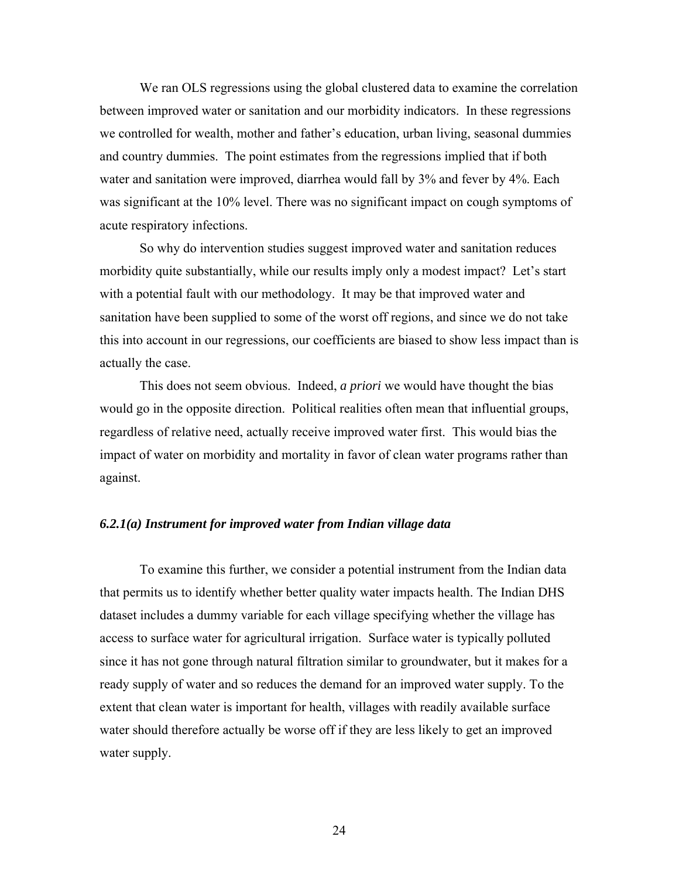We ran OLS regressions using the global clustered data to examine the correlation between improved water or sanitation and our morbidity indicators. In these regressions we controlled for wealth, mother and father's education, urban living, seasonal dummies and country dummies. The point estimates from the regressions implied that if both water and sanitation were improved, diarrhea would fall by 3% and fever by 4%. Each was significant at the 10% level. There was no significant impact on cough symptoms of acute respiratory infections.

So why do intervention studies suggest improved water and sanitation reduces morbidity quite substantially, while our results imply only a modest impact? Let's start with a potential fault with our methodology. It may be that improved water and sanitation have been supplied to some of the worst off regions, and since we do not take this into account in our regressions, our coefficients are biased to show less impact than is actually the case.

This does not seem obvious. Indeed, *a priori* we would have thought the bias would go in the opposite direction. Political realities often mean that influential groups, regardless of relative need, actually receive improved water first. This would bias the impact of water on morbidity and mortality in favor of clean water programs rather than against.

### *6.2.1(a) Instrument for improved water from Indian village data*

To examine this further, we consider a potential instrument from the Indian data that permits us to identify whether better quality water impacts health. The Indian DHS dataset includes a dummy variable for each village specifying whether the village has access to surface water for agricultural irrigation. Surface water is typically polluted since it has not gone through natural filtration similar to groundwater, but it makes for a ready supply of water and so reduces the demand for an improved water supply. To the extent that clean water is important for health, villages with readily available surface water should therefore actually be worse off if they are less likely to get an improved water supply.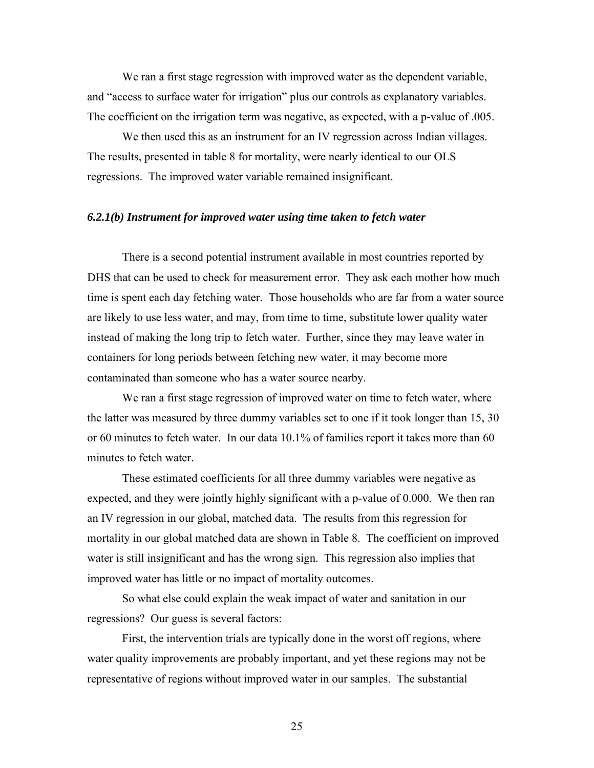We ran a first stage regression with improved water as the dependent variable, and "access to surface water for irrigation" plus our controls as explanatory variables. The coefficient on the irrigation term was negative, as expected, with a p-value of .005.

We then used this as an instrument for an IV regression across Indian villages. The results, presented in table 8 for mortality, were nearly identical to our OLS regressions. The improved water variable remained insignificant.

### *6.2.1(b) Instrument for improved water using time taken to fetch water*

There is a second potential instrument available in most countries reported by DHS that can be used to check for measurement error. They ask each mother how much time is spent each day fetching water. Those households who are far from a water source are likely to use less water, and may, from time to time, substitute lower quality water instead of making the long trip to fetch water. Further, since they may leave water in containers for long periods between fetching new water, it may become more contaminated than someone who has a water source nearby.

We ran a first stage regression of improved water on time to fetch water, where the latter was measured by three dummy variables set to one if it took longer than 15, 30 or 60 minutes to fetch water. In our data 10.1% of families report it takes more than 60 minutes to fetch water.

These estimated coefficients for all three dummy variables were negative as expected, and they were jointly highly significant with a p-value of 0.000. We then ran an IV regression in our global, matched data. The results from this regression for mortality in our global matched data are shown in Table 8. The coefficient on improved water is still insignificant and has the wrong sign. This regression also implies that improved water has little or no impact of mortality outcomes.

So what else could explain the weak impact of water and sanitation in our regressions? Our guess is several factors:

First, the intervention trials are typically done in the worst off regions, where water quality improvements are probably important, and yet these regions may not be representative of regions without improved water in our samples. The substantial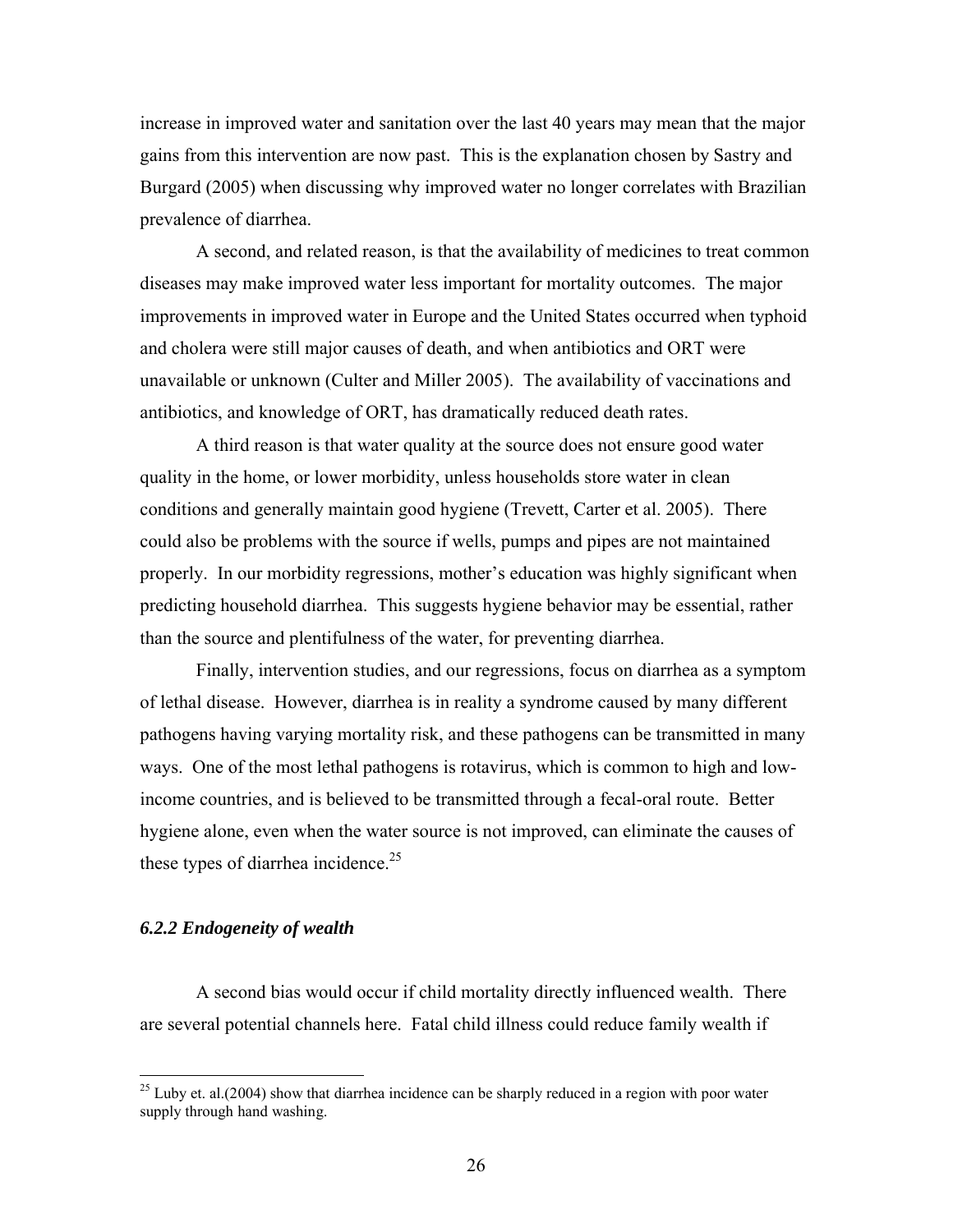increase in improved water and sanitation over the last 40 years may mean that the major gains from this intervention are now past. This is the explanation chosen by Sastry and Burgard (2005) when discussing why improved water no longer correlates with Brazilian prevalence of diarrhea.

A second, and related reason, is that the availability of medicines to treat common diseases may make improved water less important for mortality outcomes. The major improvements in improved water in Europe and the United States occurred when typhoid and cholera were still major causes of death, and when antibiotics and ORT were unavailable or unknown (Culter and Miller 2005). The availability of vaccinations and antibiotics, and knowledge of ORT, has dramatically reduced death rates.

A third reason is that water quality at the source does not ensure good water quality in the home, or lower morbidity, unless households store water in clean conditions and generally maintain good hygiene (Trevett, Carter et al. 2005). There could also be problems with the source if wells, pumps and pipes are not maintained properly. In our morbidity regressions, mother's education was highly significant when predicting household diarrhea. This suggests hygiene behavior may be essential, rather than the source and plentifulness of the water, for preventing diarrhea.

Finally, intervention studies, and our regressions, focus on diarrhea as a symptom of lethal disease. However, diarrhea is in reality a syndrome caused by many different pathogens having varying mortality risk, and these pathogens can be transmitted in many ways. One of the most lethal pathogens is rotavirus, which is common to high and low-income countries, and is believed to be transmitted through a fecal-oral route. Better hygiene alone, even when the water source is not improved, can eliminate the causes of these types of diarrhea incidence.[25]

### *6.2.2 Endogeneity of wealth*

A second bias would occur if child mortality directly influenced wealth. There are several potential channels here. Fatal child illness could reduce family wealth if

[25] Luby et. al.(2004) show that diarrhea incidence can be sharply reduced in a region with poor water supply through hand washing.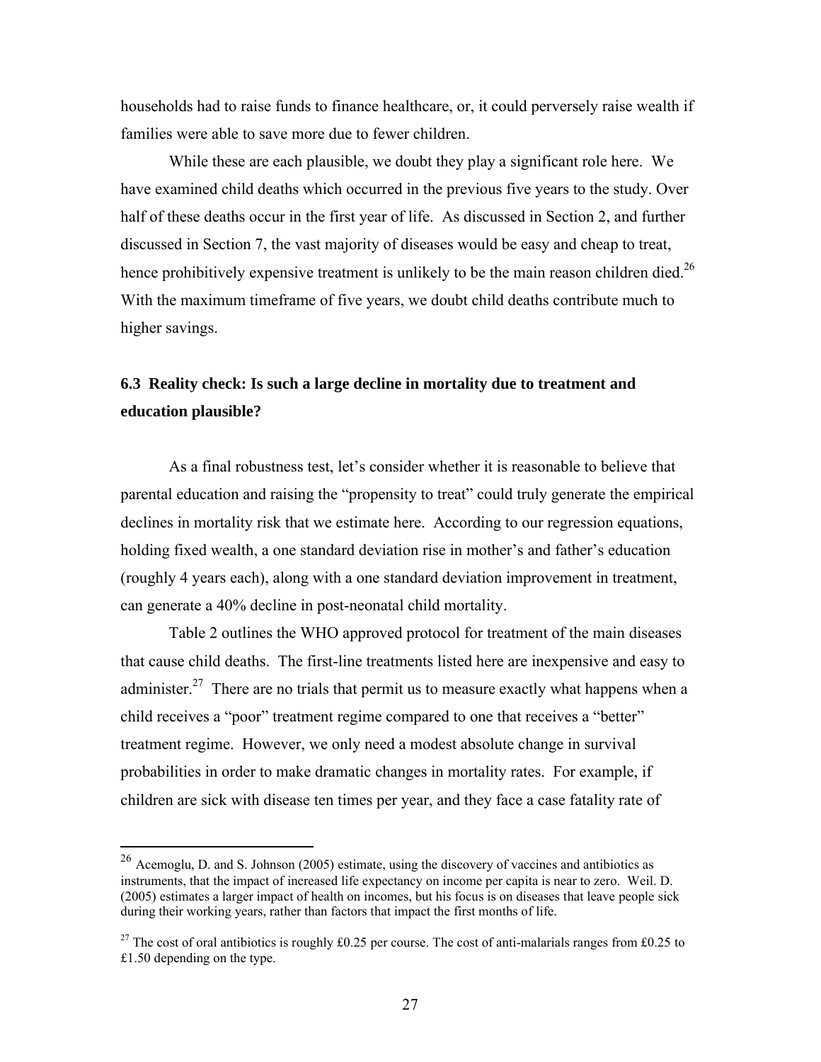households had to raise funds to finance healthcare, or, it could perversely raise wealth if families were able to save more due to fewer children.

While these are each plausible, we doubt they play a significant role here. We have examined child deaths which occurred in the previous five years to the study. Over half of these deaths occur in the first year of life. As discussed in Section 2, and further discussed in Section 7, the vast majority of diseases would be easy and cheap to treat, hence prohibitively expensive treatment is unlikely to be the main reason children died.[26] With the maximum timeframe of five years, we doubt child deaths contribute much to higher savings.

### 6.3 Reality check: Is such a large decline in mortality due to treatment and education plausible?

As a final robustness test, let's consider whether it is reasonable to believe that parental education and raising the "propensity to treat" could truly generate the empirical declines in mortality risk that we estimate here. According to our regression equations, holding fixed wealth, a one standard deviation rise in mother's and father's education (roughly 4 years each), along with a one standard deviation improvement in treatment, can generate a 40% decline in post-neonatal child mortality.

Table 2 outlines the WHO approved protocol for treatment of the main diseases that cause child deaths. The first-line treatments listed here are inexpensive and easy to administer.[27] There are no trials that permit us to measure exactly what happens when a child receives a "poor" treatment regime compared to one that receives a "better" treatment regime. However, we only need a modest absolute change in survival probabilities in order to make dramatic changes in mortality rates. For example, if children are sick with disease ten times per year, and they face a case fatality rate of

---

[26] Acemoglu, D. and S. Johnson (2005) estimate, using the discovery of vaccines and antibiotics as instruments, that the impact of increased life expectancy on income per capita is near to zero. Weil. D. (2005) estimates a larger impact of health on incomes, but his focus is on diseases that leave people sick during their working years, rather than factors that impact the first months of life.

[27] The cost of oral antibiotics is roughly £0.25 per course. The cost of anti-malarials ranges from £0.25 to £1.50 depending on the type.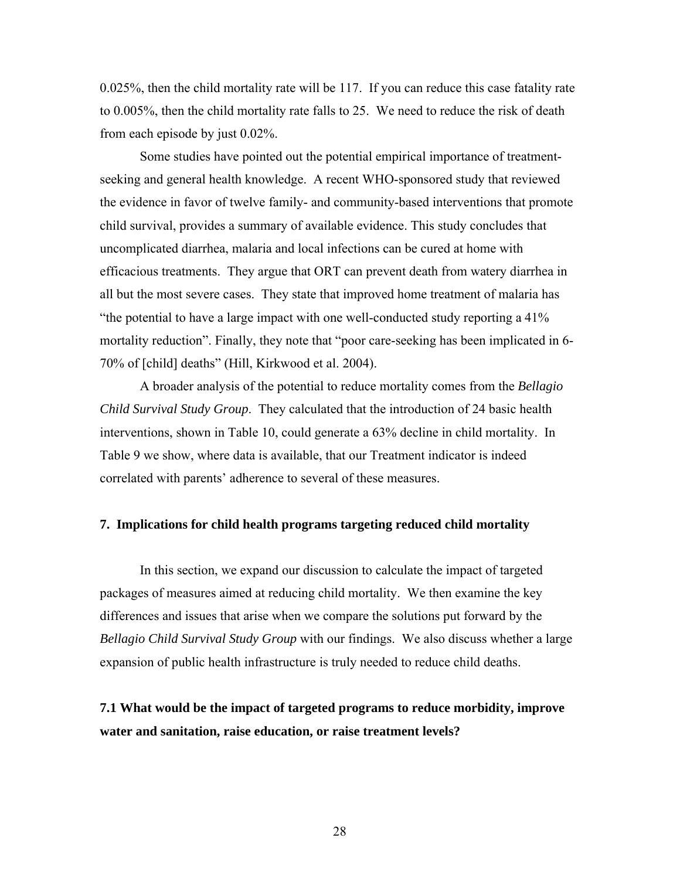0.025%, then the child mortality rate will be 117. If you can reduce this case fatality rate to 0.005%, then the child mortality rate falls to 25. We need to reduce the risk of death from each episode by just 0.02%.

Some studies have pointed out the potential empirical importance of treatment-seeking and general health knowledge. A recent WHO-sponsored study that reviewed the evidence in favor of twelve family- and community-based interventions that promote child survival, provides a summary of available evidence. This study concludes that uncomplicated diarrhea, malaria and local infections can be cured at home with efficacious treatments. They argue that ORT can prevent death from watery diarrhea in all but the most severe cases. They state that improved home treatment of malaria has "the potential to have a large impact with one well-conducted study reporting a 41% mortality reduction". Finally, they note that "poor care-seeking has been implicated in 6-70% of [child] deaths" (Hill, Kirkwood et al. 2004).

A broader analysis of the potential to reduce mortality comes from the *Bellagio Child Survival Study Group*. They calculated that the introduction of 24 basic health interventions, shown in Table 10, could generate a 63% decline in child mortality. In Table 9 we show, where data is available, that our Treatment indicator is indeed correlated with parents' adherence to several of these measures.

## 7. Implications for child health programs targeting reduced child mortality

In this section, we expand our discussion to calculate the impact of targeted packages of measures aimed at reducing child mortality. We then examine the key differences and issues that arise when we compare the solutions put forward by the *Bellagio Child Survival Study Group* with our findings. We also discuss whether a large expansion of public health infrastructure is truly needed to reduce child deaths.

### 7.1 What would be the impact of targeted programs to reduce morbidity, improve water and sanitation, raise education, or raise treatment levels?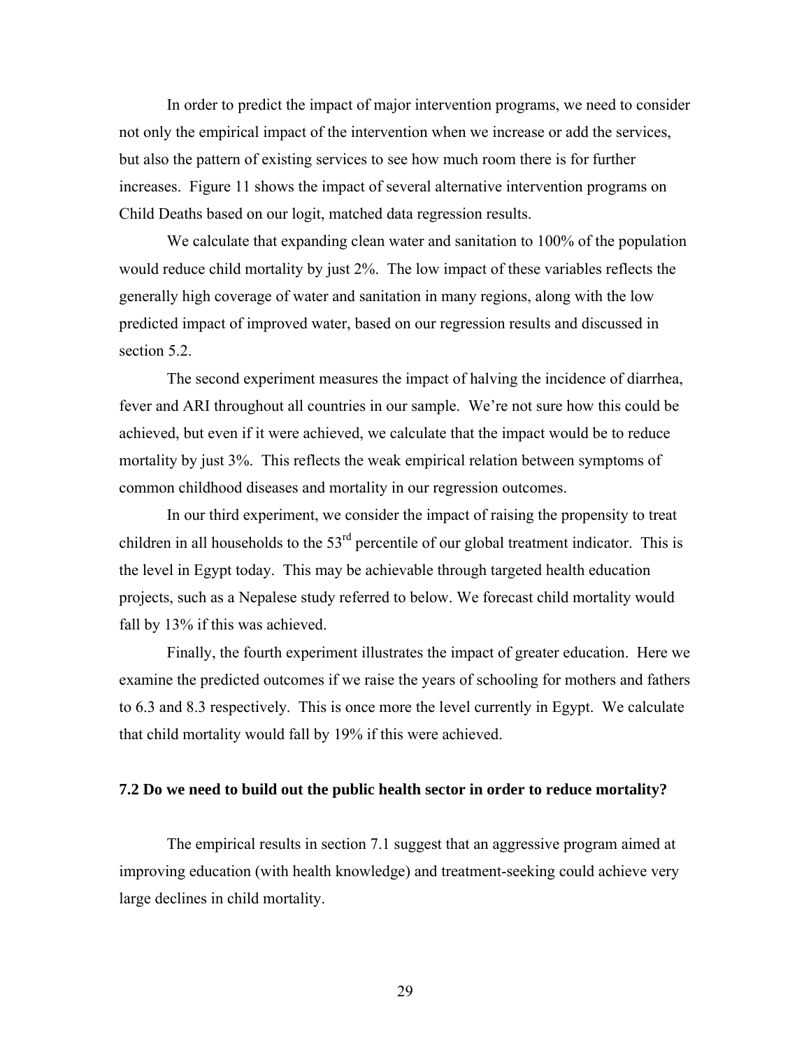In order to predict the impact of major intervention programs, we need to consider not only the empirical impact of the intervention when we increase or add the services, but also the pattern of existing services to see how much room there is for further increases. Figure 11 shows the impact of several alternative intervention programs on Child Deaths based on our logit, matched data regression results.

We calculate that expanding clean water and sanitation to 100% of the population would reduce child mortality by just 2%. The low impact of these variables reflects the generally high coverage of water and sanitation in many regions, along with the low predicted impact of improved water, based on our regression results and discussed in section 5.2.

The second experiment measures the impact of halving the incidence of diarrhea, fever and ARI throughout all countries in our sample. We're not sure how this could be achieved, but even if it were achieved, we calculate that the impact would be to reduce mortality by just 3%. This reflects the weak empirical relation between symptoms of common childhood diseases and mortality in our regression outcomes.

In our third experiment, we consider the impact of raising the propensity to treat children in all households to the 53rd percentile of our global treatment indicator. This is the level in Egypt today. This may be achievable through targeted health education projects, such as a Nepalese study referred to below. We forecast child mortality would fall by 13% if this was achieved.

Finally, the fourth experiment illustrates the impact of greater education. Here we examine the predicted outcomes if we raise the years of schooling for mothers and fathers to 6.3 and 8.3 respectively. This is once more the level currently in Egypt. We calculate that child mortality would fall by 19% if this were achieved.

### 7.2 Do we need to build out the public health sector in order to reduce mortality?

The empirical results in section 7.1 suggest that an aggressive program aimed at improving education (with health knowledge) and treatment-seeking could achieve very large declines in child mortality.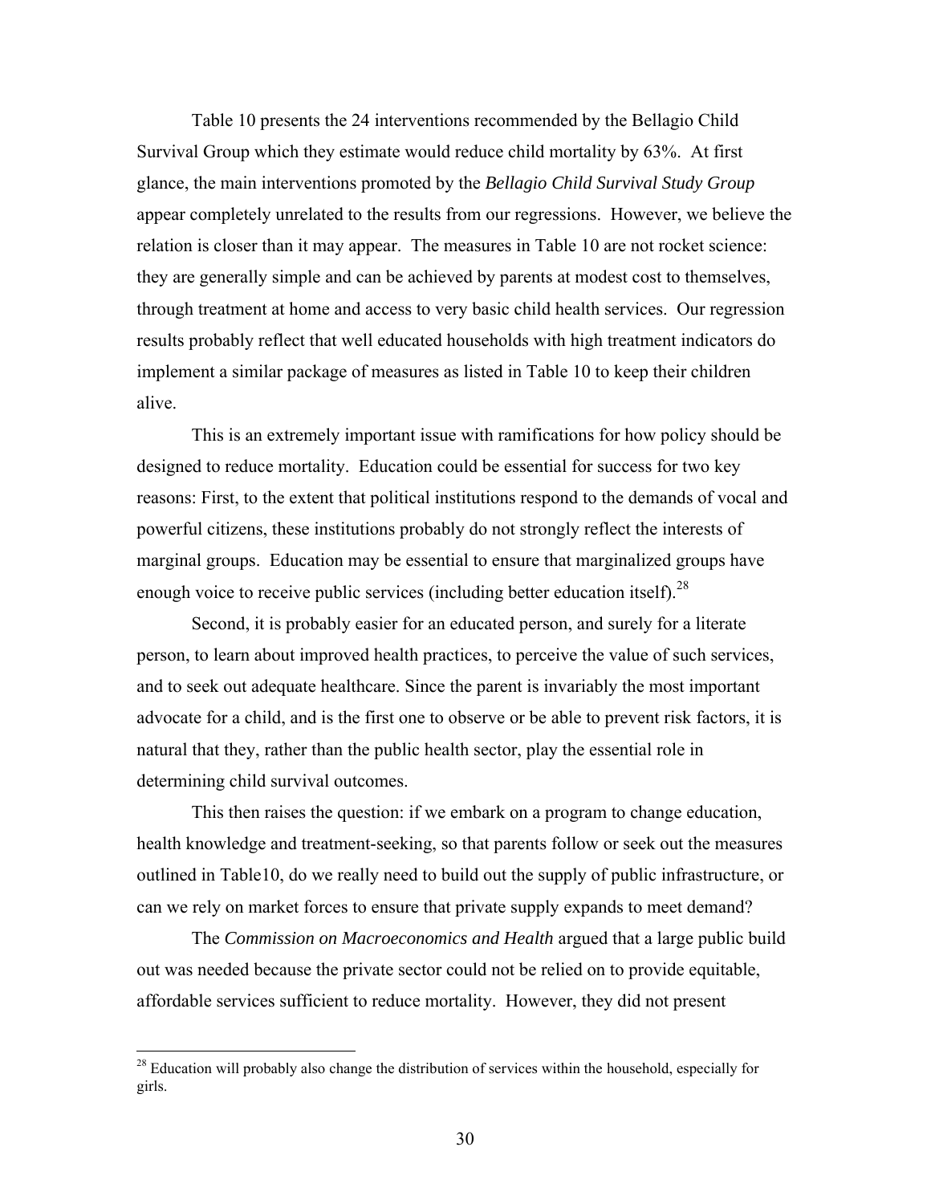Table 10 presents the 24 interventions recommended by the Bellagio Child Survival Group which they estimate would reduce child mortality by 63%. At first glance, the main interventions promoted by the *Bellagio Child Survival Study Group* appear completely unrelated to the results from our regressions. However, we believe the relation is closer than it may appear. The measures in Table 10 are not rocket science: they are generally simple and can be achieved by parents at modest cost to themselves, through treatment at home and access to very basic child health services. Our regression results probably reflect that well educated households with high treatment indicators do implement a similar package of measures as listed in Table 10 to keep their children alive.

This is an extremely important issue with ramifications for how policy should be designed to reduce mortality. Education could be essential for success for two key reasons: First, to the extent that political institutions respond to the demands of vocal and powerful citizens, these institutions probably do not strongly reflect the interests of marginal groups. Education may be essential to ensure that marginalized groups have enough voice to receive public services (including better education itself).[28]

Second, it is probably easier for an educated person, and surely for a literate person, to learn about improved health practices, to perceive the value of such services, and to seek out adequate healthcare. Since the parent is invariably the most important advocate for a child, and is the first one to observe or be able to prevent risk factors, it is natural that they, rather than the public health sector, play the essential role in determining child survival outcomes.

This then raises the question: if we embark on a program to change education, health knowledge and treatment-seeking, so that parents follow or seek out the measures outlined in Table10, do we really need to build out the supply of public infrastructure, or can we rely on market forces to ensure that private supply expands to meet demand?

The *Commission on Macroeconomics and Health* argued that a large public build out was needed because the private sector could not be relied on to provide equitable, affordable services sufficient to reduce mortality. However, they did not present

[28] Education will probably also change the distribution of services within the household, especially for girls.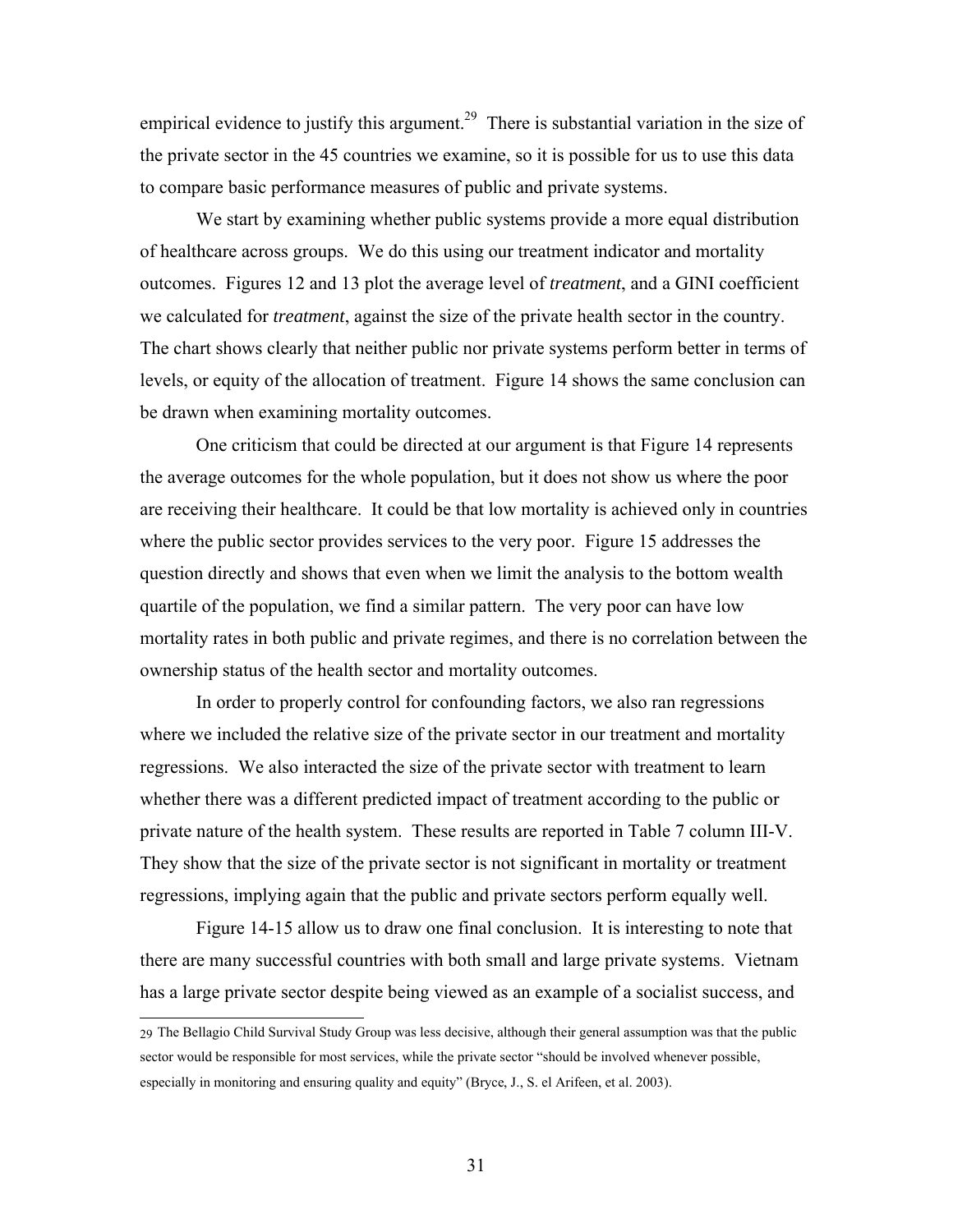empirical evidence to justify this argument.[29] There is substantial variation in the size of the private sector in the 45 countries we examine, so it is possible for us to use this data to compare basic performance measures of public and private systems.

We start by examining whether public systems provide a more equal distribution of healthcare across groups. We do this using our treatment indicator and mortality outcomes. Figures 12 and 13 plot the average level of *treatment*, and a GINI coefficient we calculated for *treatment*, against the size of the private health sector in the country. The chart shows clearly that neither public nor private systems perform better in terms of levels, or equity of the allocation of treatment. Figure 14 shows the same conclusion can be drawn when examining mortality outcomes.

One criticism that could be directed at our argument is that Figure 14 represents the average outcomes for the whole population, but it does not show us where the poor are receiving their healthcare. It could be that low mortality is achieved only in countries where the public sector provides services to the very poor. Figure 15 addresses the question directly and shows that even when we limit the analysis to the bottom wealth quartile of the population, we find a similar pattern. The very poor can have low mortality rates in both public and private regimes, and there is no correlation between the ownership status of the health sector and mortality outcomes.

In order to properly control for confounding factors, we also ran regressions where we included the relative size of the private sector in our treatment and mortality regressions. We also interacted the size of the private sector with treatment to learn whether there was a different predicted impact of treatment according to the public or private nature of the health system. These results are reported in Table 7 column III-V. They show that the size of the private sector is not significant in mortality or treatment regressions, implying again that the public and private sectors perform equally well.

Figure 14-15 allow us to draw one final conclusion. It is interesting to note that there are many successful countries with both small and large private systems. Vietnam has a large private sector despite being viewed as an example of a socialist success, and

---

29 The Bellagio Child Survival Study Group was less decisive, although their general assumption was that the public sector would be responsible for most services, while the private sector "should be involved whenever possible, especially in monitoring and ensuring quality and equity" (Bryce, J., S. el Arifeen, et al. 2003).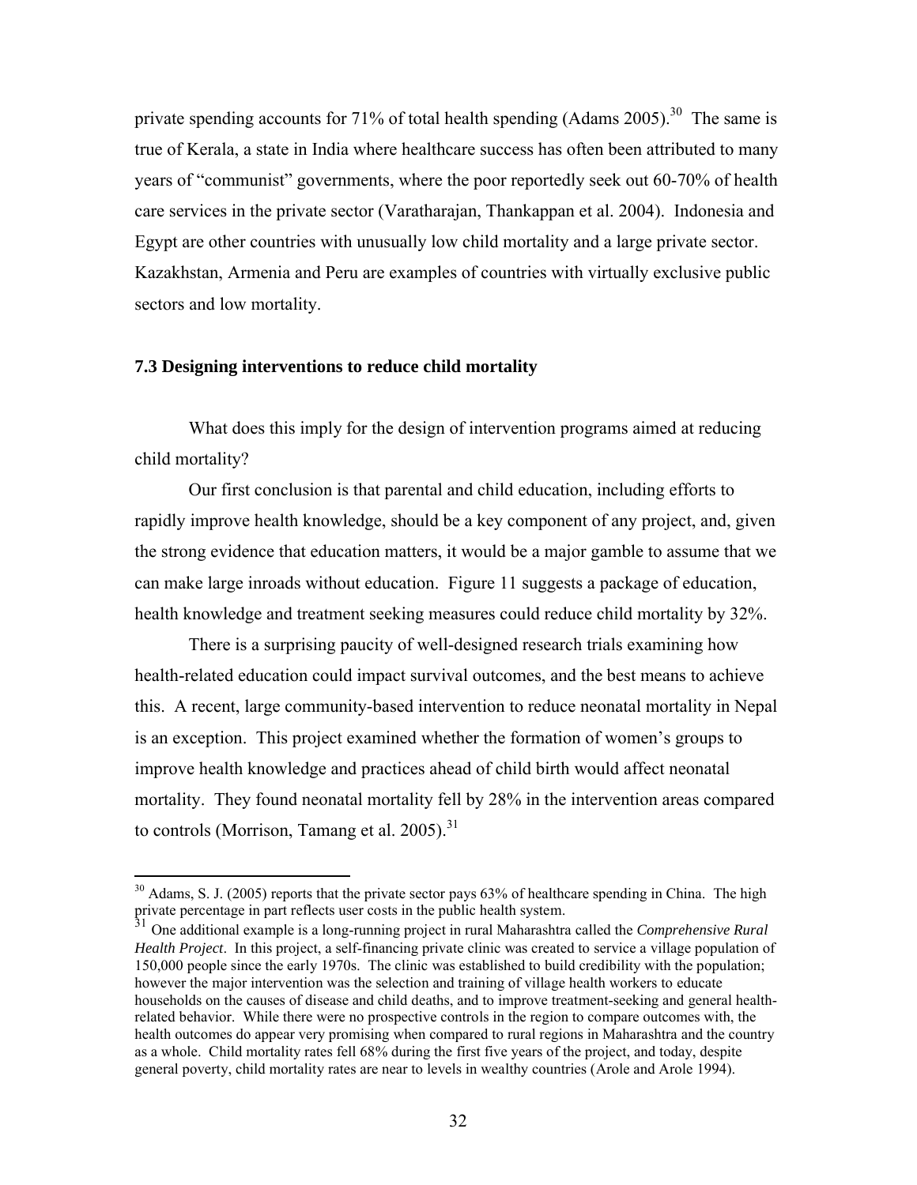private spending accounts for 71% of total health spending (Adams 2005).[30] The same is true of Kerala, a state in India where healthcare success has often been attributed to many years of "communist" governments, where the poor reportedly seek out 60-70% of health care services in the private sector (Varatharajan, Thankappan et al. 2004). Indonesia and Egypt are other countries with unusually low child mortality and a large private sector. Kazakhstan, Armenia and Peru are examples of countries with virtually exclusive public sectors and low mortality.

### 7.3 Designing interventions to reduce child mortality

What does this imply for the design of intervention programs aimed at reducing child mortality?

Our first conclusion is that parental and child education, including efforts to rapidly improve health knowledge, should be a key component of any project, and, given the strong evidence that education matters, it would be a major gamble to assume that we can make large inroads without education. Figure 11 suggests a package of education, health knowledge and treatment seeking measures could reduce child mortality by 32%.

There is a surprising paucity of well-designed research trials examining how health-related education could impact survival outcomes, and the best means to achieve this. A recent, large community-based intervention to reduce neonatal mortality in Nepal is an exception. This project examined whether the formation of women's groups to improve health knowledge and practices ahead of child birth would affect neonatal mortality. They found neonatal mortality fell by 28% in the intervention areas compared to controls (Morrison, Tamang et al. 2005).[31]

---

[30] Adams, S. J. (2005) reports that the private sector pays 63% of healthcare spending in China. The high private percentage in part reflects user costs in the public health system.

[31] One additional example is a long-running project in rural Maharashtra called the *Comprehensive Rural Health Project*. In this project, a self-financing private clinic was created to service a village population of 150,000 people since the early 1970s. The clinic was established to build credibility with the population; however the major intervention was the selection and training of village health workers to educate households on the causes of disease and child deaths, and to improve treatment-seeking and general health-related behavior. While there were no prospective controls in the region to compare outcomes with, the health outcomes do appear very promising when compared to rural regions in Maharashtra and the country as a whole. Child mortality rates fell 68% during the first five years of the project, and today, despite general poverty, child mortality rates are near to levels in wealthy countries (Arole and Arole 1994).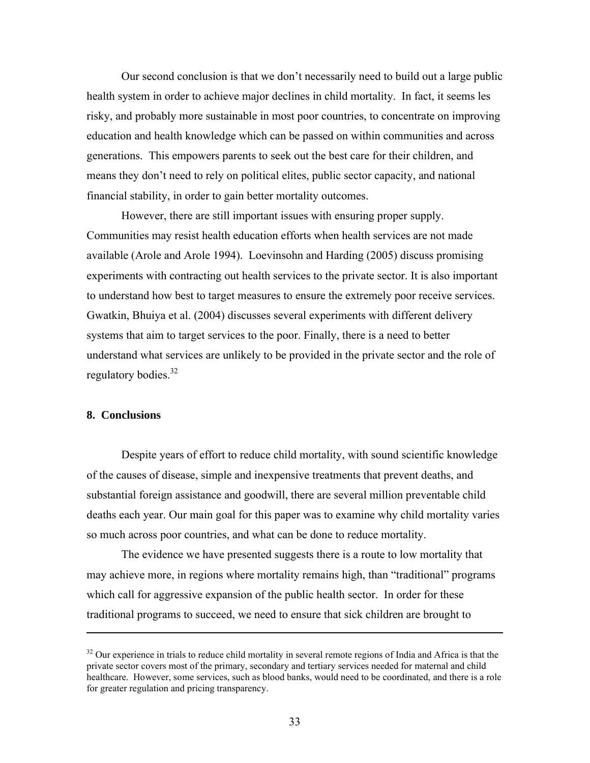Our second conclusion is that we don't necessarily need to build out a large public health system in order to achieve major declines in child mortality. In fact, it seems les risky, and probably more sustainable in most poor countries, to concentrate on improving education and health knowledge which can be passed on within communities and across generations. This empowers parents to seek out the best care for their children, and means they don't need to rely on political elites, public sector capacity, and national financial stability, in order to gain better mortality outcomes.

However, there are still important issues with ensuring proper supply. Communities may resist health education efforts when health services are not made available (Arole and Arole 1994). Loevinsohn and Harding (2005) discuss promising experiments with contracting out health services to the private sector. It is also important to understand how best to target measures to ensure the extremely poor receive services. Gwatkin, Bhuiya et al. (2004) discusses several experiments with different delivery systems that aim to target services to the poor. Finally, there is a need to better understand what services are unlikely to be provided in the private sector and the role of regulatory bodies.[32]

## 8. Conclusions

Despite years of effort to reduce child mortality, with sound scientific knowledge of the causes of disease, simple and inexpensive treatments that prevent deaths, and substantial foreign assistance and goodwill, there are several million preventable child deaths each year. Our main goal for this paper was to examine why child mortality varies so much across poor countries, and what can be done to reduce mortality.

The evidence we have presented suggests there is a route to low mortality that may achieve more, in regions where mortality remains high, than "traditional" programs which call for aggressive expansion of the public health sector. In order for these traditional programs to succeed, we need to ensure that sick children are brought to

---

[32] Our experience in trials to reduce child mortality in several remote regions of India and Africa is that the private sector covers most of the primary, secondary and tertiary services needed for maternal and child healthcare. However, some services, such as blood banks, would need to be coordinated, and there is a role for greater regulation and pricing transparency.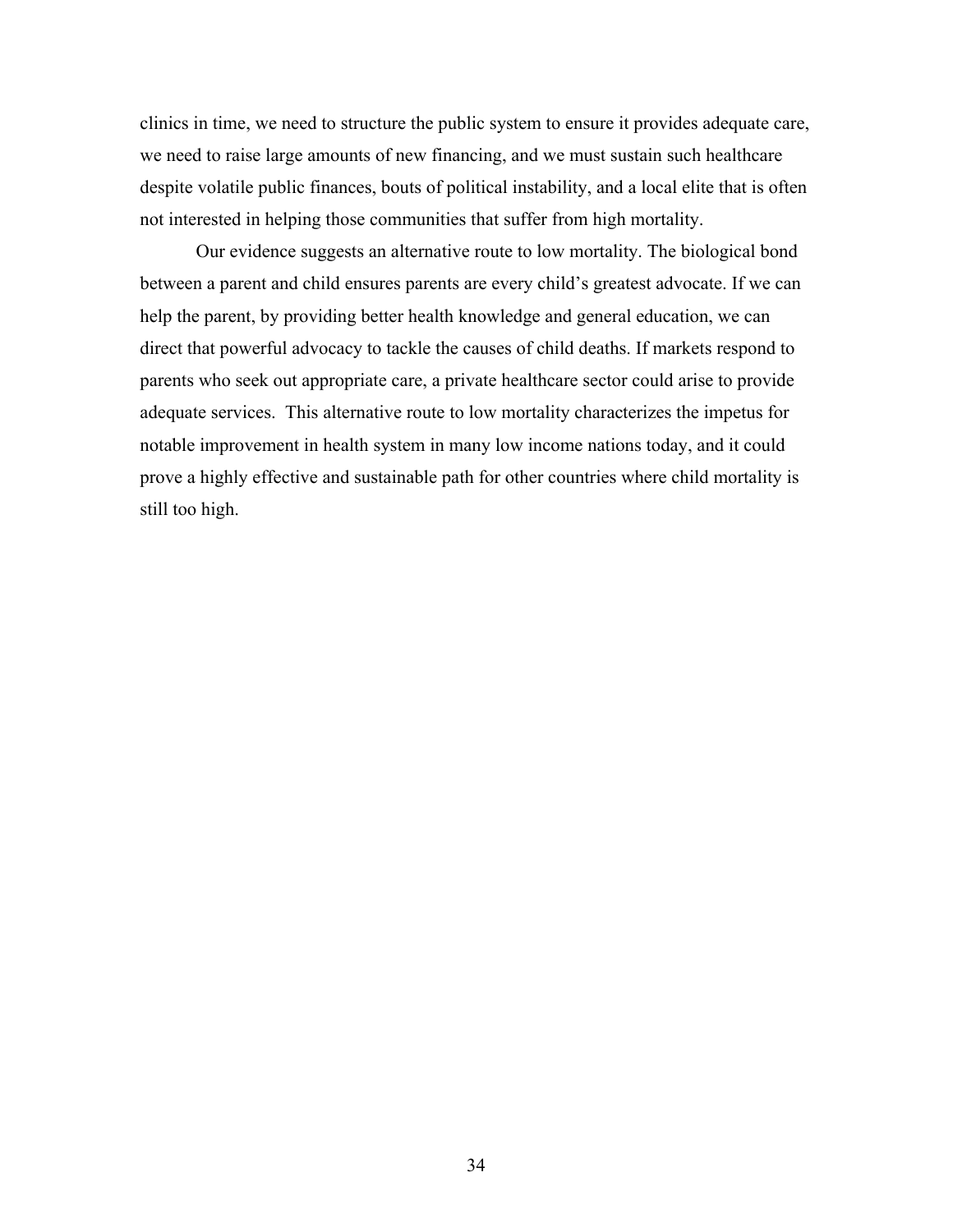clinics in time, we need to structure the public system to ensure it provides adequate care, we need to raise large amounts of new financing, and we must sustain such healthcare despite volatile public finances, bouts of political instability, and a local elite that is often not interested in helping those communities that suffer from high mortality.

Our evidence suggests an alternative route to low mortality. The biological bond between a parent and child ensures parents are every child's greatest advocate. If we can help the parent, by providing better health knowledge and general education, we can direct that powerful advocacy to tackle the causes of child deaths. If markets respond to parents who seek out appropriate care, a private healthcare sector could arise to provide adequate services. This alternative route to low mortality characterizes the impetus for notable improvement in health system in many low income nations today, and it could prove a highly effective and sustainable path for other countries where child mortality is still too high.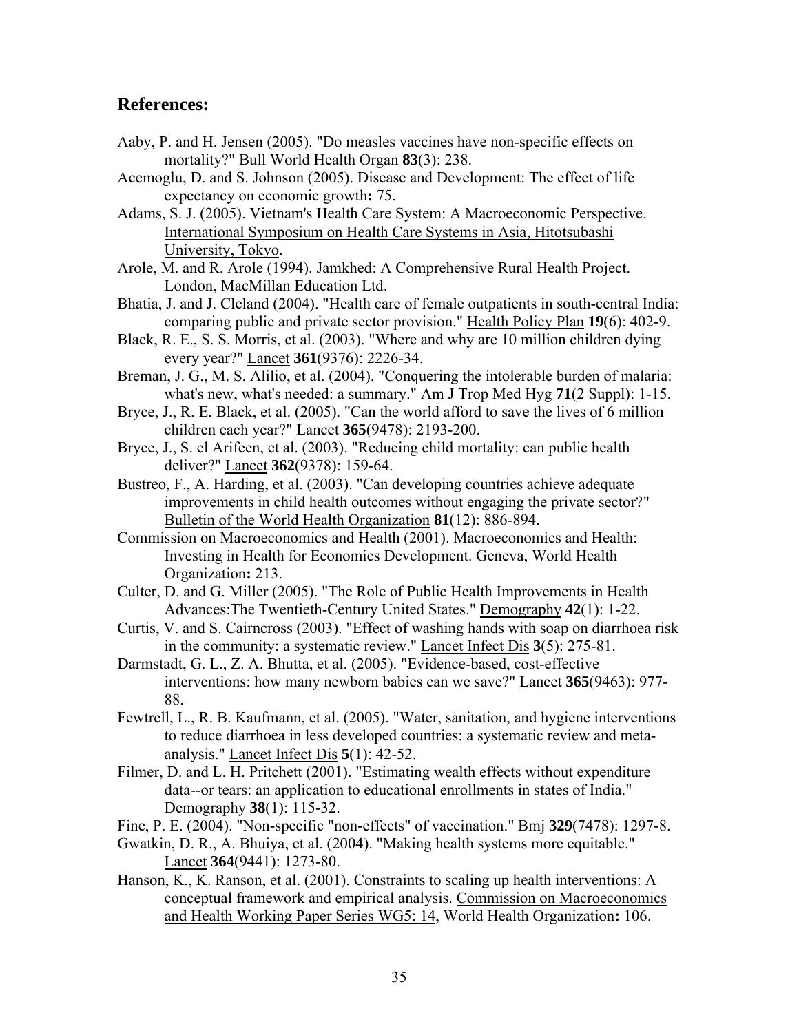## References:

Aaby, P. and H. Jensen (2005). "Do measles vaccines have non-specific effects on mortality?" Bull World Health Organ **83**(3): 238.

Acemoglu, D. and S. Johnson (2005). Disease and Development: The effect of life expectancy on economic growth**:** 75.

Adams, S. J. (2005). Vietnam's Health Care System: A Macroeconomic Perspective. International Symposium on Health Care Systems in Asia, Hitotsubashi University, Tokyo.

Arole, M. and R. Arole (1994). Jamkhed: A Comprehensive Rural Health Project. London, MacMillan Education Ltd.

Bhatia, J. and J. Cleland (2004). "Health care of female outpatients in south-central India: comparing public and private sector provision." Health Policy Plan **19**(6): 402-9.

Black, R. E., S. S. Morris, et al. (2003). "Where and why are 10 million children dying every year?" Lancet **361**(9376): 2226-34.

Breman, J. G., M. S. Alilio, et al. (2004). "Conquering the intolerable burden of malaria: what's new, what's needed: a summary." Am J Trop Med Hyg **71**(2 Suppl): 1-15.

Bryce, J., R. E. Black, et al. (2005). "Can the world afford to save the lives of 6 million children each year?" Lancet **365**(9478): 2193-200.

Bryce, J., S. el Arifeen, et al. (2003). "Reducing child mortality: can public health deliver?" Lancet **362**(9378): 159-64.

Bustreo, F., A. Harding, et al. (2003). "Can developing countries achieve adequate improvements in child health outcomes without engaging the private sector?" Bulletin of the World Health Organization **81**(12): 886-894.

Commission on Macroeconomics and Health (2001). Macroeconomics and Health: Investing in Health for Economics Development. Geneva, World Health Organization**:** 213.

Culter, D. and G. Miller (2005). "The Role of Public Health Improvements in Health Advances:The Twentieth-Century United States." Demography **42**(1): 1-22.

Curtis, V. and S. Cairncross (2003). "Effect of washing hands with soap on diarrhoea risk in the community: a systematic review." Lancet Infect Dis **3**(5): 275-81.

Darmstadt, G. L., Z. A. Bhutta, et al. (2005). "Evidence-based, cost-effective interventions: how many newborn babies can we save?" Lancet **365**(9463): 977-88.

Fewtrell, L., R. B. Kaufmann, et al. (2005). "Water, sanitation, and hygiene interventions to reduce diarrhoea in less developed countries: a systematic review and meta-analysis." Lancet Infect Dis **5**(1): 42-52.

Filmer, D. and L. H. Pritchett (2001). "Estimating wealth effects without expenditure data--or tears: an application to educational enrollments in states of India." Demography **38**(1): 115-32.

Fine, P. E. (2004). "Non-specific "non-effects" of vaccination." Bmj **329**(7478): 1297-8.

Gwatkin, D. R., A. Bhuiya, et al. (2004). "Making health systems more equitable." Lancet **364**(9441): 1273-80.

Hanson, K., K. Ranson, et al. (2001). Constraints to scaling up health interventions: A conceptual framework and empirical analysis. Commission on Macroeconomics and Health Working Paper Series WG5: 14, World Health Organization**:** 106.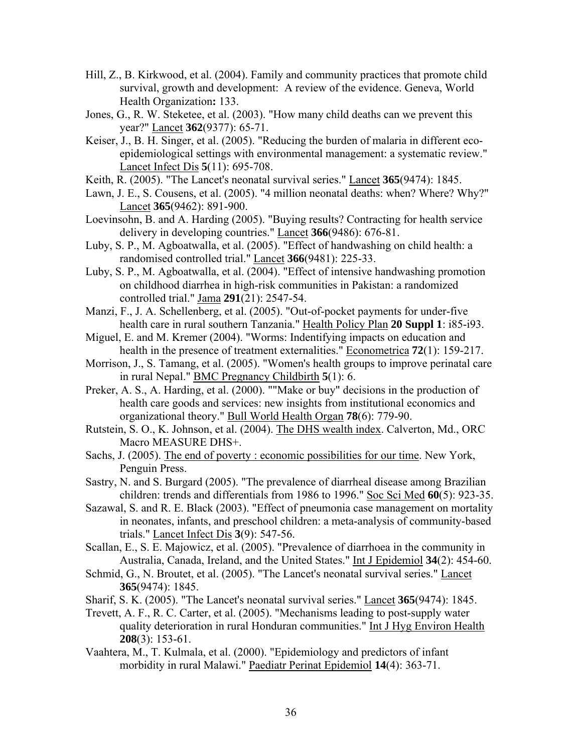Hill, Z., B. Kirkwood, et al. (2004). Family and community practices that promote child survival, growth and development: A review of the evidence. Geneva, World Health Organization**:** 133.

Jones, G., R. W. Steketee, et al. (2003). "How many child deaths can we prevent this year?" Lancet **362**(9377): 65-71.

Keiser, J., B. H. Singer, et al. (2005). "Reducing the burden of malaria in different eco-epidemiological settings with environmental management: a systematic review." Lancet Infect Dis **5**(11): 695-708.

Keith, R. (2005). "The Lancet's neonatal survival series." Lancet **365**(9474): 1845.

Lawn, J. E., S. Cousens, et al. (2005). "4 million neonatal deaths: when? Where? Why?" Lancet **365**(9462): 891-900.

Loevinsohn, B. and A. Harding (2005). "Buying results? Contracting for health service delivery in developing countries." Lancet **366**(9486): 676-81.

Luby, S. P., M. Agboatwalla, et al. (2005). "Effect of handwashing on child health: a randomised controlled trial." Lancet **366**(9481): 225-33.

Luby, S. P., M. Agboatwalla, et al. (2004). "Effect of intensive handwashing promotion on childhood diarrhea in high-risk communities in Pakistan: a randomized controlled trial." Jama **291**(21): 2547-54.

Manzi, F., J. A. Schellenberg, et al. (2005). "Out-of-pocket payments for under-five health care in rural southern Tanzania." Health Policy Plan **20 Suppl 1**: i85-i93.

Miguel, E. and M. Kremer (2004). "Worms: Indentifying impacts on education and health in the presence of treatment externalities." Econometrica **72**(1): 159-217.

Morrison, J., S. Tamang, et al. (2005). "Women's health groups to improve perinatal care in rural Nepal." BMC Pregnancy Childbirth **5**(1): 6.

Preker, A. S., A. Harding, et al. (2000). ""Make or buy" decisions in the production of health care goods and services: new insights from institutional economics and organizational theory." Bull World Health Organ **78**(6): 779-90.

Rutstein, S. O., K. Johnson, et al. (2004). The DHS wealth index. Calverton, Md., ORC Macro MEASURE DHS+.

Sachs, J. (2005). The end of poverty : economic possibilities for our time. New York, Penguin Press.

Sastry, N. and S. Burgard (2005). "The prevalence of diarrheal disease among Brazilian children: trends and differentials from 1986 to 1996." Soc Sci Med **60**(5): 923-35.

Sazawal, S. and R. E. Black (2003). "Effect of pneumonia case management on mortality in neonates, infants, and preschool children: a meta-analysis of community-based trials." Lancet Infect Dis **3**(9): 547-56.

Scallan, E., S. E. Majowicz, et al. (2005). "Prevalence of diarrhoea in the community in Australia, Canada, Ireland, and the United States." Int J Epidemiol **34**(2): 454-60.

Schmid, G., N. Broutet, et al. (2005). "The Lancet's neonatal survival series." Lancet **365**(9474): 1845.

Sharif, S. K. (2005). "The Lancet's neonatal survival series." Lancet **365**(9474): 1845.

Trevett, A. F., R. C. Carter, et al. (2005). "Mechanisms leading to post-supply water quality deterioration in rural Honduran communities." Int J Hyg Environ Health **208**(3): 153-61.

Vaahtera, M., T. Kulmala, et al. (2000). "Epidemiology and predictors of infant morbidity in rural Malawi." Paediatr Perinat Epidemiol **14**(4): 363-71.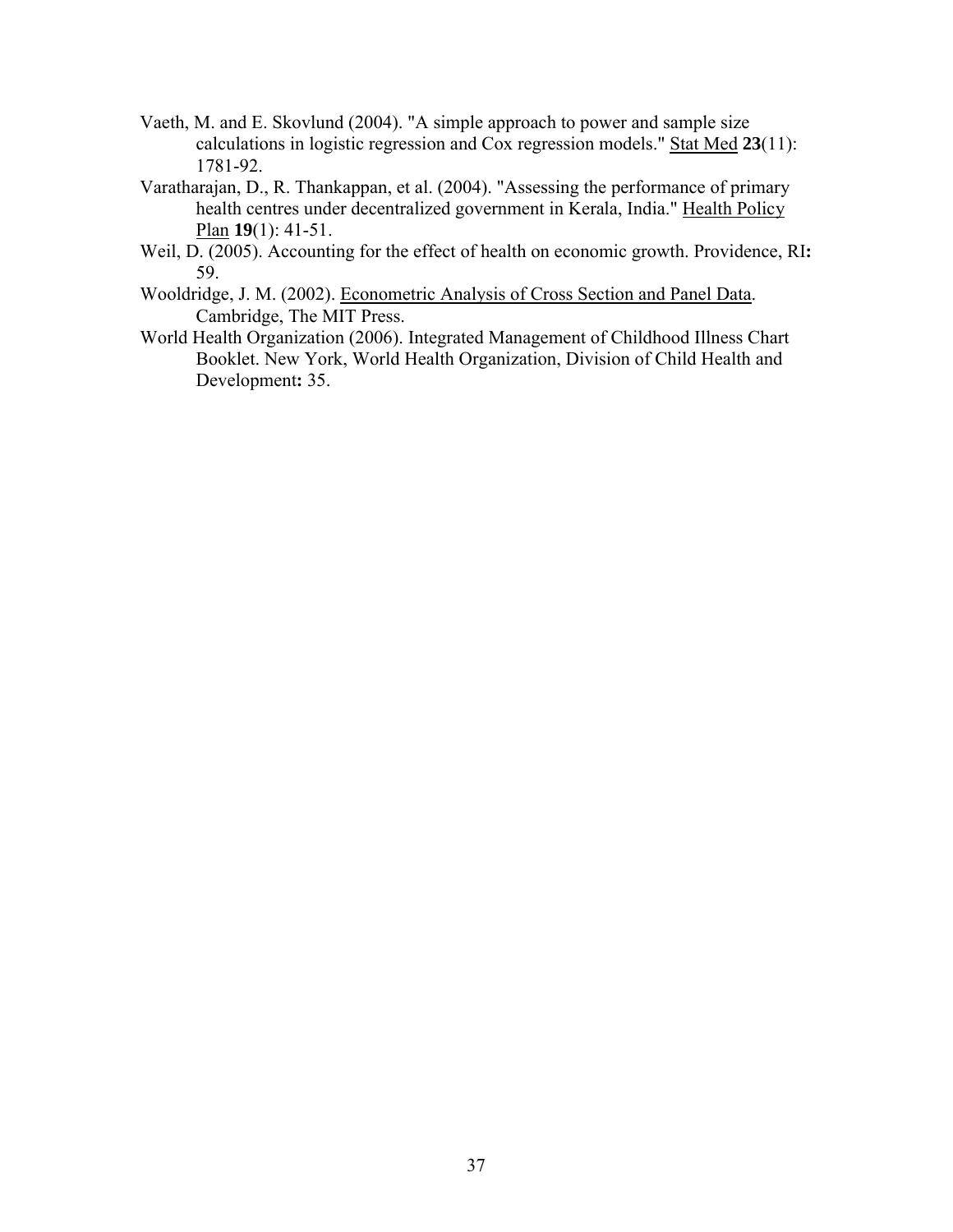Vaeth, M. and E. Skovlund (2004). "A simple approach to power and sample size calculations in logistic regression and Cox regression models." Stat Med **23**(11): 1781-92.

Varatharajan, D., R. Thankappan, et al. (2004). "Assessing the performance of primary health centres under decentralized government in Kerala, India." Health Policy Plan **19**(1): 41-51.

Weil, D. (2005). Accounting for the effect of health on economic growth. Providence, RI**:** 59.

Wooldridge, J. M. (2002). Econometric Analysis of Cross Section and Panel Data. Cambridge, The MIT Press.

World Health Organization (2006). Integrated Management of Childhood Illness Chart Booklet. New York, World Health Organization, Division of Child Health and Development**:** 35.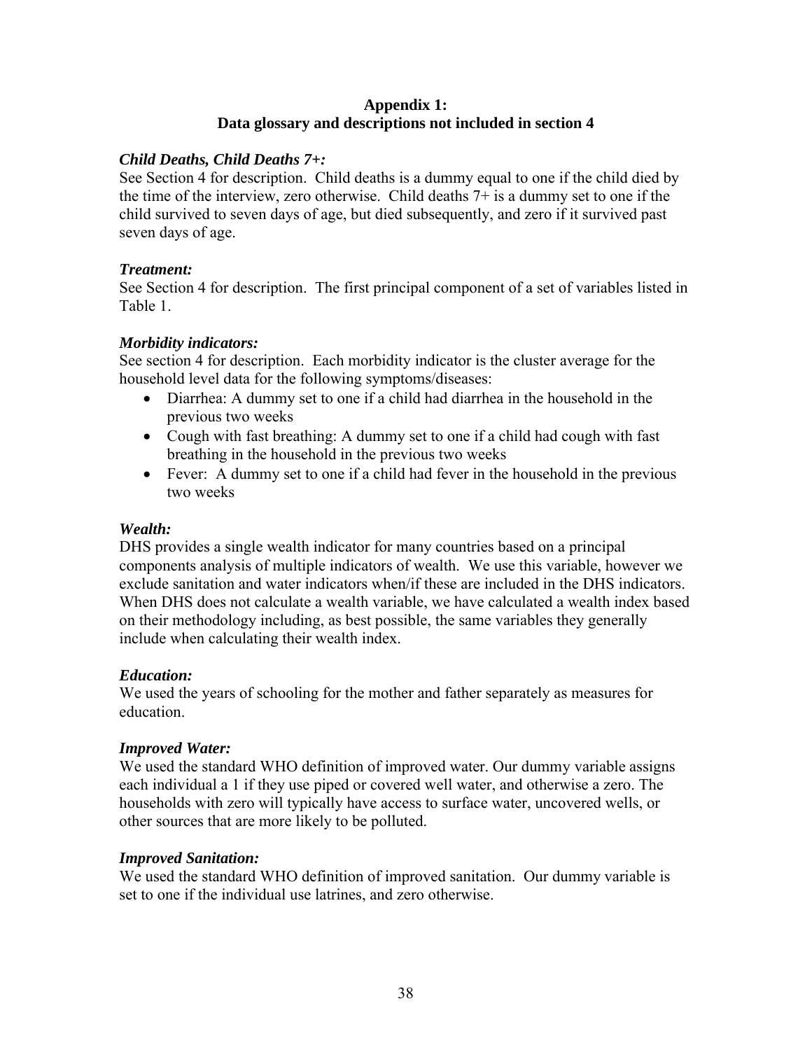## Appendix 1:
## Data glossary and descriptions not included in section 4

### *Child Deaths, Child Deaths 7+:*

See Section 4 for description. Child deaths is a dummy equal to one if the child died by the time of the interview, zero otherwise. Child deaths 7+ is a dummy set to one if the child survived to seven days of age, but died subsequently, and zero if it survived past seven days of age.

### *Treatment:*

See Section 4 for description. The first principal component of a set of variables listed in Table 1.

### *Morbidity indicators:*

See section 4 for description. Each morbidity indicator is the cluster average for the household level data for the following symptoms/diseases:

- Diarrhea: A dummy set to one if a child had diarrhea in the household in the previous two weeks
- Cough with fast breathing: A dummy set to one if a child had cough with fast breathing in the household in the previous two weeks
- Fever: A dummy set to one if a child had fever in the household in the previous two weeks

### *Wealth:*

DHS provides a single wealth indicator for many countries based on a principal components analysis of multiple indicators of wealth. We use this variable, however we exclude sanitation and water indicators when/if these are included in the DHS indicators. When DHS does not calculate a wealth variable, we have calculated a wealth index based on their methodology including, as best possible, the same variables they generally include when calculating their wealth index.

### *Education:*

We used the years of schooling for the mother and father separately as measures for education.

### *Improved Water:*

We used the standard WHO definition of improved water. Our dummy variable assigns each individual a 1 if they use piped or covered well water, and otherwise a zero. The households with zero will typically have access to surface water, uncovered wells, or other sources that are more likely to be polluted.

### *Improved Sanitation:*

We used the standard WHO definition of improved sanitation. Our dummy variable is set to one if the individual use latrines, and zero otherwise.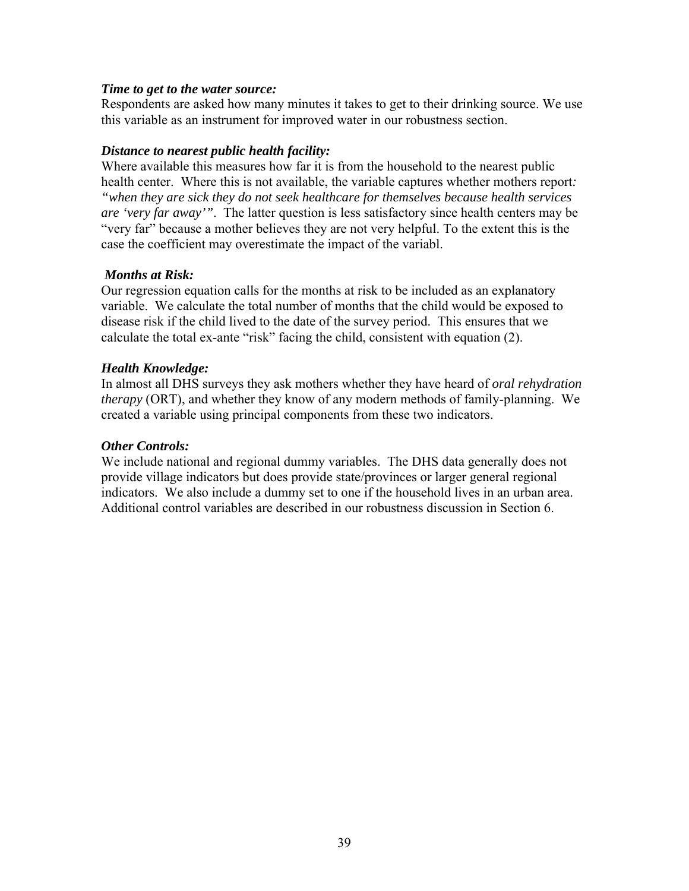***Time to get to the water source:***

Respondents are asked how many minutes it takes to get to their drinking source. We use this variable as an instrument for improved water in our robustness section.

***Distance to nearest public health facility:***

Where available this measures how far it is from the household to the nearest public health center. Where this is not available, the variable captures whether mothers report*: "when they are sick they do not seek healthcare for themselves because health services are 'very far away'"*. The latter question is less satisfactory since health centers may be "very far" because a mother believes they are not very helpful. To the extent this is the case the coefficient may overestimate the impact of the variabl.

***Months at Risk:***

Our regression equation calls for the months at risk to be included as an explanatory variable. We calculate the total number of months that the child would be exposed to disease risk if the child lived to the date of the survey period. This ensures that we calculate the total ex-ante "risk" facing the child, consistent with equation (2).

***Health Knowledge:***

In almost all DHS surveys they ask mothers whether they have heard of *oral rehydration therapy* (ORT), and whether they know of any modern methods of family-planning. We created a variable using principal components from these two indicators.

***Other Controls:***

We include national and regional dummy variables. The DHS data generally does not provide village indicators but does provide state/provinces or larger general regional indicators. We also include a dummy set to one if the household lives in an urban area. Additional control variables are described in our robustness discussion in Section 6.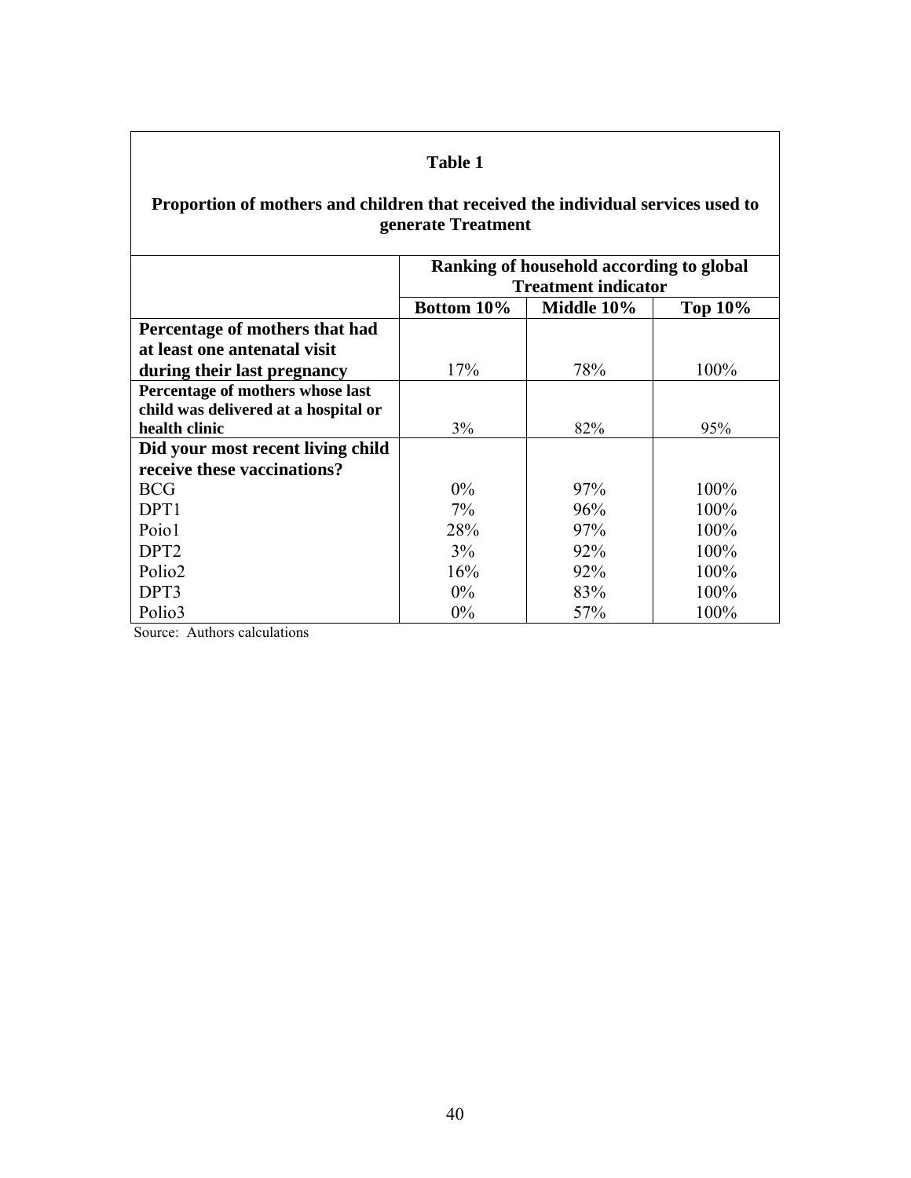**Table 1**

**Proportion of mothers and children that received the individual services used to generate Treatment**

| | Ranking of household according to global Treatment indicator | | |
|---|---|---|---|
| | **Bottom 10%** | **Middle 10%** | **Top 10%** |
| **Percentage of mothers that had at least one antenatal visit during their last pregnancy** | 17% | 78% | 100% |
| **Percentage of mothers whose last child was delivered at a hospital or health clinic** | 3% | 82% | 95% |
| **Did your most recent living child receive these vaccinations?** | | | |
| BCG | 0% | 97% | 100% |
| DPT1 | 7% | 96% | 100% |
| Poio1 | 28% | 97% | 100% |
| DPT2 | 3% | 92% | 100% |
| Polio2 | 16% | 92% | 100% |
| DPT3 | 0% | 83% | 100% |
| Polio3 | 0% | 57% | 100% |

Source: Authors calculations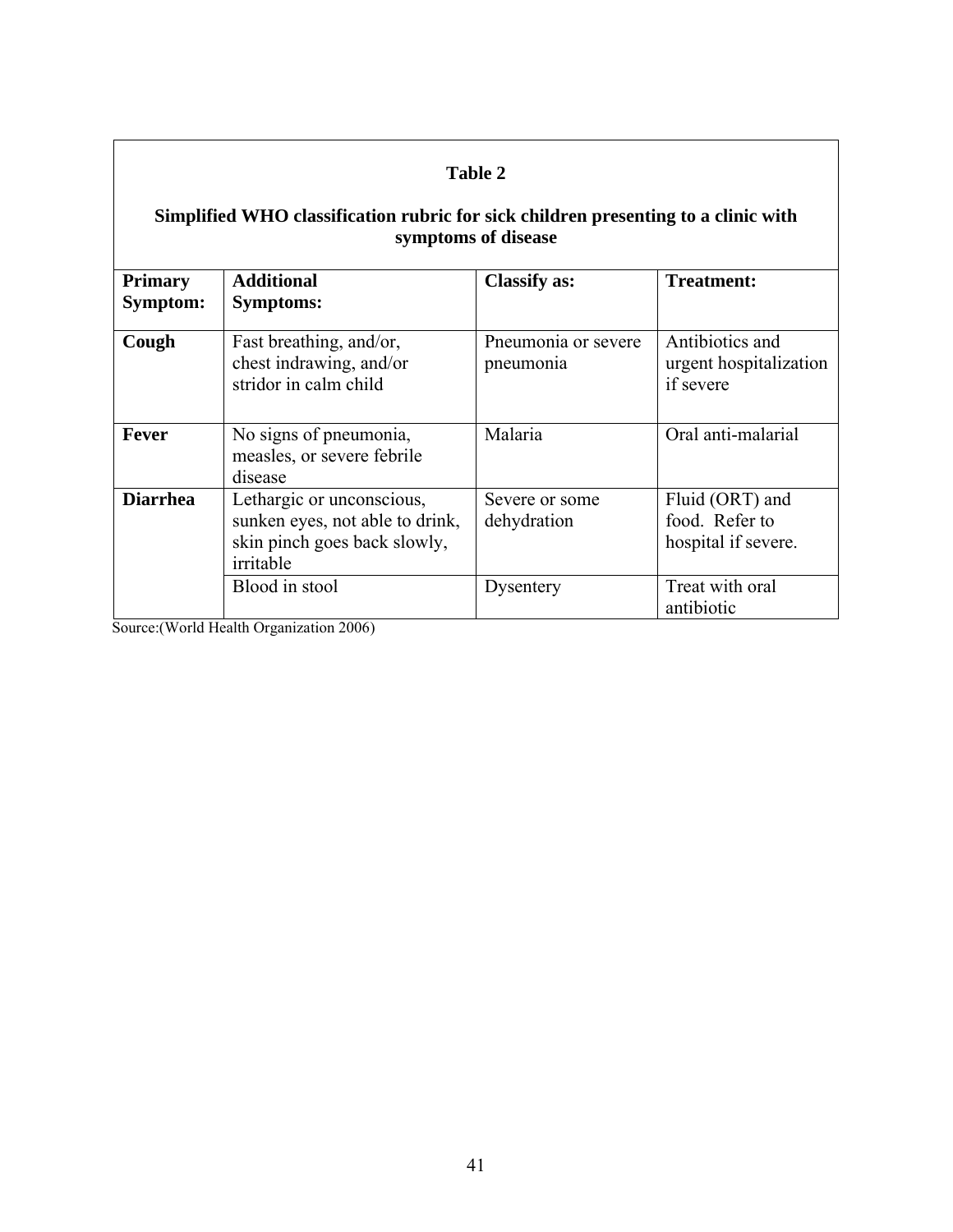**Table 2**

**Simplified WHO classification rubric for sick children presenting to a clinic with symptoms of disease**

| Primary Symptom: | Additional Symptoms: | Classify as: | Treatment: |
|---|---|---|---|
| **Cough** | Fast breathing, and/or, chest indrawing, and/or stridor in calm child | Pneumonia or severe pneumonia | Antibiotics and urgent hospitalization if severe |
| **Fever** | No signs of pneumonia, measles, or severe febrile disease | Malaria | Oral anti-malarial |
| **Diarrhea** | Lethargic or unconscious, sunken eyes, not able to drink, skin pinch goes back slowly, irritable | Severe or some dehydration | Fluid (ORT) and food. Refer to hospital if severe. |
| | Blood in stool | Dysentery | Treat with oral antibiotic |

Source:(World Health Organization 2006)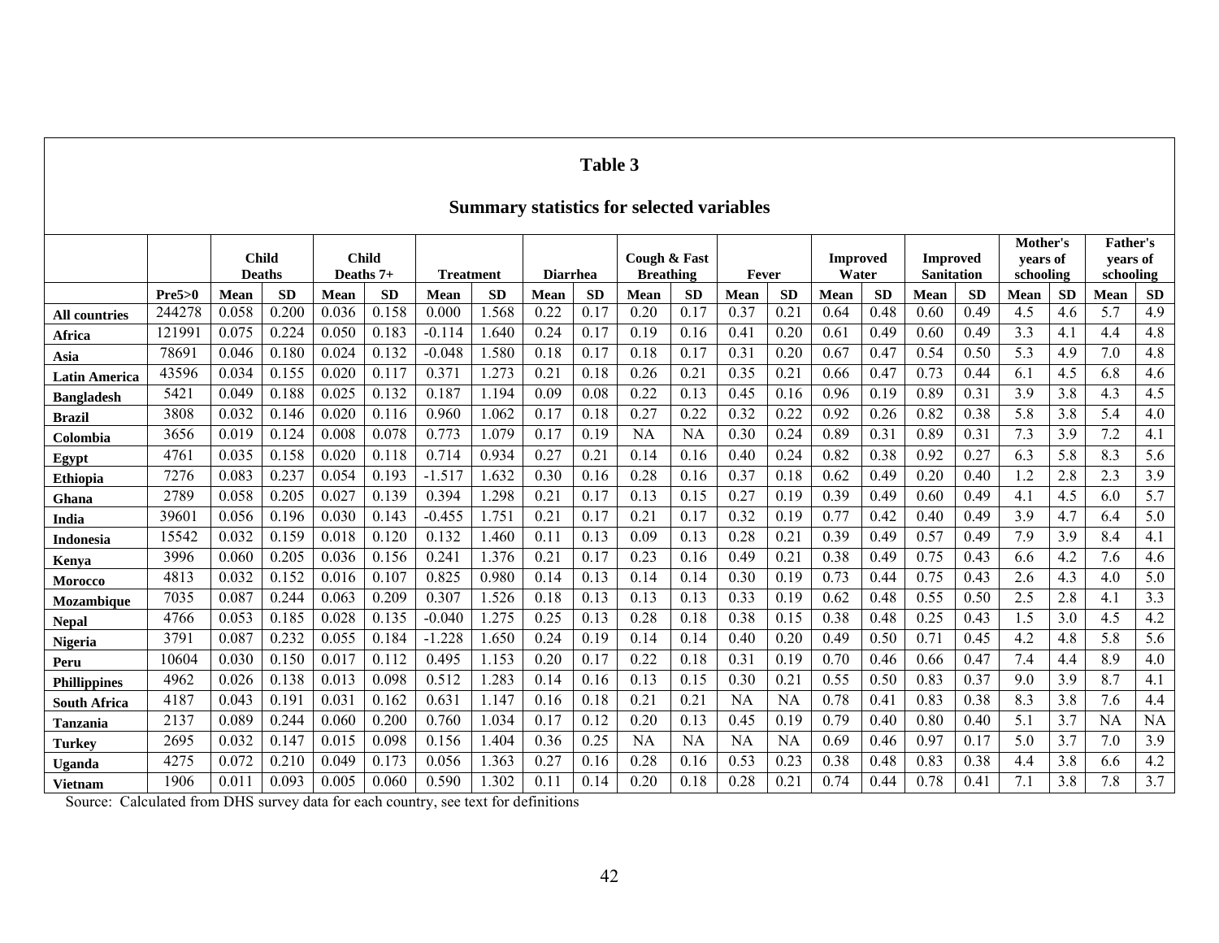# Table 3

## Summary statistics for selected variables

| | | Child Deaths | | Child Deaths 7+ | | Treatment | | Diarrhea | | Cough & Fast Breathing | | Fever | | Improved Water | | Improved Sanitation | | Mother's years of schooling | | Father's years of schooling | |
|---|---|---|---|---|---|---|---|---|---|---|---|---|---|---|---|---|---|---|---|---|---|
| | **Pre5>0** | **Mean** | **SD** | **Mean** | **SD** | **Mean** | **SD** | **Mean** | **SD** | **Mean** | **SD** | **Mean** | **SD** | **Mean** | **SD** | **Mean** | **SD** | **Mean** | **SD** | **Mean** | **SD** |
| **All countries** | 244278 | 0.058 | 0.200 | 0.036 | 0.158 | 0.000 | 1.568 | 0.22 | 0.17 | 0.20 | 0.17 | 0.37 | 0.21 | 0.64 | 0.48 | 0.60 | 0.49 | 4.5 | 4.6 | 5.7 | 4.9 |
| **Africa** | 121991 | 0.075 | 0.224 | 0.050 | 0.183 | -0.114 | 1.640 | 0.24 | 0.17 | 0.19 | 0.16 | 0.41 | 0.20 | 0.61 | 0.49 | 0.60 | 0.49 | 3.3 | 4.1 | 4.4 | 4.8 |
| **Asia** | 78691 | 0.046 | 0.180 | 0.024 | 0.132 | -0.048 | 1.580 | 0.18 | 0.17 | 0.18 | 0.17 | 0.31 | 0.20 | 0.67 | 0.47 | 0.54 | 0.50 | 5.3 | 4.9 | 7.0 | 4.8 |
| **Latin America** | 43596 | 0.034 | 0.155 | 0.020 | 0.117 | 0.371 | 1.273 | 0.21 | 0.18 | 0.26 | 0.21 | 0.35 | 0.21 | 0.66 | 0.47 | 0.73 | 0.44 | 6.1 | 4.5 | 6.8 | 4.6 |
| **Bangladesh** | 5421 | 0.049 | 0.188 | 0.025 | 0.132 | 0.187 | 1.194 | 0.09 | 0.08 | 0.22 | 0.13 | 0.45 | 0.16 | 0.96 | 0.19 | 0.89 | 0.31 | 3.9 | 3.8 | 4.3 | 4.5 |
| **Brazil** | 3808 | 0.032 | 0.146 | 0.020 | 0.116 | 0.960 | 1.062 | 0.17 | 0.18 | 0.27 | 0.22 | 0.32 | 0.22 | 0.92 | 0.26 | 0.82 | 0.38 | 5.8 | 3.8 | 5.4 | 4.0 |
| **Colombia** | 3656 | 0.019 | 0.124 | 0.008 | 0.078 | 0.773 | 1.079 | 0.17 | 0.19 | NA | NA | 0.30 | 0.24 | 0.89 | 0.31 | 0.89 | 0.31 | 7.3 | 3.9 | 7.2 | 4.1 |
| **Egypt** | 4761 | 0.035 | 0.158 | 0.020 | 0.118 | 0.714 | 0.934 | 0.27 | 0.21 | 0.14 | 0.16 | 0.40 | 0.24 | 0.82 | 0.38 | 0.92 | 0.27 | 6.3 | 5.8 | 8.3 | 5.6 |
| **Ethiopia** | 7276 | 0.083 | 0.237 | 0.054 | 0.193 | -1.517 | 1.632 | 0.30 | 0.16 | 0.28 | 0.16 | 0.37 | 0.18 | 0.62 | 0.49 | 0.20 | 0.40 | 1.2 | 2.8 | 2.3 | 3.9 |
| **Ghana** | 2789 | 0.058 | 0.205 | 0.027 | 0.139 | 0.394 | 1.298 | 0.21 | 0.17 | 0.13 | 0.15 | 0.27 | 0.19 | 0.39 | 0.49 | 0.60 | 0.49 | 4.1 | 4.5 | 6.0 | 5.7 |
| **India** | 39601 | 0.056 | 0.196 | 0.030 | 0.143 | -0.455 | 1.751 | 0.21 | 0.17 | 0.21 | 0.17 | 0.32 | 0.19 | 0.77 | 0.42 | 0.40 | 0.49 | 3.9 | 4.7 | 6.4 | 5.0 |
| **Indonesia** | 15542 | 0.032 | 0.159 | 0.018 | 0.120 | 0.132 | 1.460 | 0.11 | 0.13 | 0.09 | 0.13 | 0.28 | 0.21 | 0.39 | 0.49 | 0.57 | 0.49 | 7.9 | 3.9 | 8.4 | 4.1 |
| **Kenya** | 3996 | 0.060 | 0.205 | 0.036 | 0.156 | 0.241 | 1.376 | 0.21 | 0.17 | 0.23 | 0.16 | 0.49 | 0.21 | 0.38 | 0.49 | 0.75 | 0.43 | 6.6 | 4.2 | 7.6 | 4.6 |
| **Morocco** | 4813 | 0.032 | 0.152 | 0.016 | 0.107 | 0.825 | 0.980 | 0.14 | 0.13 | 0.14 | 0.14 | 0.30 | 0.19 | 0.73 | 0.44 | 0.75 | 0.43 | 2.6 | 4.3 | 4.0 | 5.0 |
| **Mozambique** | 7035 | 0.087 | 0.244 | 0.063 | 0.209 | 0.307 | 1.526 | 0.18 | 0.13 | 0.13 | 0.13 | 0.33 | 0.19 | 0.62 | 0.48 | 0.55 | 0.50 | 2.5 | 2.8 | 4.1 | 3.3 |
| **Nepal** | 4766 | 0.053 | 0.185 | 0.028 | 0.135 | -0.040 | 1.275 | 0.25 | 0.13 | 0.28 | 0.18 | 0.38 | 0.15 | 0.38 | 0.48 | 0.25 | 0.43 | 1.5 | 3.0 | 4.5 | 4.2 |
| **Nigeria** | 3791 | 0.087 | 0.232 | 0.055 | 0.184 | -1.228 | 1.650 | 0.24 | 0.19 | 0.14 | 0.14 | 0.40 | 0.20 | 0.49 | 0.50 | 0.71 | 0.45 | 4.2 | 4.8 | 5.8 | 5.6 |
| **Peru** | 10604 | 0.030 | 0.150 | 0.017 | 0.112 | 0.495 | 1.153 | 0.20 | 0.17 | 0.22 | 0.18 | 0.31 | 0.19 | 0.70 | 0.46 | 0.66 | 0.47 | 7.4 | 4.4 | 8.9 | 4.0 |
| **Phillippines** | 4962 | 0.026 | 0.138 | 0.013 | 0.098 | 0.512 | 1.283 | 0.14 | 0.16 | 0.13 | 0.15 | 0.30 | 0.21 | 0.55 | 0.50 | 0.83 | 0.37 | 9.0 | 3.9 | 8.7 | 4.1 |
| **South Africa** | 4187 | 0.043 | 0.191 | 0.031 | 0.162 | 0.631 | 1.147 | 0.16 | 0.18 | 0.21 | 0.21 | NA | NA | 0.78 | 0.41 | 0.83 | 0.38 | 8.3 | 3.8 | 7.6 | 4.4 |
| **Tanzania** | 2137 | 0.089 | 0.244 | 0.060 | 0.200 | 0.760 | 1.034 | 0.17 | 0.12 | 0.20 | 0.13 | 0.45 | 0.19 | 0.79 | 0.40 | 0.80 | 0.40 | 5.1 | 3.7 | NA | NA |
| **Turkey** | 2695 | 0.032 | 0.147 | 0.015 | 0.098 | 0.156 | 1.404 | 0.36 | 0.25 | NA | NA | NA | NA | 0.69 | 0.46 | 0.97 | 0.17 | 5.0 | 3.7 | 7.0 | 3.9 |
| **Uganda** | 4275 | 0.072 | 0.210 | 0.049 | 0.173 | 0.056 | 1.363 | 0.27 | 0.16 | 0.28 | 0.16 | 0.53 | 0.23 | 0.38 | 0.48 | 0.83 | 0.38 | 4.4 | 3.8 | 6.6 | 4.2 |
| **Vietnam** | 1906 | 0.011 | 0.093 | 0.005 | 0.060 | 0.590 | 1.302 | 0.11 | 0.14 | 0.20 | 0.18 | 0.28 | 0.21 | 0.74 | 0.44 | 0.78 | 0.41 | 7.1 | 3.8 | 7.8 | 3.7 |

Source: Calculated from DHS survey data for each country, see text for definitions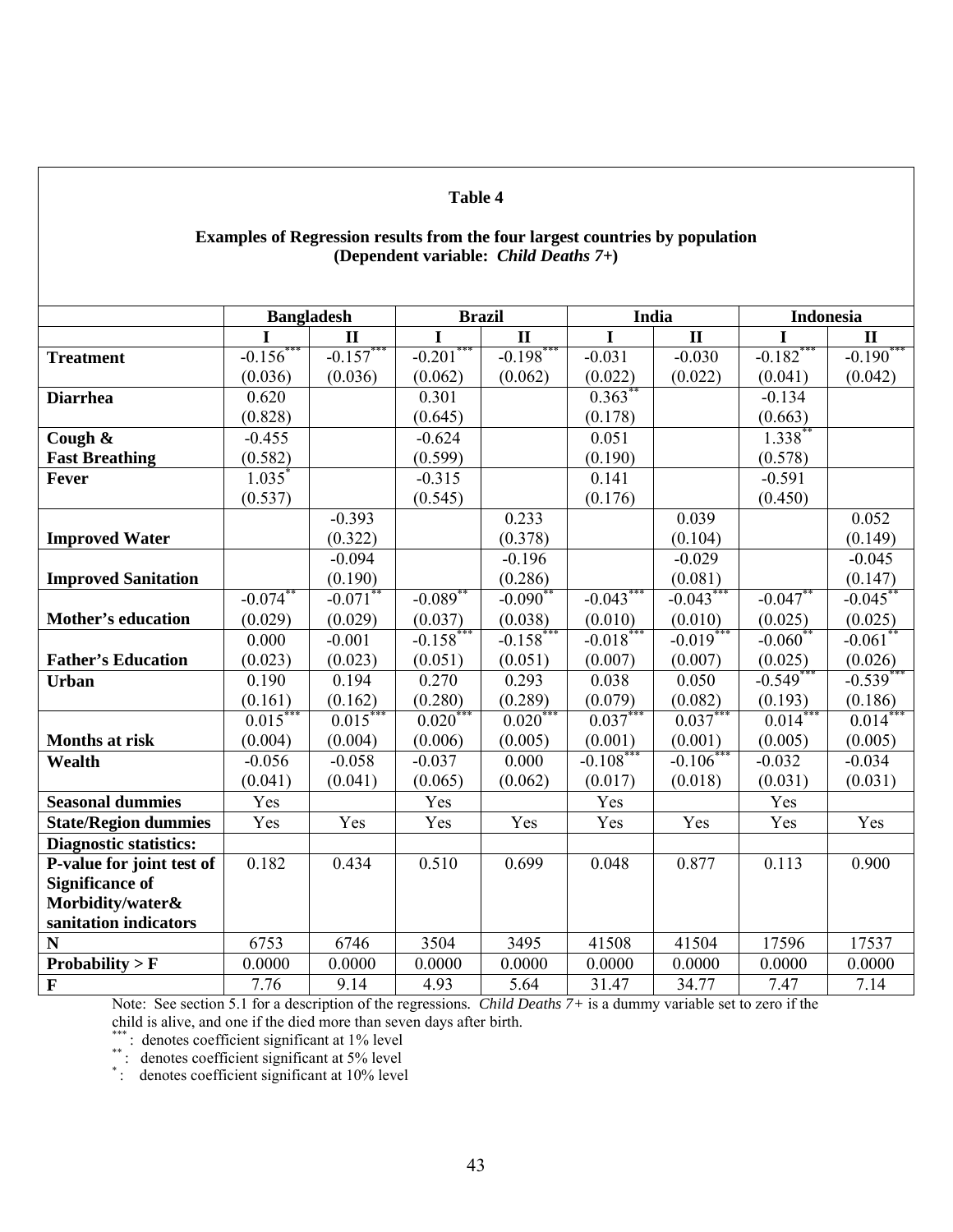**Table 4**

**Examples of Regression results from the four largest countries by population (Dependent variable: *Child Deaths 7+*)**

| | Bangladesh | | Brazil | | India | | Indonesia | |
|---|---|---|---|---|---|---|---|---|
| | **I** | **II** | **I** | **II** | **I** | **II** | **I** | **II** |
| **Treatment** | -0.156*** | -0.157*** | -0.201*** | -0.198*** | -0.031 | -0.030 | -0.182*** | -0.190*** |
| | (0.036) | (0.036) | (0.062) | (0.062) | (0.022) | (0.022) | (0.041) | (0.042) |
| **Diarrhea** | 0.620 | | 0.301 | | 0.363** | | -0.134 | |
| | (0.828) | | (0.645) | | (0.178) | | (0.663) | |
| **Cough & Fast Breathing** | -0.455 | | -0.624 | | 0.051 | | 1.338** | |
| | (0.582) | | (0.599) | | (0.190) | | (0.578) | |
| **Fever** | 1.035* | | -0.315 | | 0.141 | | -0.591 | |
| | (0.537) | | (0.545) | | (0.176) | | (0.450) | |
| **Improved Water** | | -0.393 | | 0.233 | | 0.039 | | 0.052 |
| | | (0.322) | | (0.378) | | (0.104) | | (0.149) |
| **Improved Sanitation** | | -0.094 | | -0.196 | | -0.029 | | -0.045 |
| | | (0.190) | | (0.286) | | (0.081) | | (0.147) |
| **Mother's education** | -0.074** | -0.071** | -0.089** | -0.090** | -0.043*** | -0.043*** | -0.047** | -0.045** |
| | (0.029) | (0.029) | (0.037) | (0.038) | (0.010) | (0.010) | (0.025) | (0.025) |
| **Father's Education** | 0.000 | -0.001 | -0.158*** | -0.158*** | -0.018*** | -0.019*** | -0.060** | -0.061** |
| | (0.023) | (0.023) | (0.051) | (0.051) | (0.007) | (0.007) | (0.025) | (0.026) |
| **Urban** | 0.190 | 0.194 | 0.270 | 0.293 | 0.038 | 0.050 | -0.549*** | -0.539*** |
| | (0.161) | (0.162) | (0.280) | (0.289) | (0.079) | (0.082) | (0.193) | (0.186) |
| **Months at risk** | 0.015*** | 0.015*** | 0.020*** | 0.020*** | 0.037*** | 0.037*** | 0.014*** | 0.014*** |
| | (0.004) | (0.004) | (0.006) | (0.005) | (0.001) | (0.001) | (0.005) | (0.005) |
| **Wealth** | -0.056 | -0.058 | -0.037 | 0.000 | -0.108*** | -0.106*** | -0.032 | -0.034 |
| | (0.041) | (0.041) | (0.065) | (0.062) | (0.017) | (0.018) | (0.031) | (0.031) |
| **Seasonal dummies** | Yes | | Yes | | Yes | | Yes | |
| **State/Region dummies** | Yes | Yes | Yes | Yes | Yes | Yes | Yes | Yes |
| **Diagnostic statistics:** | | | | | | | | |
| **P-value for joint test of Significance of Morbidity/water& sanitation indicators** | 0.182 | 0.434 | 0.510 | 0.699 | 0.048 | 0.877 | 0.113 | 0.900 |
| **N** | 6753 | 6746 | 3504 | 3495 | 41508 | 41504 | 17596 | 17537 |
| **Probability > F** | 0.0000 | 0.0000 | 0.0000 | 0.0000 | 0.0000 | 0.0000 | 0.0000 | 0.0000 |
| **F** | 7.76 | 9.14 | 4.93 | 5.64 | 31.47 | 34.77 | 7.47 | 7.14 |

Note: See section 5.1 for a description of the regressions. *Child Deaths 7+* is a dummy variable set to zero if the child is alive, and one if the died more than seven days after birth.

*** : denotes coefficient significant at 1% level

** : denotes coefficient significant at 5% level

* : denotes coefficient significant at 10% level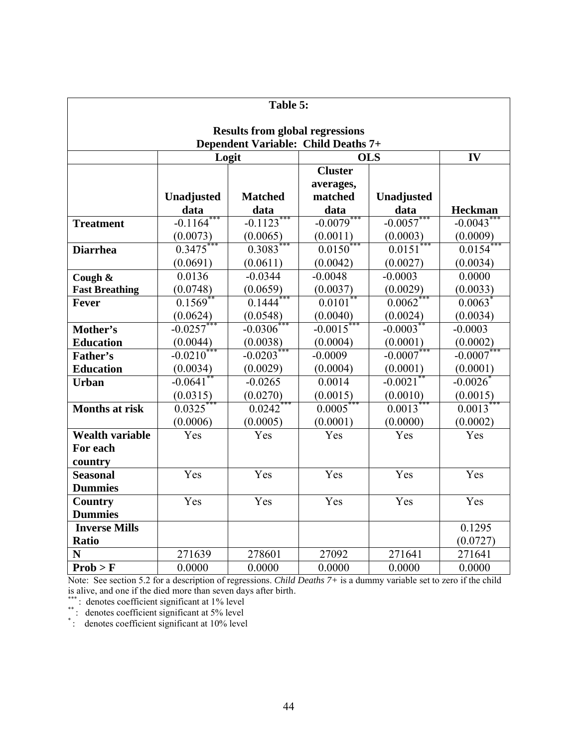**Table 5:**

**Results from global regressions**
**Dependent Variable: Child Deaths 7+**

| | Logit | | OLS | | IV |
|---|---|---|---|---|---|
| | **Unadjusted data** | **Matched data** | **Cluster averages, matched data** | **Unadjusted data** | **Heckman** |
| **Treatment** | -0.1164*** | -0.1123*** | -0.0079*** | -0.0057*** | -0.0043*** |
| | (0.0073) | (0.0065) | (0.0011) | (0.0003) | (0.0009) |
| **Diarrhea** | 0.3475*** | 0.3083*** | 0.0150*** | 0.0151*** | 0.0154*** |
| | (0.0691) | (0.0611) | (0.0042) | (0.0027) | (0.0034) |
| **Cough & Fast Breathing** | 0.0136 | -0.0344 | -0.0048 | -0.0003 | 0.0000 |
| | (0.0748) | (0.0659) | (0.0037) | (0.0029) | (0.0033) |
| **Fever** | 0.1569** | 0.1444*** | 0.0101** | 0.0062*** | 0.0063* |
| | (0.0624) | (0.0548) | (0.0040) | (0.0024) | (0.0034) |
| **Mother's Education** | -0.0257*** | -0.0306*** | -0.0015*** | -0.0003** | -0.0003 |
| | (0.0044) | (0.0038) | (0.0004) | (0.0001) | (0.0002) |
| **Father's Education** | -0.0210*** | -0.0203*** | -0.0009 | -0.0007*** | -0.0007*** |
| | (0.0034) | (0.0029) | (0.0004) | (0.0001) | (0.0001) |
| **Urban** | -0.0641** | -0.0265 | 0.0014 | -0.0021** | -0.0026* |
| | (0.0315) | (0.0270) | (0.0015) | (0.0010) | (0.0015) |
| **Months at risk** | 0.0325*** | 0.0242*** | 0.0005*** | 0.0013*** | 0.0013*** |
| | (0.0006) | (0.0005) | (0.0001) | (0.0000) | (0.0002) |
| **Wealth variable For each country** | Yes | Yes | Yes | Yes | Yes |
| **Seasonal Dummies** | Yes | Yes | Yes | Yes | Yes |
| **Country Dummies** | Yes | Yes | Yes | Yes | Yes |
| **Inverse Mills Ratio** | | | | | 0.1295 |
| | | | | | (0.0727) |
| **N** | 271639 | 278601 | 27092 | 271641 | 271641 |
| **Prob > F** | 0.0000 | 0.0000 | 0.0000 | 0.0000 | 0.0000 |

Note: See section 5.2 for a description of regressions. *Child Deaths 7+* is a dummy variable set to zero if the child is alive, and one if the died more than seven days after birth.

*** : denotes coefficient significant at 1% level

** : denotes coefficient significant at 5% level

* : denotes coefficient significant at 10% level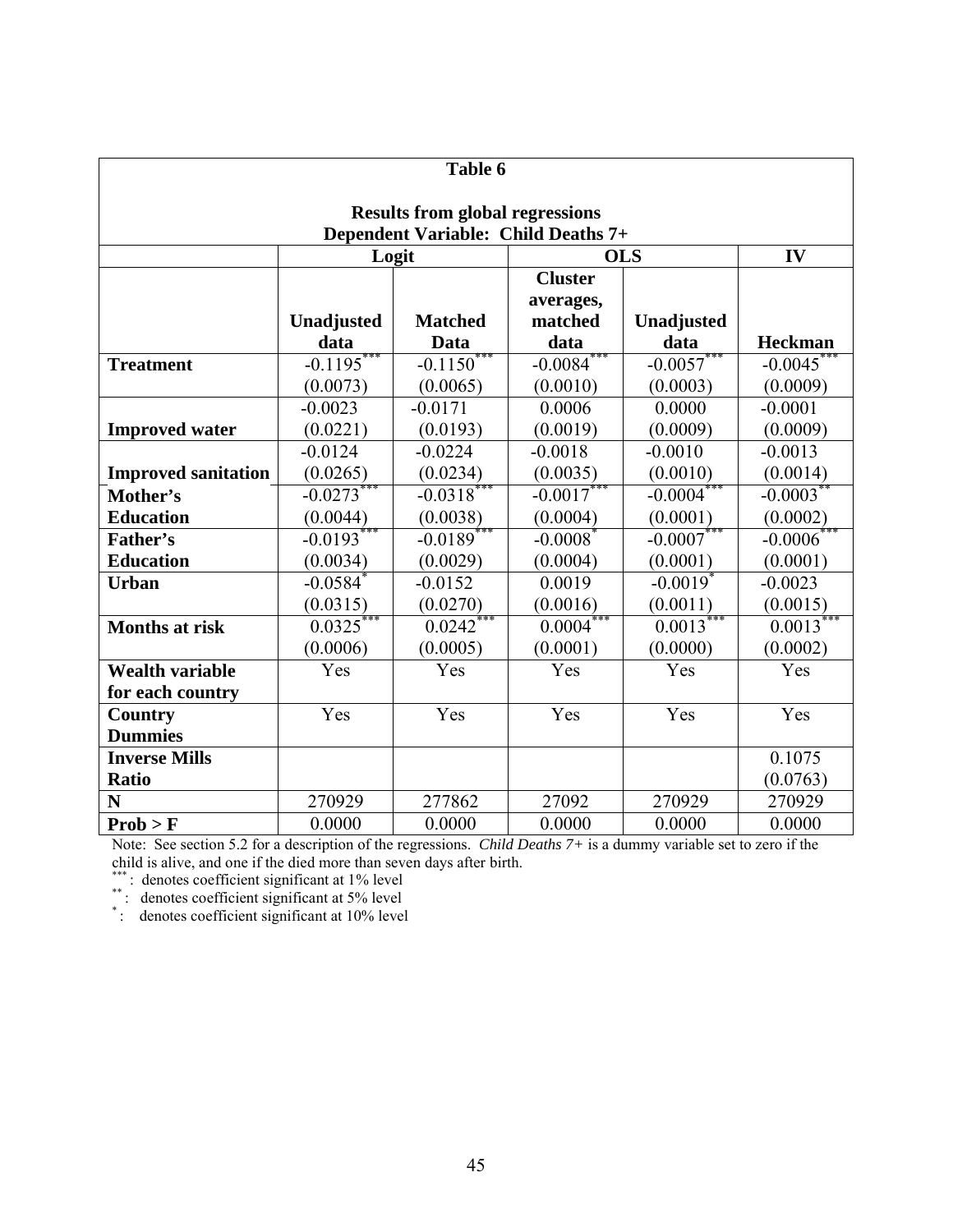**Table 6**

**Results from global regressions**
**Dependent Variable: Child Deaths 7+**

| | Logit | | OLS | | IV |
|---|---|---|---|---|---|
| | **Unadjusted data** | **Matched Data** | **Cluster averages, matched data** | **Unadjusted data** | **Heckman** |
| **Treatment** | -0.1195*** | -0.1150*** | -0.0084*** | -0.0057*** | -0.0045*** |
| | (0.0073) | (0.0065) | (0.0010) | (0.0003) | (0.0009) |
| **Improved water** | -0.0023 | -0.0171 | 0.0006 | 0.0000 | -0.0001 |
| | (0.0221) | (0.0193) | (0.0019) | (0.0009) | (0.0009) |
| **Improved sanitation** | -0.0124 | -0.0224 | -0.0018 | -0.0010 | -0.0013 |
| | (0.0265) | (0.0234) | (0.0035) | (0.0010) | (0.0014) |
| **Mother's Education** | -0.0273*** | -0.0318*** | -0.0017*** | -0.0004*** | -0.0003** |
| | (0.0044) | (0.0038) | (0.0004) | (0.0001) | (0.0002) |
| **Father's Education** | -0.0193*** | -0.0189*** | -0.0008* | -0.0007*** | -0.0006*** |
| | (0.0034) | (0.0029) | (0.0004) | (0.0001) | (0.0001) |
| **Urban** | -0.0584* | -0.0152 | 0.0019 | -0.0019* | -0.0023 |
| | (0.0315) | (0.0270) | (0.0016) | (0.0011) | (0.0015) |
| **Months at risk** | 0.0325*** | 0.0242*** | 0.0004*** | 0.0013*** | 0.0013*** |
| | (0.0006) | (0.0005) | (0.0001) | (0.0000) | (0.0002) |
| **Wealth variable for each country** | Yes | Yes | Yes | Yes | Yes |
| **Country Dummies** | Yes | Yes | Yes | Yes | Yes |
| **Inverse Mills Ratio** | | | | | 0.1075 |
| | | | | | (0.0763) |
| **N** | 270929 | 277862 | 27092 | 270929 | 270929 |
| **Prob > F** | 0.0000 | 0.0000 | 0.0000 | 0.0000 | 0.0000 |

Note: See section 5.2 for a description of the regressions. *Child Deaths 7+* is a dummy variable set to zero if the child is alive, and one if the died more than seven days after birth.

*** : denotes coefficient significant at 1% level

** : denotes coefficient significant at 5% level

* : denotes coefficient significant at 10% level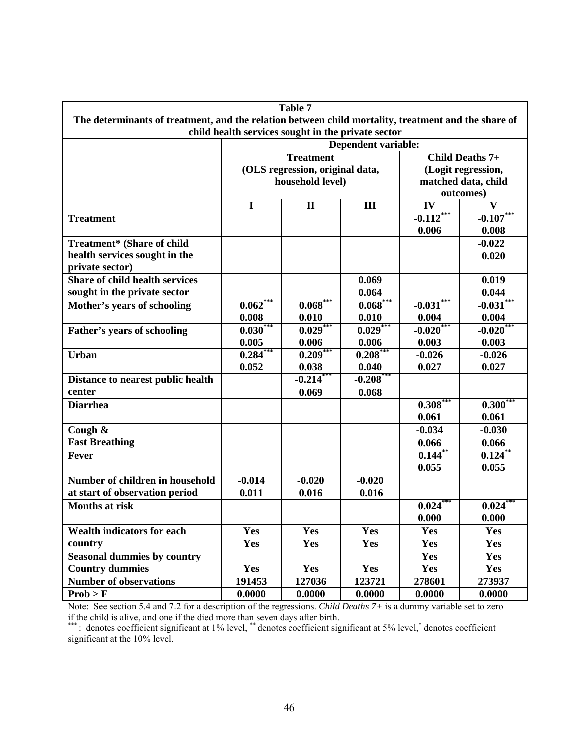**Table 7**

**The determinants of treatment, and the relation between child mortality, treatment and the share of child health services sought in the private sector**

| | **Dependent variable:** | | | | |
|---|---|---|---|---|---|
| | **Treatment (OLS regression, original data, household level)** | | | **Child Deaths 7+ (Logit regression, matched data, child outcomes)** | |
| | **I** | **II** | **III** | **IV** | **V** |
| **Treatment** | | | | **-0.112*** 0.006** | **-0.107*** 0.008** |
| **Treatment* (Share of child health services sought in the private sector)** | | | | | **-0.022 0.020** |
| **Share of child health services sought in the private sector** | | | **0.069 0.064** | | **0.019 0.044** |
| **Mother's years of schooling** | **0.062*** 0.008** | **0.068*** 0.010** | **0.068*** 0.010** | **-0.031*** 0.004** | **-0.031*** 0.004** |
| **Father's years of schooling** | **0.030*** 0.005** | **0.029*** 0.006** | **0.029*** 0.006** | **-0.020*** 0.003** | **-0.020*** 0.003** |
| **Urban** | **0.284*** 0.052** | **0.209*** 0.038** | **0.208*** 0.040** | **-0.026 0.027** | **-0.026 0.027** |
| **Distance to nearest public health center** | | **-0.214*** 0.069** | **-0.208*** 0.068** | | |
| **Diarrhea** | | | | **0.308*** 0.061** | **0.300*** 0.061** |
| **Cough & Fast Breathing** | | | | **-0.034 0.066** | **-0.030 0.066** |
| **Fever** | | | | **0.144** 0.055** | **0.124** 0.055** |
| **Number of children in household at start of observation period** | **-0.014 0.011** | **-0.020 0.016** | **-0.020 0.016** | | |
| **Months at risk** | | | | **0.024*** 0.000** | **0.024*** 0.000** |
| **Wealth indicators for each country** | **Yes Yes** | **Yes Yes** | **Yes Yes** | **Yes Yes** | **Yes Yes** |
| **Seasonal dummies by country** | | | | **Yes** | **Yes** |
| **Country dummies** | **Yes** | **Yes** | **Yes** | **Yes** | **Yes** |
| **Number of observations** | **191453** | **127036** | **123721** | **278601** | **273937** |
| **Prob > F** | **0.0000** | **0.0000** | **0.0000** | **0.0000** | **0.0000** |

Note: See section 5.4 and 7.2 for a description of the regressions. *Child Deaths 7+* is a dummy variable set to zero if the child is alive, and one if the died more than seven days after birth.

*** : denotes coefficient significant at 1% level, ** denotes coefficient significant at 5% level, * denotes coefficient significant at the 10% level.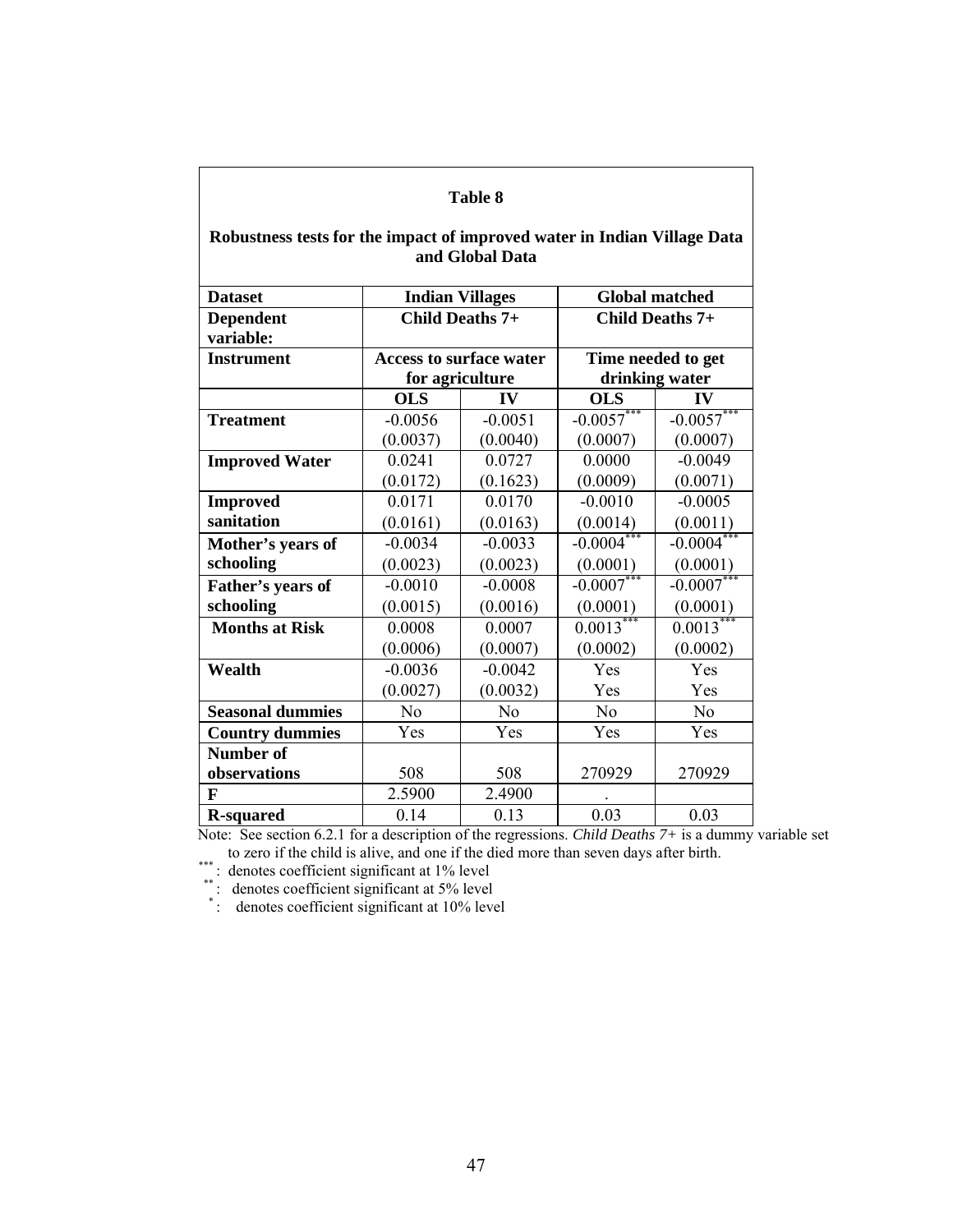**Table 8**

**Robustness tests for the impact of improved water in Indian Village Data and Global Data**

| **Dataset** | **Indian Villages** | | **Global matched** | |
|---|---|---|---|---|
| **Dependent variable:** | **Child Deaths 7+** | | **Child Deaths 7+** | |
| **Instrument** | **Access to surface water for agriculture** | | **Time needed to get drinking water** | |
| | **OLS** | **IV** | **OLS** | **IV** |
| **Treatment** | -0.0056 | -0.0051 | -0.0057*** | -0.0057*** |
| | (0.0037) | (0.0040) | (0.0007) | (0.0007) |
| **Improved Water** | 0.0241 | 0.0727 | 0.0000 | -0.0049 |
| | (0.0172) | (0.1623) | (0.0009) | (0.0071) |
| **Improved sanitation** | 0.0171 | 0.0170 | -0.0010 | -0.0005 |
| | (0.0161) | (0.0163) | (0.0014) | (0.0011) |
| **Mother's years of schooling** | -0.0034 | -0.0033 | -0.0004*** | -0.0004*** |
| | (0.0023) | (0.0023) | (0.0001) | (0.0001) |
| **Father's years of schooling** | -0.0010 | -0.0008 | -0.0007*** | -0.0007*** |
| | (0.0015) | (0.0016) | (0.0001) | (0.0001) |
| **Months at Risk** | 0.0008 | 0.0007 | 0.0013*** | 0.0013*** |
| | (0.0006) | (0.0007) | (0.0002) | (0.0002) |
| **Wealth** | -0.0036 | -0.0042 | Yes | Yes |
| | (0.0027) | (0.0032) | Yes | Yes |
| **Seasonal dummies** | No | No | No | No |
| **Country dummies** | Yes | Yes | Yes | Yes |
| **Number of observations** | 508 | 508 | 270929 | 270929 |
| **F** | 2.5900 | 2.4900 | . | |
| **R-squared** | 0.14 | 0.13 | 0.03 | 0.03 |

Note: See section 6.2.1 for a description of the regressions. *Child Deaths 7+* is a dummy variable set to zero if the child is alive, and one if the died more than seven days after birth.

*** : denotes coefficient significant at 1% level

** : denotes coefficient significant at 5% level

* : denotes coefficient significant at 10% level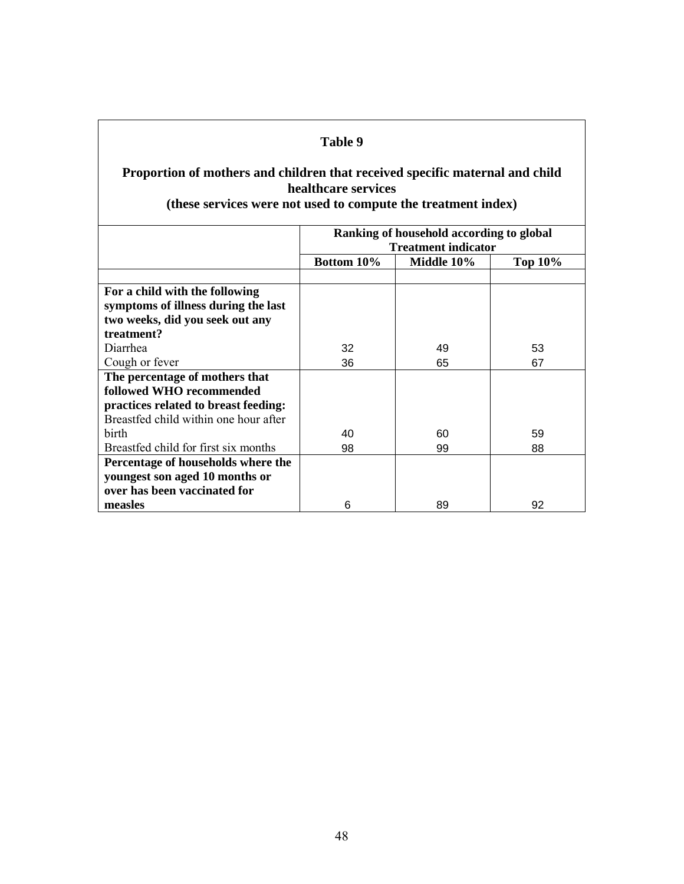**Table 9**

**Proportion of mothers and children that received specific maternal and child healthcare services**
**(these services were not used to compute the treatment index)**

| | **Ranking of household according to global Treatment indicator** | | |
|---|---|---|---|
| | **Bottom 10%** | **Middle 10%** | **Top 10%** |
| **For a child with the following symptoms of illness during the last two weeks, did you seek out any treatment?** | | | |
| Diarrhea | 32 | 49 | 53 |
| Cough or fever | 36 | 65 | 67 |
| **The percentage of mothers that followed WHO recommended practices related to breast feeding:** | | | |
| Breastfed child within one hour after birth | 40 | 60 | 59 |
| Breastfed child for first six months | 98 | 99 | 88 |
| **Percentage of households where the youngest son aged 10 months or over has been vaccinated for measles** | 6 | 89 | 92 |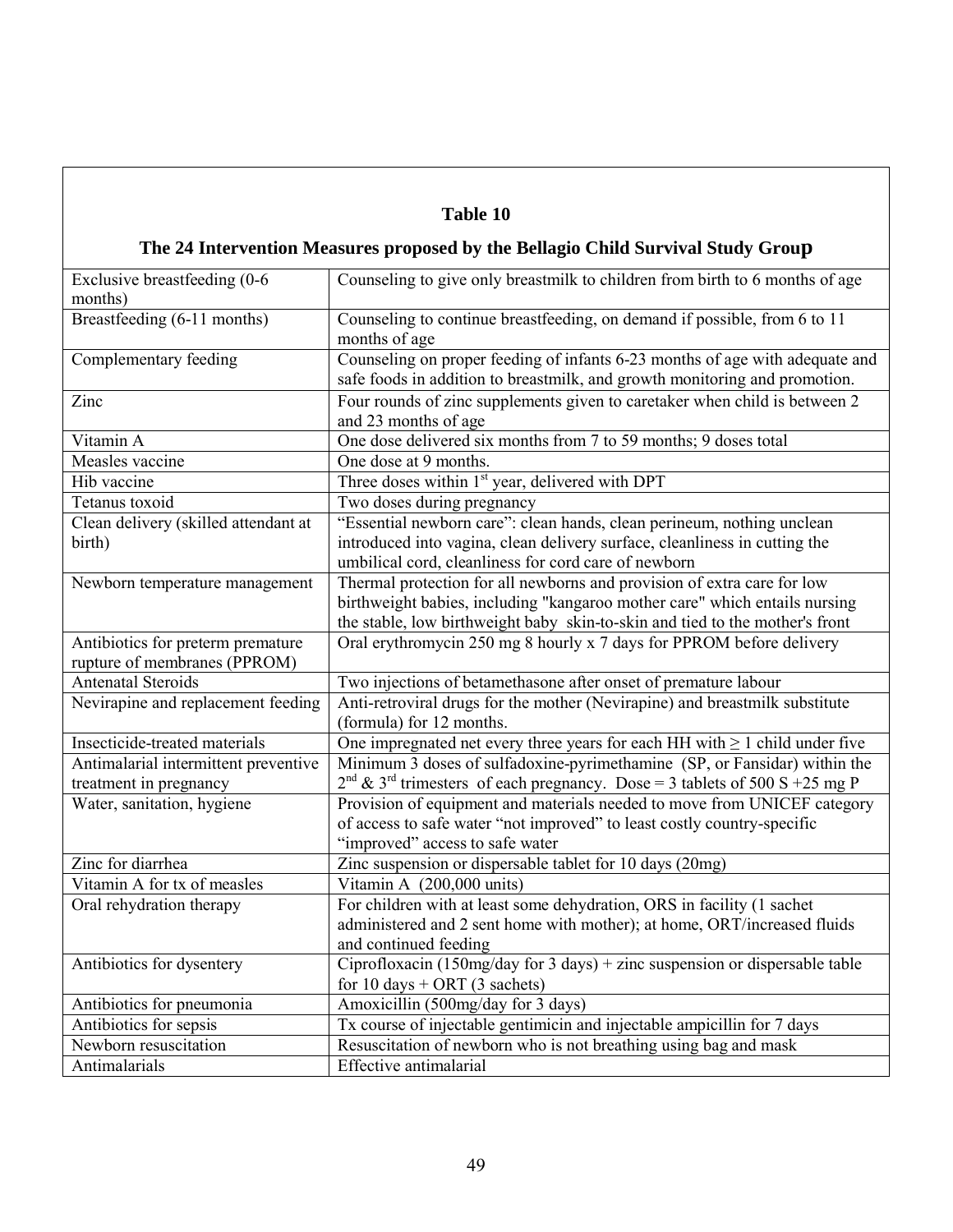**Table 10**

**The 24 Intervention Measures proposed by the Bellagio Child Survival Study Group**

| | |
|---|---|
| Exclusive breastfeeding (0-6 months) | Counseling to give only breastmilk to children from birth to 6 months of age |
| Breastfeeding (6-11 months) | Counseling to continue breastfeeding, on demand if possible, from 6 to 11 months of age |
| Complementary feeding | Counseling on proper feeding of infants 6-23 months of age with adequate and safe foods in addition to breastmilk, and growth monitoring and promotion. |
| Zinc | Four rounds of zinc supplements given to caretaker when child is between 2 and 23 months of age |
| Vitamin A | One dose delivered six months from 7 to 59 months; 9 doses total |
| Measles vaccine | One dose at 9 months. |
| Hib vaccine | Three doses within 1st year, delivered with DPT |
| Tetanus toxoid | Two doses during pregnancy |
| Clean delivery (skilled attendant at birth) | "Essential newborn care": clean hands, clean perineum, nothing unclean introduced into vagina, clean delivery surface, cleanliness in cutting the umbilical cord, cleanliness for cord care of newborn |
| Newborn temperature management | Thermal protection for all newborns and provision of extra care for low birthweight babies, including "kangaroo mother care" which entails nursing the stable, low birthweight baby skin-to-skin and tied to the mother's front |
| Antibiotics for preterm premature rupture of membranes (PPROM) | Oral erythromycin 250 mg 8 hourly x 7 days for PPROM before delivery |
| Antenatal Steroids | Two injections of betamethasone after onset of premature labour |
| Nevirapine and replacement feeding | Anti-retroviral drugs for the mother (Nevirapine) and breastmilk substitute (formula) for 12 months. |
| Insecticide-treated materials | One impregnated net every three years for each HH with ≥ 1 child under five |
| Antimalarial intermittent preventive treatment in pregnancy | Minimum 3 doses of sulfadoxine-pyrimethamine (SP, or Fansidar) within the 2nd & 3rd trimesters of each pregnancy. Dose = 3 tablets of 500 S +25 mg P |
| Water, sanitation, hygiene | Provision of equipment and materials needed to move from UNICEF category of access to safe water "not improved" to least costly country-specific "improved" access to safe water |
| Zinc for diarrhea | Zinc suspension or dispersable tablet for 10 days (20mg) |
| Vitamin A for tx of measles | Vitamin A (200,000 units) |
| Oral rehydration therapy | For children with at least some dehydration, ORS in facility (1 sachet administered and 2 sent home with mother); at home, ORT/increased fluids and continued feeding |
| Antibiotics for dysentery | Ciprofloxacin (150mg/day for 3 days) + zinc suspension or dispersable table for 10 days + ORT (3 sachets) |
| Antibiotics for pneumonia | Amoxicillin (500mg/day for 3 days) |
| Antibiotics for sepsis | Tx course of injectable gentimicin and injectable ampicillin for 7 days |
| Newborn resuscitation | Resuscitation of newborn who is not breathing using bag and mask |
| Antimalarials | Effective antimalarial |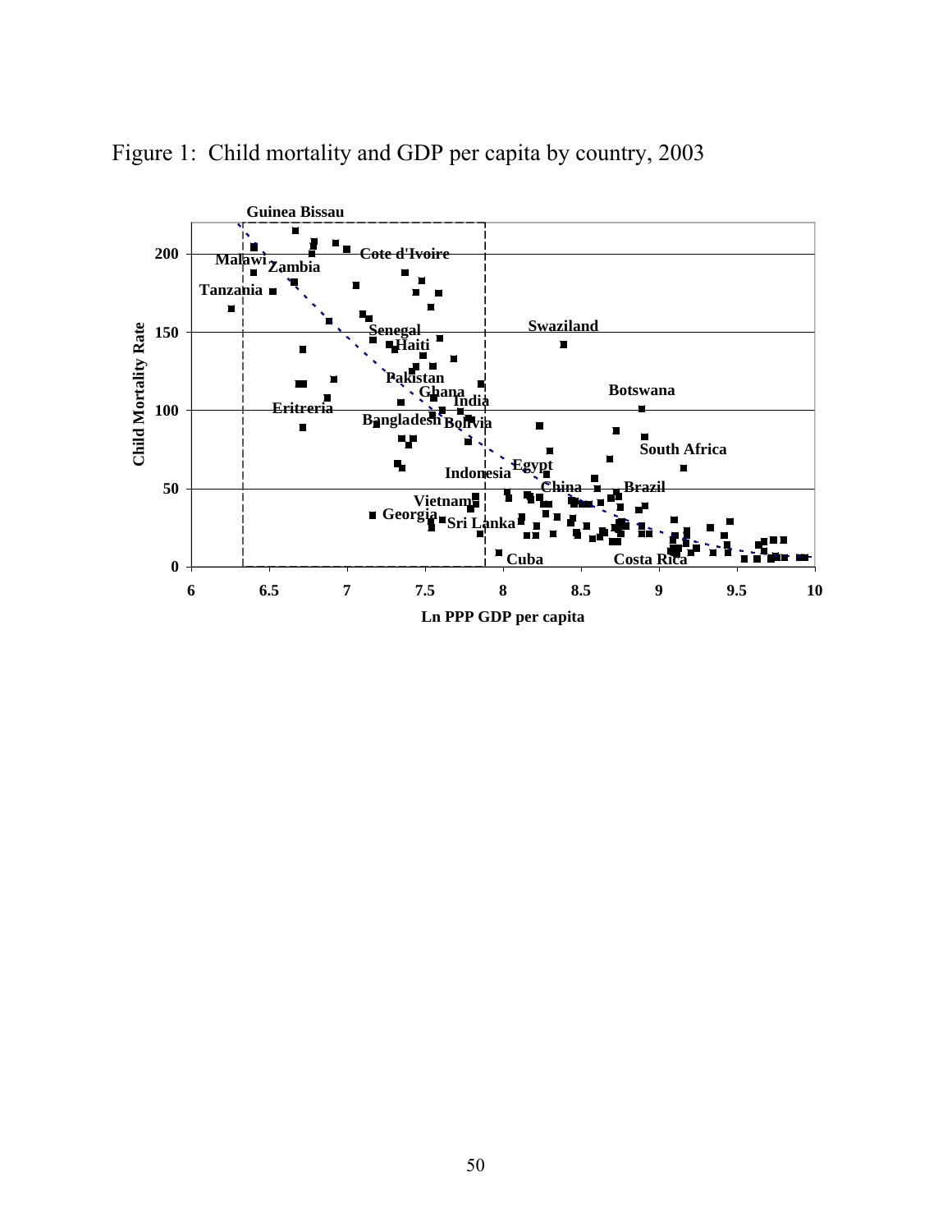Figure 1: Child mortality and GDP per capita by country, 2003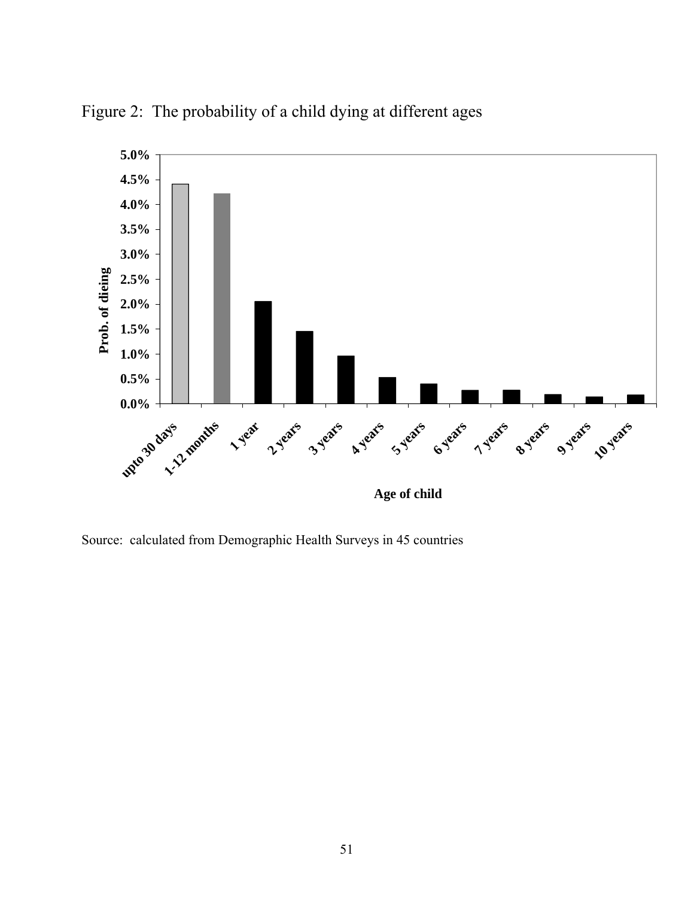Figure 2: The probability of a child dying at different ages

Source: calculated from Demographic Health Surveys in 45 countries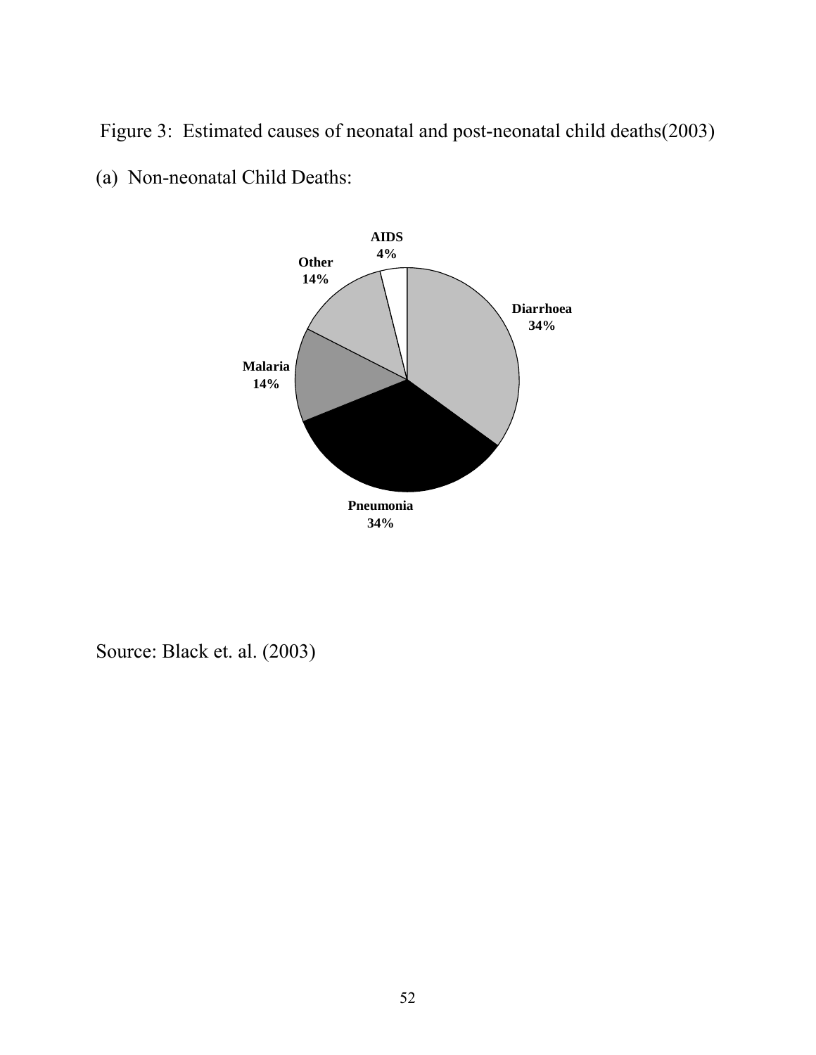Figure 3: Estimated causes of neonatal and post-neonatal child deaths(2003)

(a) Non-neonatal Child Deaths:

| Cause | Share |
|---|---|
| Diarrhoea | 34% |
| Pneumonia | 34% |
| Malaria | 14% |
| Other | 14% |
| AIDS | 4% |

Source: Black et. al. (2003)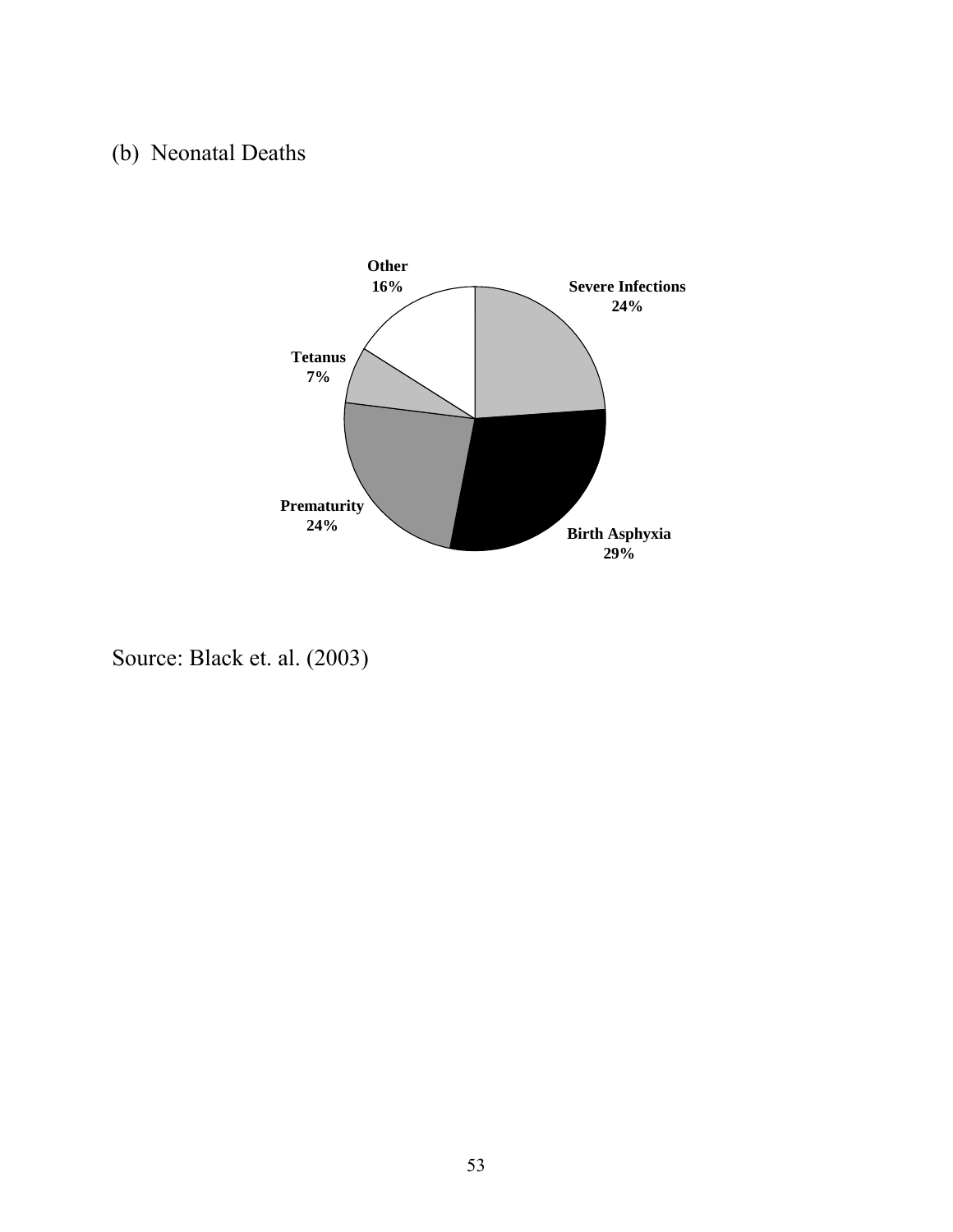(b) Neonatal Deaths

Other
16%

Severe Infections
24%

Tetanus
7%

Prematurity
24%

Birth Asphyxia
29%

Source: Black et. al. (2003)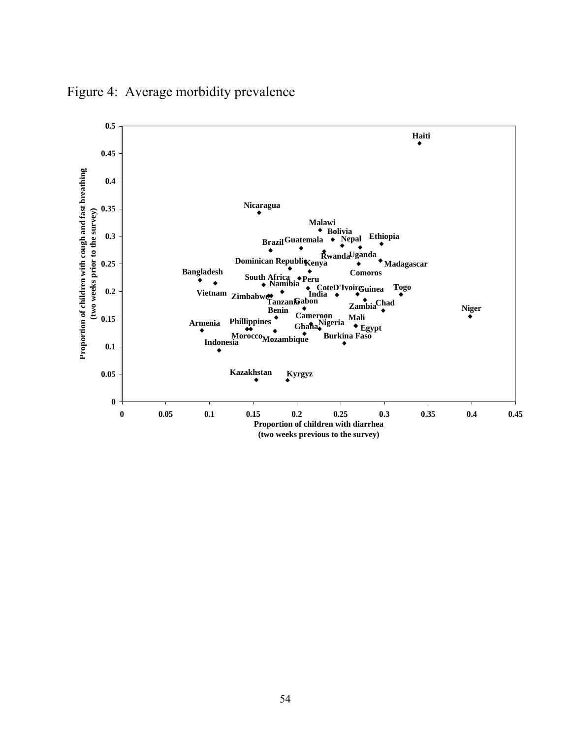Figure 4: Average morbidity prevalence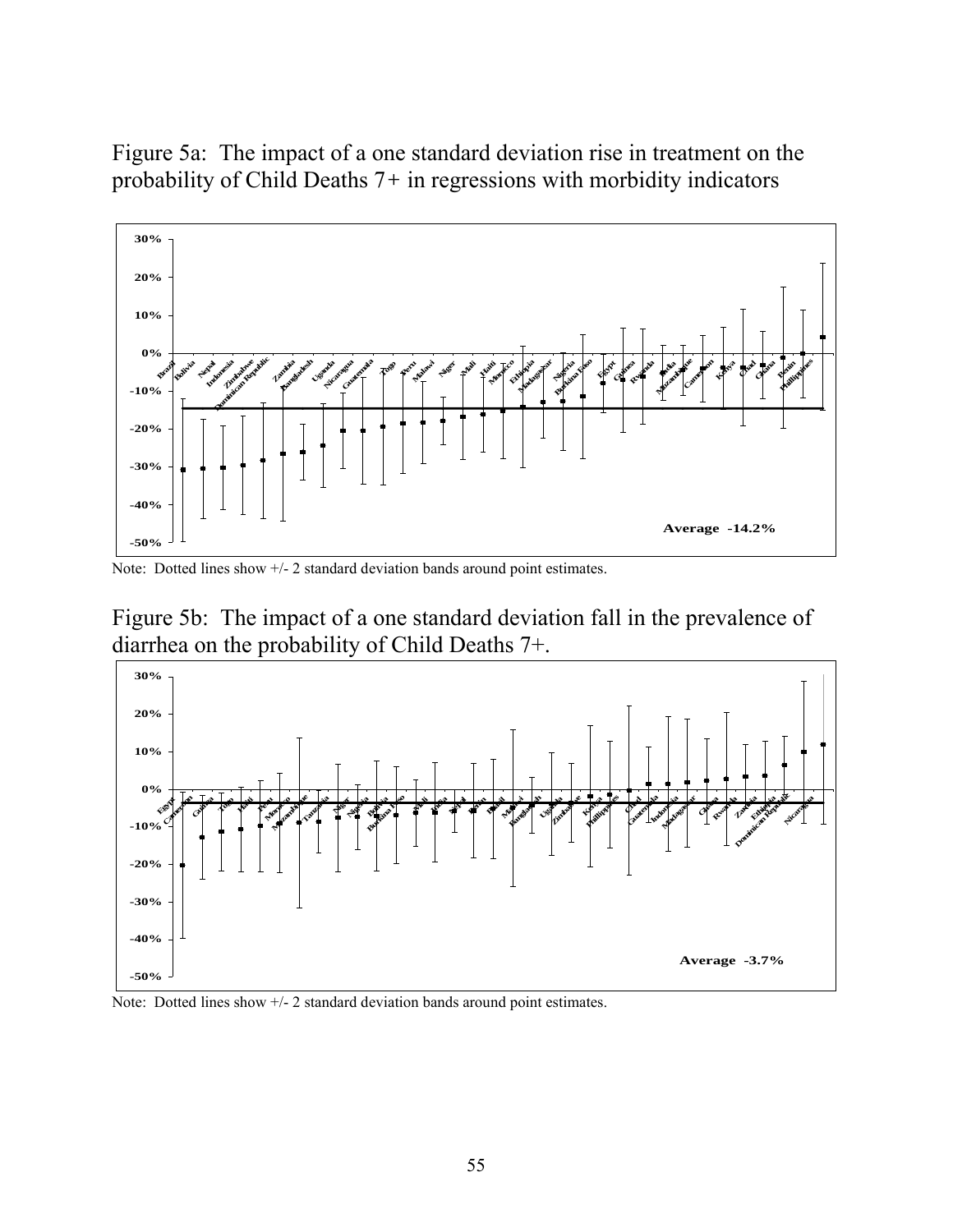Figure 5a: The impact of a one standard deviation rise in treatment on the probability of Child Deaths 7+ in regressions with morbidity indicators

Note: Dotted lines show +/- 2 standard deviation bands around point estimates.

Figure 5b: The impact of a one standard deviation fall in the prevalence of diarrhea on the probability of Child Deaths 7+.

Note: Dotted lines show +/- 2 standard deviation bands around point estimates.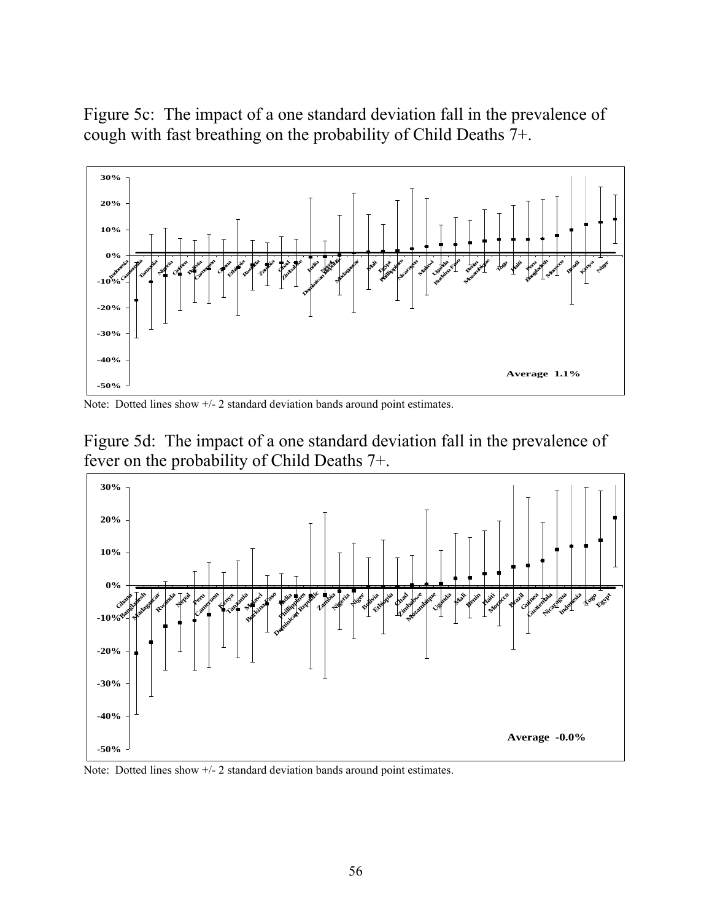Figure 5c: The impact of a one standard deviation fall in the prevalence of cough with fast breathing on the probability of Child Deaths 7+.

Note: Dotted lines show +/- 2 standard deviation bands around point estimates.

Figure 5d: The impact of a one standard deviation fall in the prevalence of fever on the probability of Child Deaths 7+.

Note: Dotted lines show +/- 2 standard deviation bands around point estimates.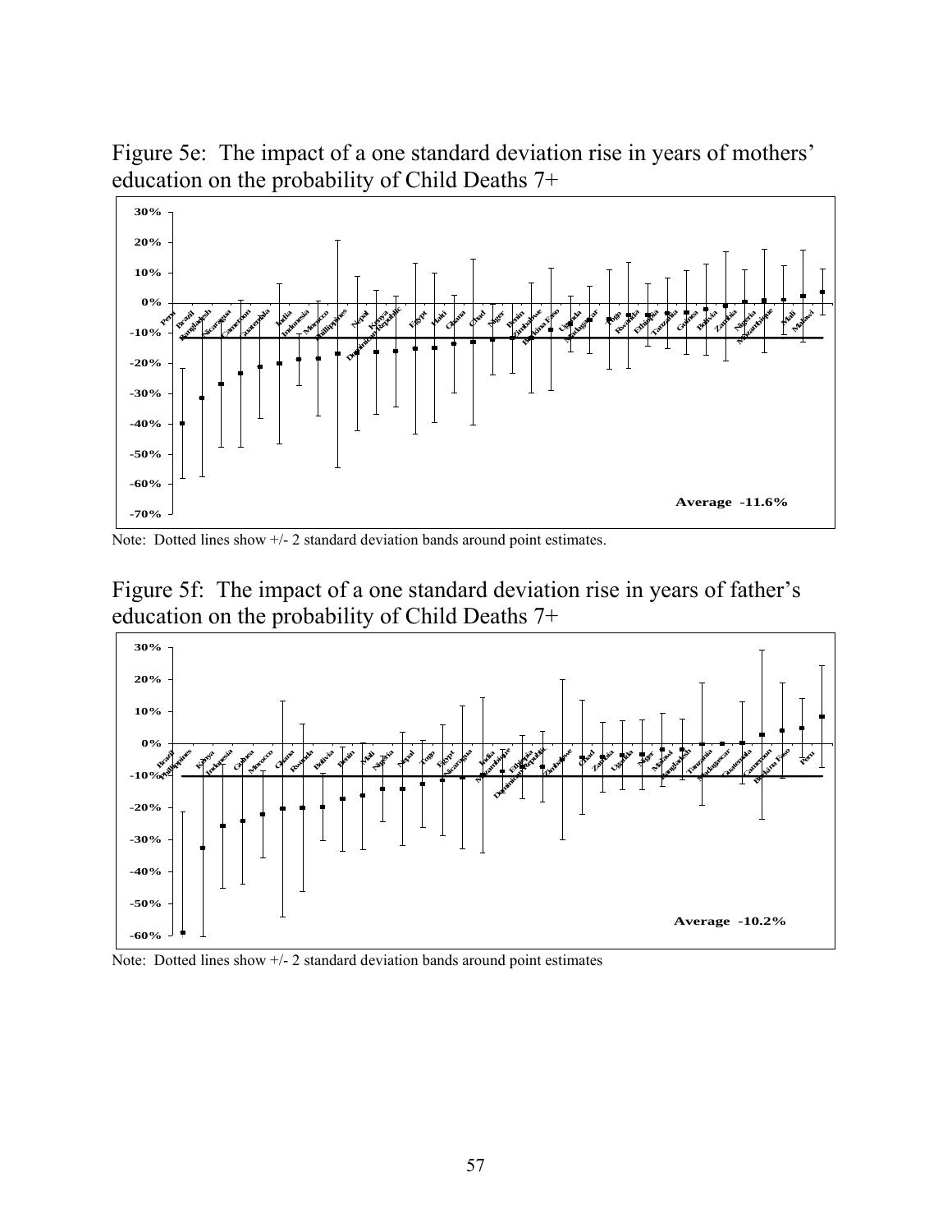Figure 5e: The impact of a one standard deviation rise in years of mothers' education on the probability of Child Deaths 7+

Note: Dotted lines show +/- 2 standard deviation bands around point estimates.

Figure 5f: The impact of a one standard deviation rise in years of father's education on the probability of Child Deaths 7+

Note: Dotted lines show +/- 2 standard deviation bands around point estimates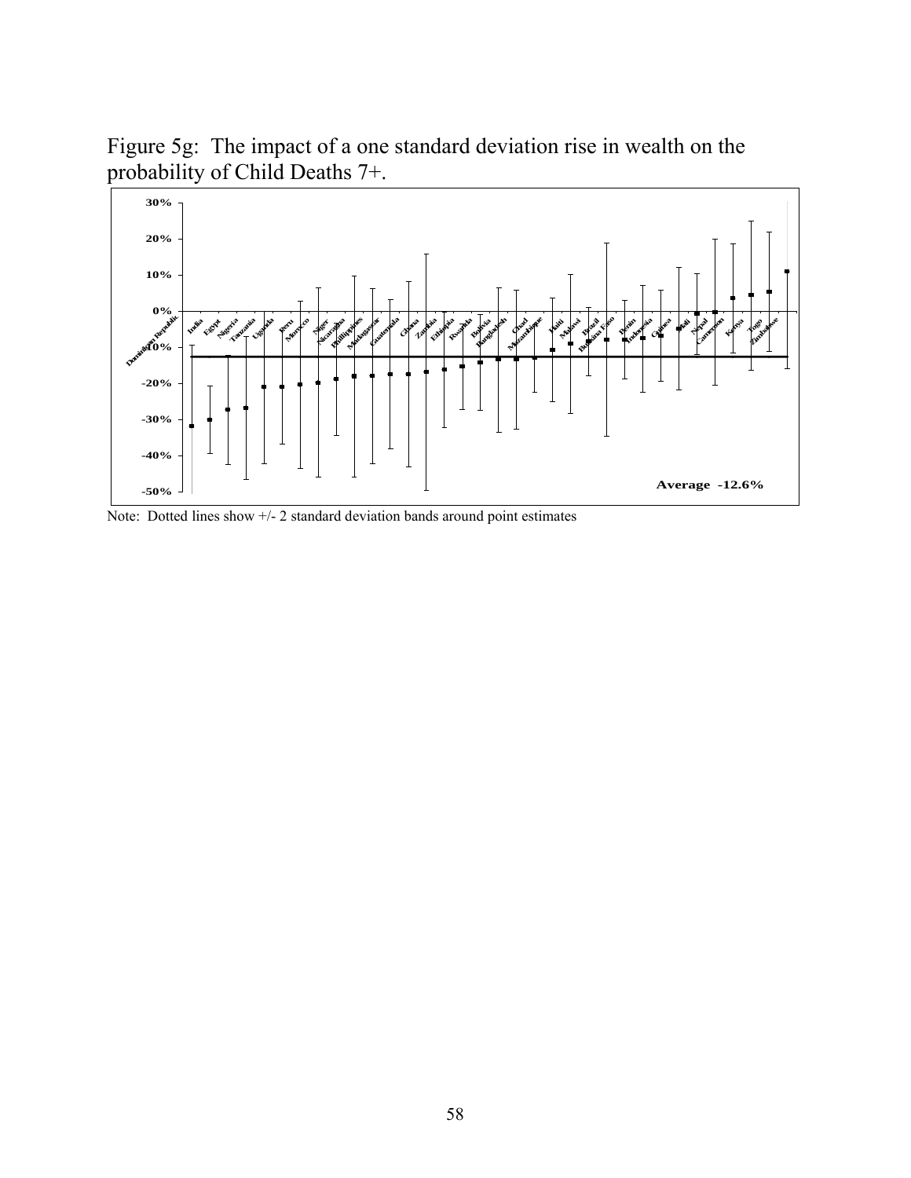Figure 5g: The impact of a one standard deviation rise in wealth on the probability of Child Deaths 7+.

Note: Dotted lines show +/- 2 standard deviation bands around point estimates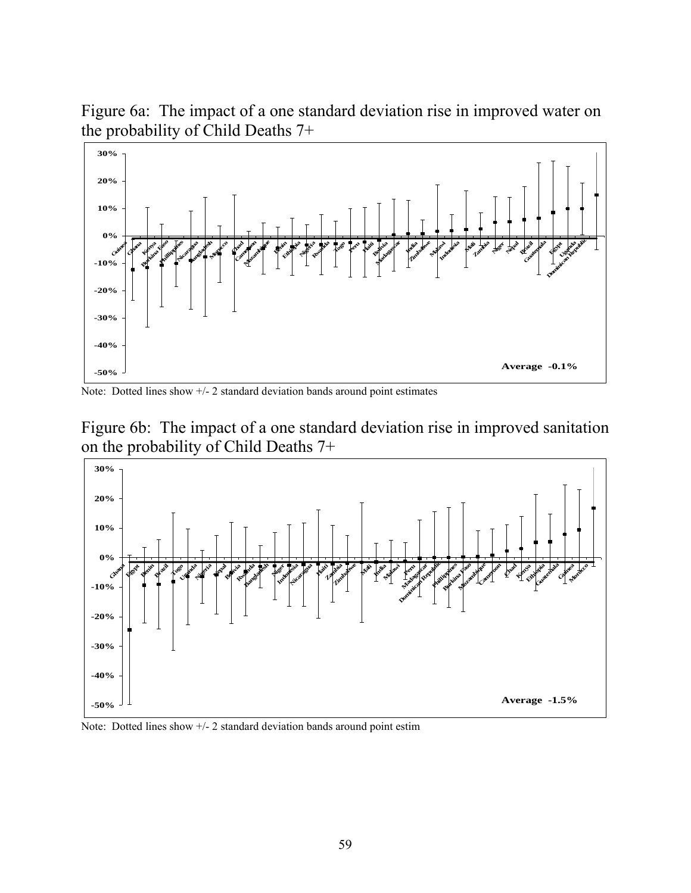Figure 6a: The impact of a one standard deviation rise in improved water on the probability of Child Deaths 7+

Note: Dotted lines show +/- 2 standard deviation bands around point estimates

Figure 6b: The impact of a one standard deviation rise in improved sanitation on the probability of Child Deaths 7+

Note: Dotted lines show +/- 2 standard deviation bands around point estim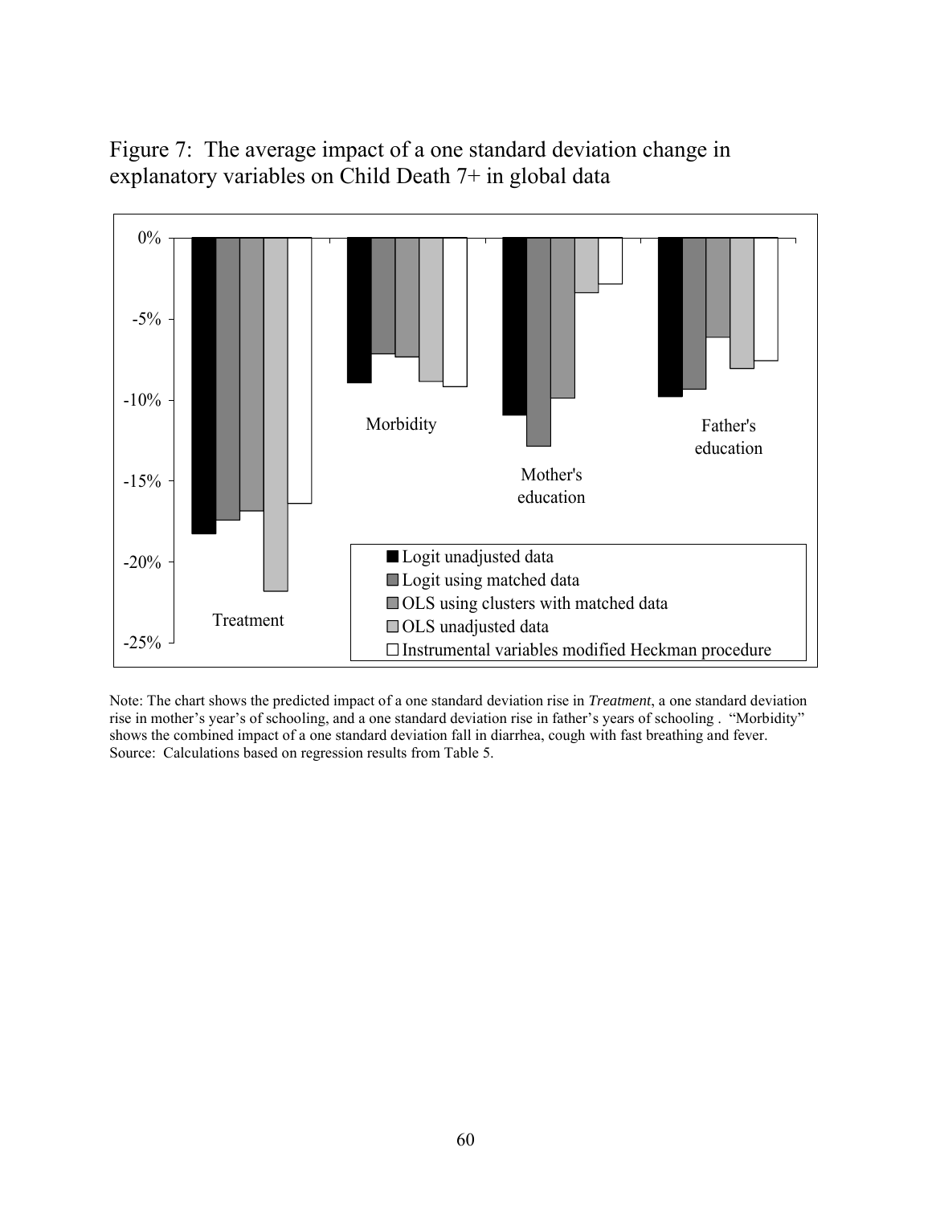Figure 7: The average impact of a one standard deviation change in explanatory variables on Child Death 7+ in global data

Note: The chart shows the predicted impact of a one standard deviation rise in *Treatment*, a one standard deviation rise in mother's year's of schooling, and a one standard deviation rise in father's years of schooling . "Morbidity" shows the combined impact of a one standard deviation fall in diarrhea, cough with fast breathing and fever.
Source: Calculations based on regression results from Table 5.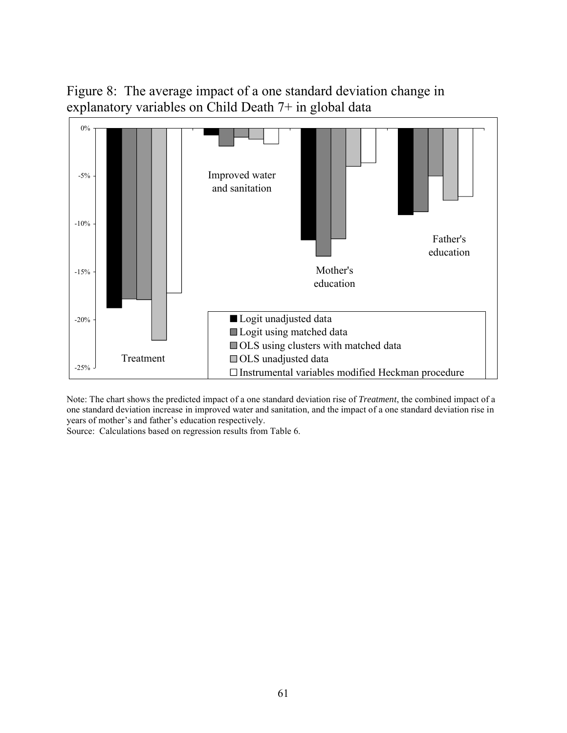Figure 8: The average impact of a one standard deviation change in explanatory variables on Child Death 7+ in global data

Note: The chart shows the predicted impact of a one standard deviation rise of *Treatment*, the combined impact of a one standard deviation increase in improved water and sanitation, and the impact of a one standard deviation rise in years of mother's and father's education respectively.
Source: Calculations based on regression results from Table 6.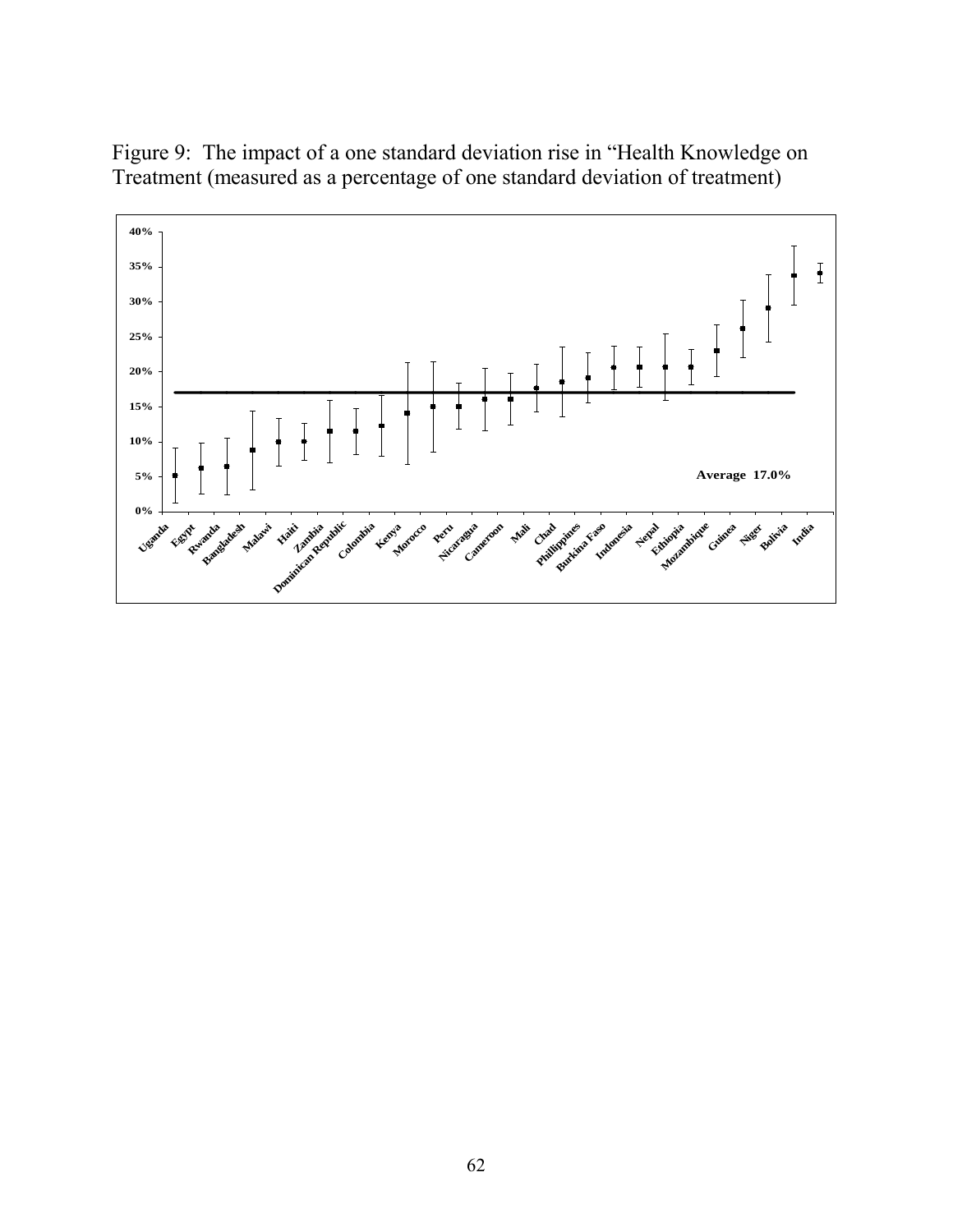Figure 9: The impact of a one standard deviation rise in "Health Knowledge on Treatment (measured as a percentage of one standard deviation of treatment)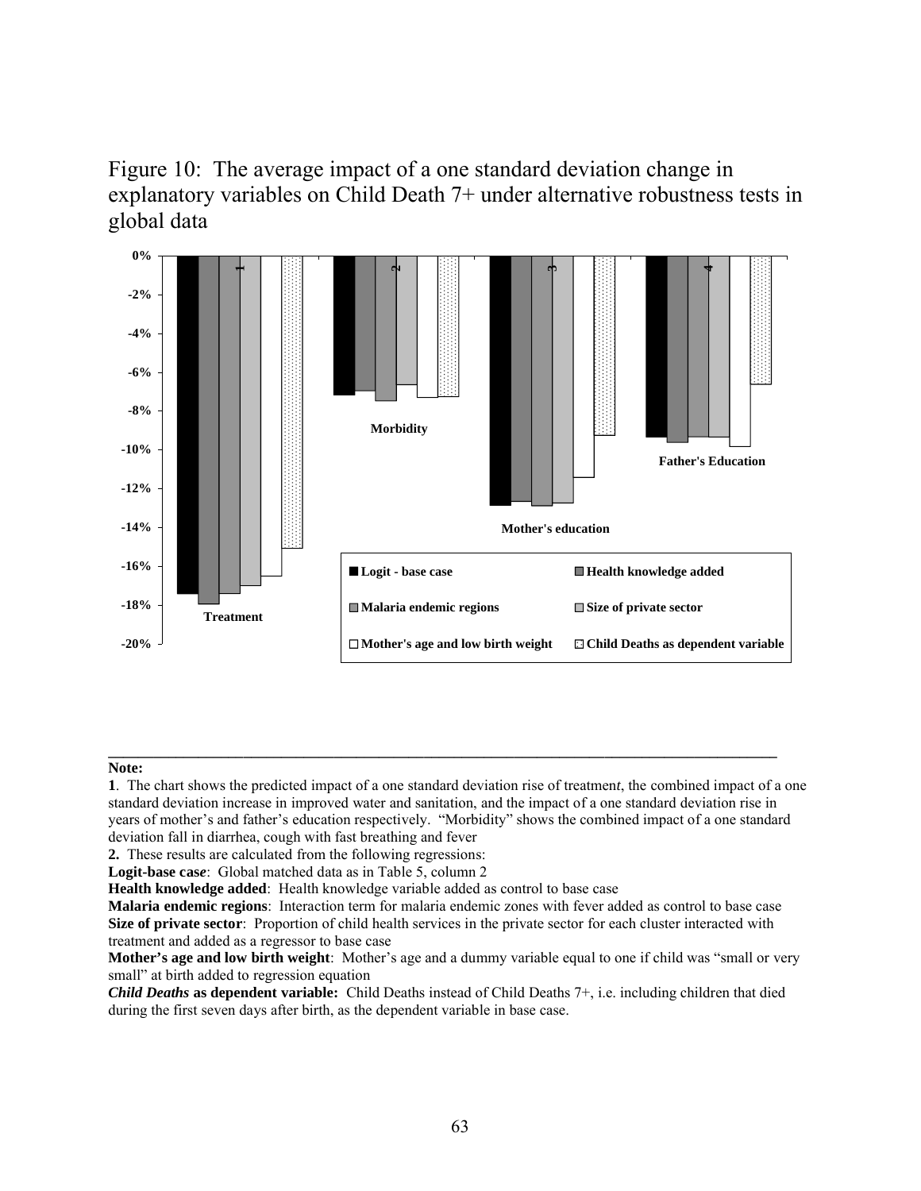Figure 10: The average impact of a one standard deviation change in explanatory variables on Child Death 7+ under alternative robustness tests in global data

---

**Note:**

**1**. The chart shows the predicted impact of a one standard deviation rise of treatment, the combined impact of a one standard deviation increase in improved water and sanitation, and the impact of a one standard deviation rise in years of mother's and father's education respectively. "Morbidity" shows the combined impact of a one standard deviation fall in diarrhea, cough with fast breathing and fever

**2.** These results are calculated from the following regressions:

**Logit-base case**: Global matched data as in Table 5, column 2

**Health knowledge added**: Health knowledge variable added as control to base case

**Malaria endemic regions**: Interaction term for malaria endemic zones with fever added as control to base case

**Size of private sector**: Proportion of child health services in the private sector for each cluster interacted with treatment and added as a regressor to base case

**Mother's age and low birth weight**: Mother's age and a dummy variable equal to one if child was "small or very small" at birth added to regression equation

***Child Deaths* as dependent variable:** Child Deaths instead of Child Deaths 7+, i.e. including children that died during the first seven days after birth, as the dependent variable in base case.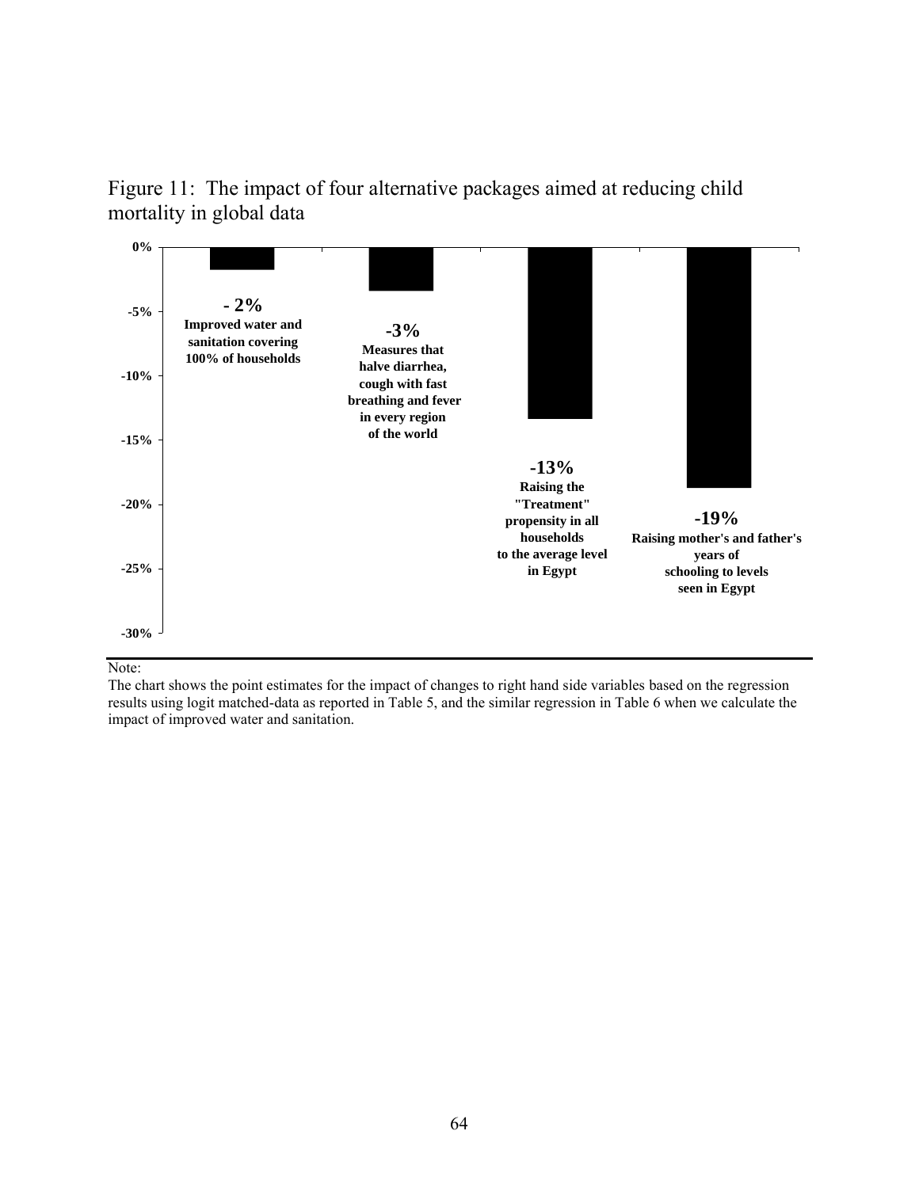Figure 11: The impact of four alternative packages aimed at reducing child mortality in global data

| Package | Impact |
|---|---|
| Improved water and sanitation covering 100% of households | - 2% |
| Measures that halve diarrhea, cough with fast breathing and fever in every region of the world | -3% |
| Raising the "Treatment" propensity in all households to the average level in Egypt | -13% |
| Raising mother's and father's years of schooling to levels seen in Egypt | -19% |

Note:

The chart shows the point estimates for the impact of changes to right hand side variables based on the regression results using logit matched-data as reported in Table 5, and the similar regression in Table 6 when we calculate the impact of improved water and sanitation.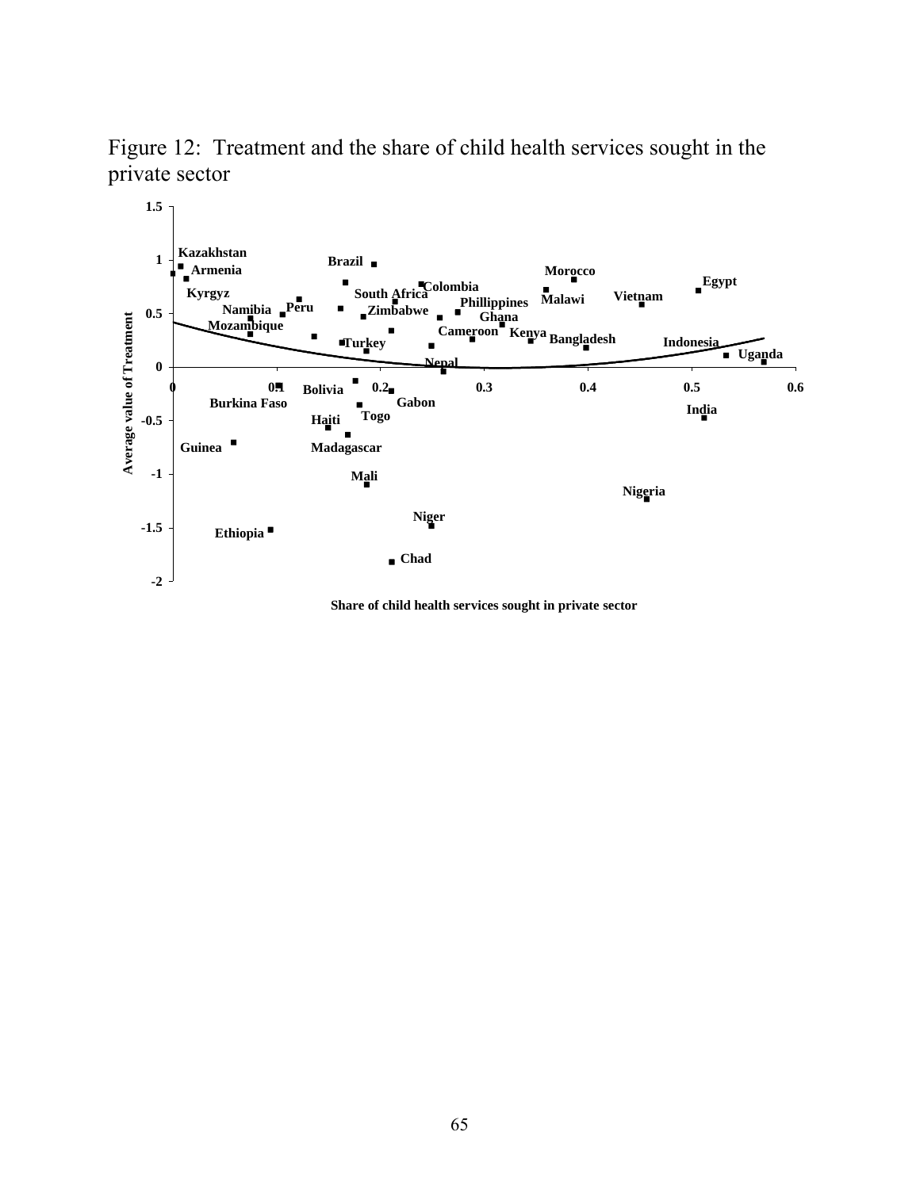Figure 12: Treatment and the share of child health services sought in the private sector

1.5

1

0.5

0

-0.5

-1

-1.5

-2

Average value of Treatment

0 0.1 0.2 0.3 0.4 0.5 0.6

Share of child health services sought in private sector

Kazakhstan
Armenia
Kyrgyz
Namibia
Peru
Mozambique
Brazil
South Africa
Colombia
Zimbabwe
Phillippines
Ghana
Cameroon
Kenya
Turkey
Nepal
Morocco
Malawi
Vietnam
Egypt
Bangladesh
Indonesia
Uganda
Bolivia
Burkina Faso
Gabon
Togo
Haiti
Guinea
Madagascar
Mali
India
Nigeria
Niger
Ethiopia
Chad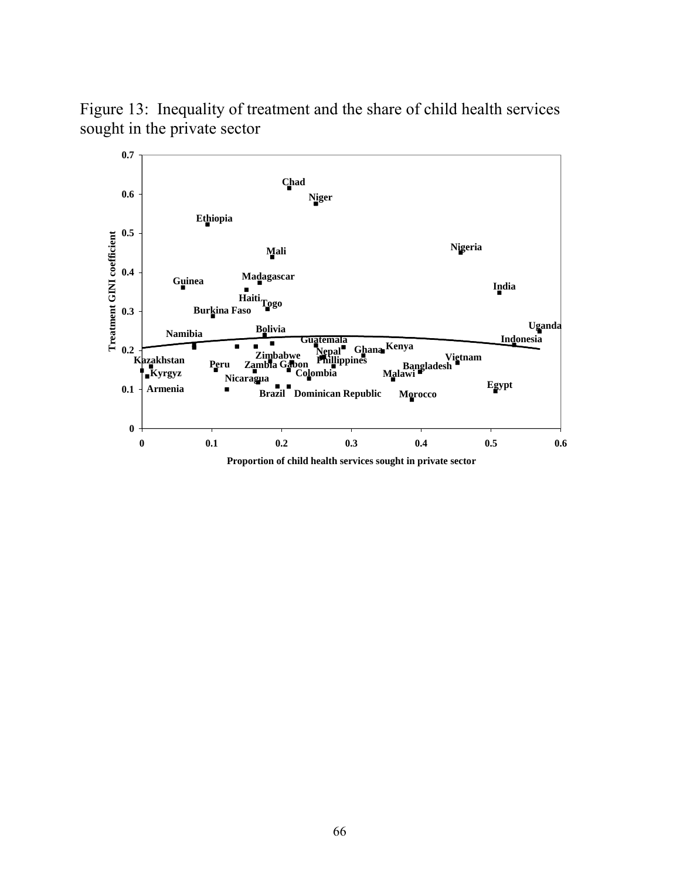Figure 13: Inequality of treatment and the share of child health services sought in the private sector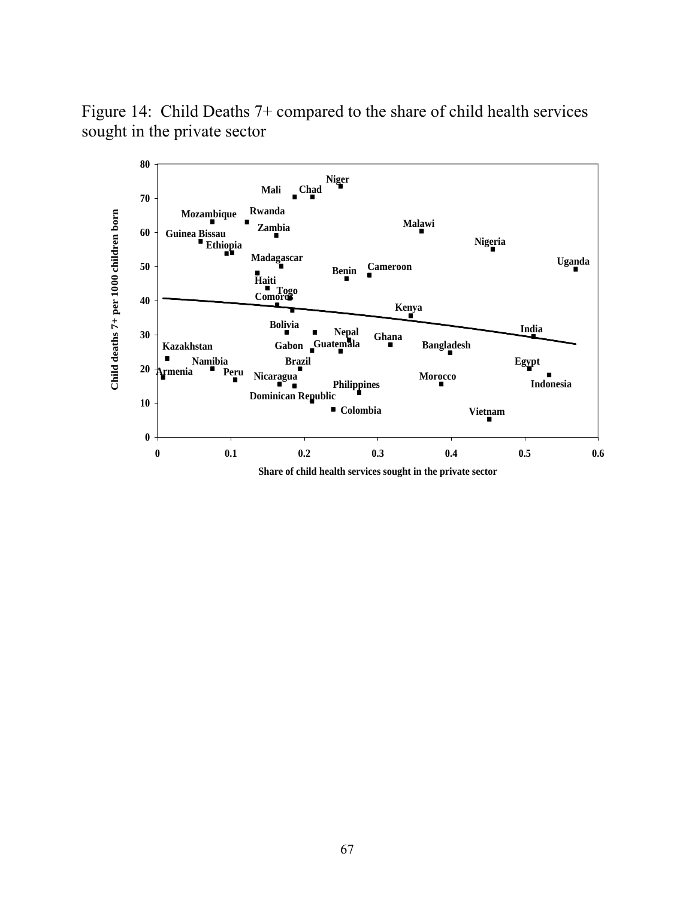Figure 14: Child Deaths 7+ compared to the share of child health services sought in the private sector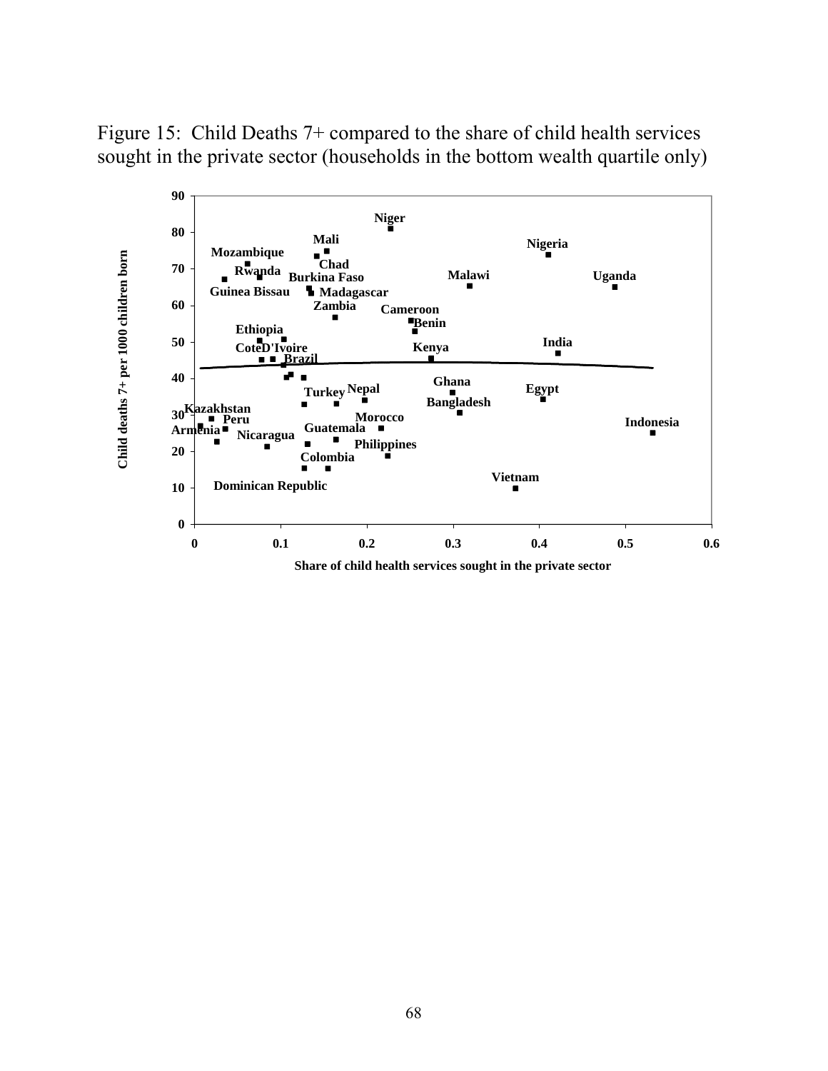Figure 15: Child Deaths 7+ compared to the share of child health services sought in the private sector (households in the bottom wealth quartile only)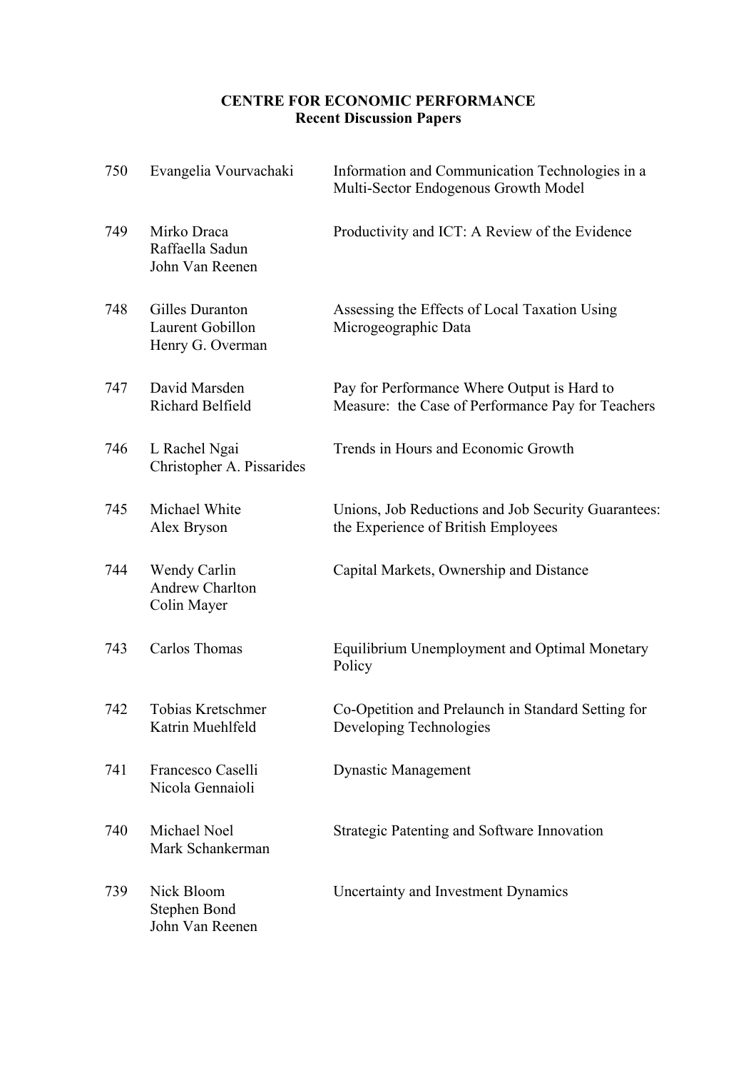**CENTRE FOR ECONOMIC PERFORMANCE**
**Recent Discussion Papers**

| | | |
|---|---|---|
| 750 | Evangelia Vourvachaki | Information and Communication Technologies in a Multi-Sector Endogenous Growth Model |
| 749 | Mirko Draca<br>Raffaella Sadun<br>John Van Reenen | Productivity and ICT: A Review of the Evidence |
| 748 | Gilles Duranton<br>Laurent Gobillon<br>Henry G. Overman | Assessing the Effects of Local Taxation Using Microgeographic Data |
| 747 | David Marsden<br>Richard Belfield | Pay for Performance Where Output is Hard to Measure: the Case of Performance Pay for Teachers |
| 746 | L Rachel Ngai<br>Christopher A. Pissarides | Trends in Hours and Economic Growth |
| 745 | Michael White<br>Alex Bryson | Unions, Job Reductions and Job Security Guarantees: the Experience of British Employees |
| 744 | Wendy Carlin<br>Andrew Charlton<br>Colin Mayer | Capital Markets, Ownership and Distance |
| 743 | Carlos Thomas | Equilibrium Unemployment and Optimal Monetary Policy |
| 742 | Tobias Kretschmer<br>Katrin Muehlfeld | Co-Opetition and Prelaunch in Standard Setting for Developing Technologies |
| 741 | Francesco Caselli<br>Nicola Gennaioli | Dynastic Management |
| 740 | Michael Noel<br>Mark Schankerman | Strategic Patenting and Software Innovation |
| 739 | Nick Bloom<br>Stephen Bond<br>John Van Reenen | Uncertainty and Investment Dynamics |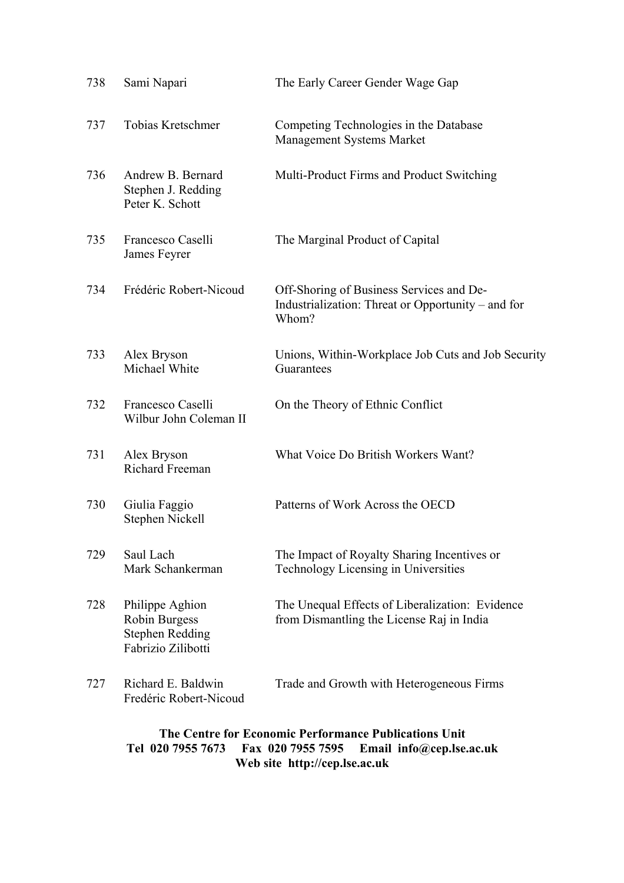| | | |
|---|---|---|
| 738 | Sami Napari | The Early Career Gender Wage Gap |
| 737 | Tobias Kretschmer | Competing Technologies in the Database Management Systems Market |
| 736 | Andrew B. Bernard<br>Stephen J. Redding<br>Peter K. Schott | Multi-Product Firms and Product Switching |
| 735 | Francesco Caselli<br>James Feyrer | The Marginal Product of Capital |
| 734 | Frédéric Robert-Nicoud | Off-Shoring of Business Services and De-Industrialization: Threat or Opportunity – and for Whom? |
| 733 | Alex Bryson<br>Michael White | Unions, Within-Workplace Job Cuts and Job Security Guarantees |
| 732 | Francesco Caselli<br>Wilbur John Coleman II | On the Theory of Ethnic Conflict |
| 731 | Alex Bryson<br>Richard Freeman | What Voice Do British Workers Want? |
| 730 | Giulia Faggio<br>Stephen Nickell | Patterns of Work Across the OECD |
| 729 | Saul Lach<br>Mark Schankerman | The Impact of Royalty Sharing Incentives or Technology Licensing in Universities |
| 728 | Philippe Aghion<br>Robin Burgess<br>Stephen Redding<br>Fabrizio Zilibotti | The Unequal Effects of Liberalization: Evidence from Dismantling the License Raj in India |
| 727 | Richard E. Baldwin<br>Frédéric Robert-Nicoud | Trade and Growth with Heterogeneous Firms |

**The Centre for Economic Performance Publications Unit**
**Tel 020 7955 7673 Fax 020 7955 7595 Email info@cep.lse.ac.uk**
**Web site http://cep.lse.ac.uk**